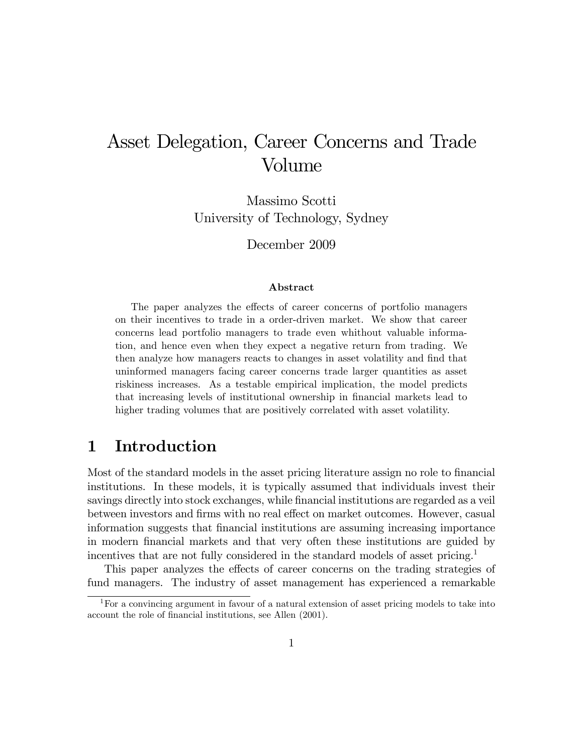# Asset Delegation, Career Concerns and Trade Volume

Massimo Scotti
University of Technology, Sydney

December 2009

### Abstract

The paper analyzes the effects of career concerns of portfolio managers on their incentives to trade in a order-driven market. We show that career concerns lead portfolio managers to trade even whithout valuable information, and hence even when they expect a negative return from trading. We then analyze how managers reacts to changes in asset volatility and find that uninformed managers facing career concerns trade larger quantities as asset riskiness increases. As a testable empirical implication, the model predicts that increasing levels of institutional ownership in financial markets lead to higher trading volumes that are positively correlated with asset volatility.

## 1 Introduction

Most of the standard models in the asset pricing literature assign no role to financial institutions. In these models, it is typically assumed that individuals invest their savings directly into stock exchanges, while financial institutions are regarded as a veil between investors and firms with no real effect on market outcomes. However, casual information suggests that financial institutions are assuming increasing importance in modern financial markets and that very often these institutions are guided by incentives that are not fully considered in the standard models of asset pricing.[1]

This paper analyzes the effects of career concerns on the trading strategies of fund managers. The industry of asset management has experienced a remarkable

[1]For a convincing argument in favour of a natural extension of asset pricing models to take into account the role of financial institutions, see Allen (2001).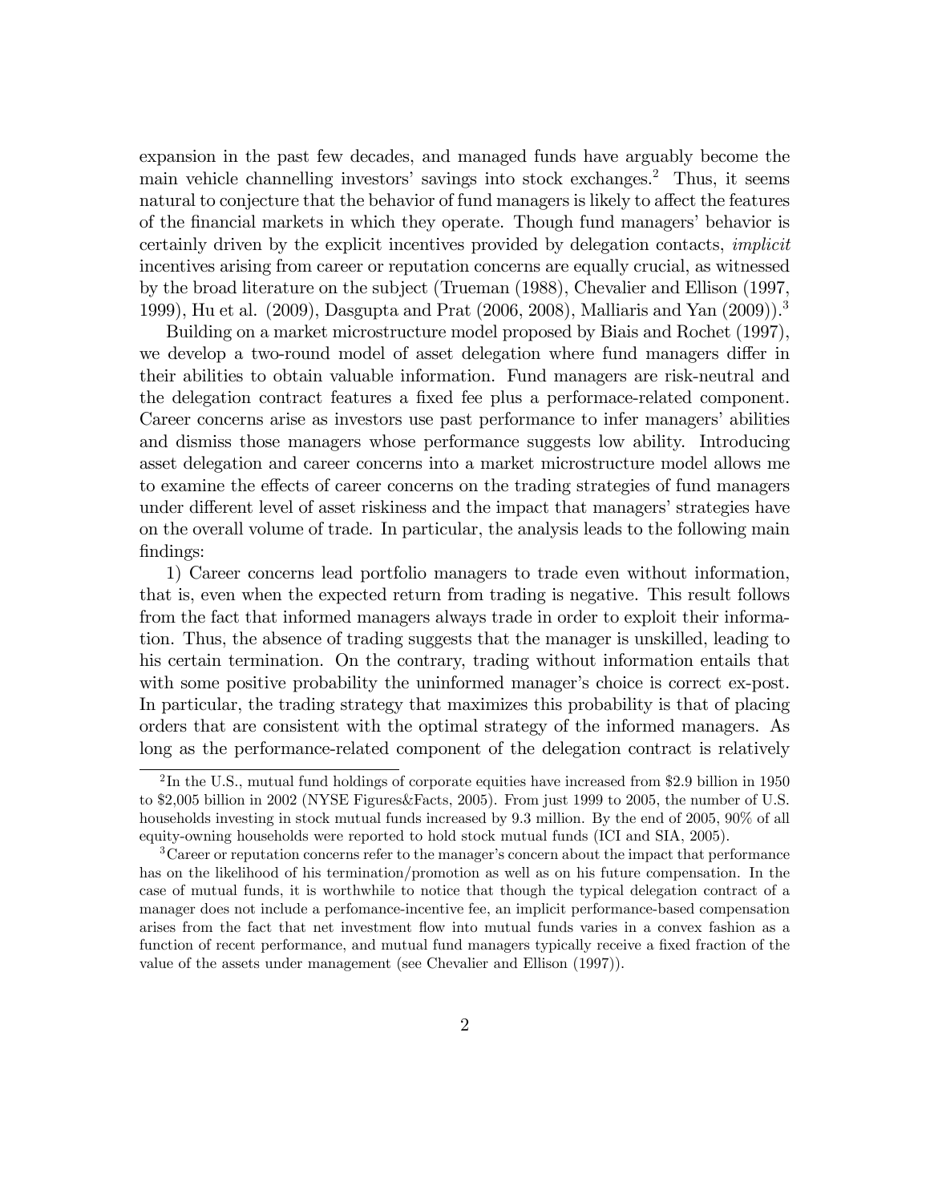expansion in the past few decades, and managed funds have arguably become the main vehicle channelling investors' savings into stock exchanges.[2] Thus, it seems natural to conjecture that the behavior of fund managers is likely to affect the features of the financial markets in which they operate. Though fund managers' behavior is certainly driven by the explicit incentives provided by delegation contacts, *implicit* incentives arising from career or reputation concerns are equally crucial, as witnessed by the broad literature on the subject (Trueman (1988), Chevalier and Ellison (1997, 1999), Hu et al. (2009), Dasgupta and Prat (2006, 2008), Malliaris and Yan (2009)).[3]

Building on a market microstructure model proposed by Biais and Rochet (1997), we develop a two-round model of asset delegation where fund managers differ in their abilities to obtain valuable information. Fund managers are risk-neutral and the delegation contract features a fixed fee plus a performace-related component. Career concerns arise as investors use past performance to infer managers' abilities and dismiss those managers whose performance suggests low ability. Introducing asset delegation and career concerns into a market microstructure model allows me to examine the effects of career concerns on the trading strategies of fund managers under different level of asset riskiness and the impact that managers' strategies have on the overall volume of trade. In particular, the analysis leads to the following main findings:

1) Career concerns lead portfolio managers to trade even without information, that is, even when the expected return from trading is negative. This result follows from the fact that informed managers always trade in order to exploit their information. Thus, the absence of trading suggests that the manager is unskilled, leading to his certain termination. On the contrary, trading without information entails that with some positive probability the uninformed manager's choice is correct ex-post. In particular, the trading strategy that maximizes this probability is that of placing orders that are consistent with the optimal strategy of the informed managers. As long as the performance-related component of the delegation contract is relatively

[2] In the U.S., mutual fund holdings of corporate equities have increased from \$2.9 billion in 1950 to \$2,005 billion in 2002 (NYSE Figures&Facts, 2005). From just 1999 to 2005, the number of U.S. households investing in stock mutual funds increased by 9.3 million. By the end of 2005, 90% of all equity-owning households were reported to hold stock mutual funds (ICI and SIA, 2005).

[3] Career or reputation concerns refer to the manager's concern about the impact that performance has on the likelihood of his termination/promotion as well as on his future compensation. In the case of mutual funds, it is worthwhile to notice that though the typical delegation contract of a manager does not include a perfomance-incentive fee, an implicit performance-based compensation arises from the fact that net investment flow into mutual funds varies in a convex fashion as a function of recent performance, and mutual fund managers typically receive a fixed fraction of the value of the assets under management (see Chevalier and Ellison (1997)).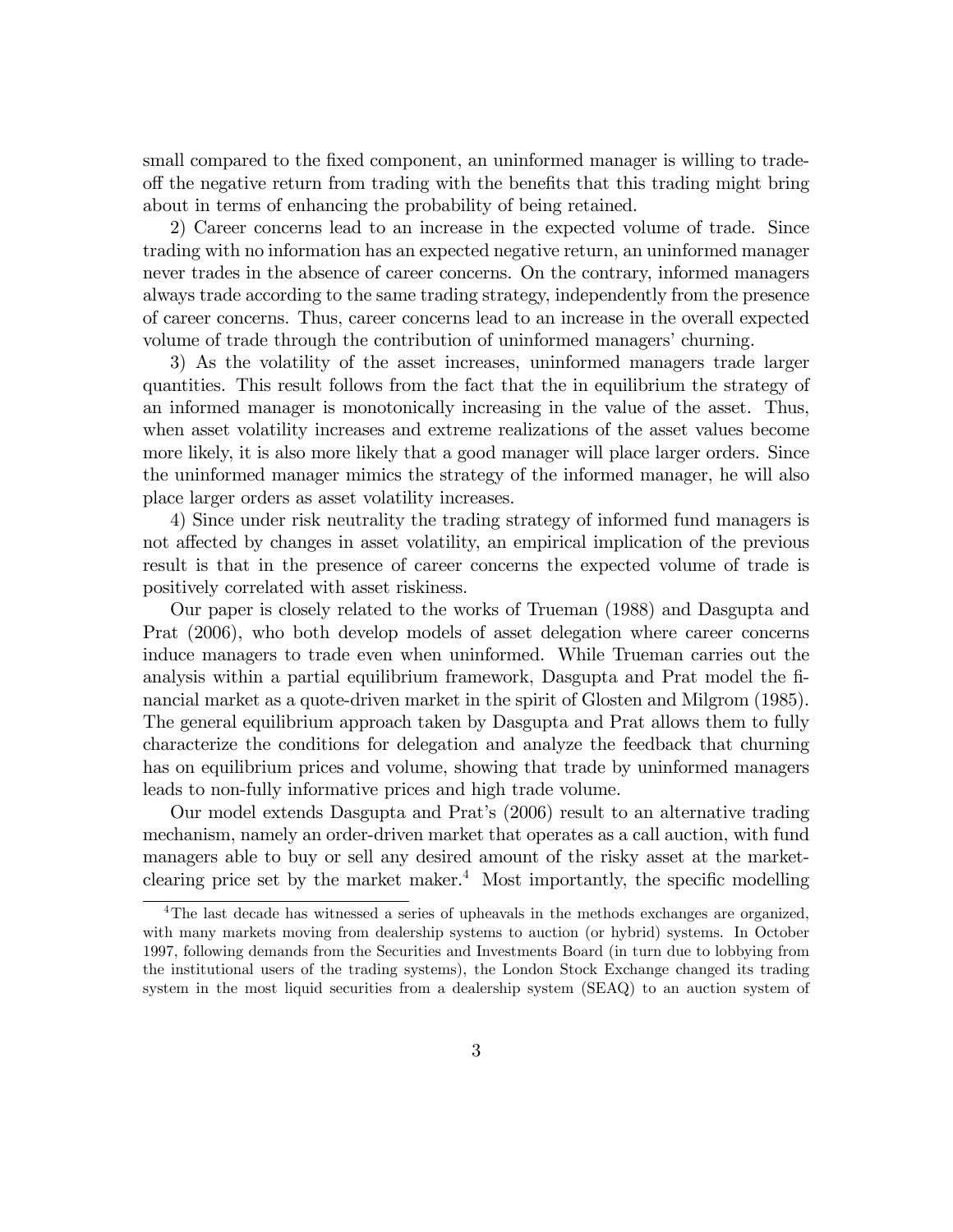small compared to the fixed component, an uninformed manager is willing to trade-off the negative return from trading with the benefits that this trading might bring about in terms of enhancing the probability of being retained.

2) Career concerns lead to an increase in the expected volume of trade. Since trading with no information has an expected negative return, an uninformed manager never trades in the absence of career concerns. On the contrary, informed managers always trade according to the same trading strategy, independently from the presence of career concerns. Thus, career concerns lead to an increase in the overall expected volume of trade through the contribution of uninformed managers' churning.

3) As the volatility of the asset increases, uninformed managers trade larger quantities. This result follows from the fact that the in equilibrium the strategy of an informed manager is monotonically increasing in the value of the asset. Thus, when asset volatility increases and extreme realizations of the asset values become more likely, it is also more likely that a good manager will place larger orders. Since the uninformed manager mimics the strategy of the informed manager, he will also place larger orders as asset volatility increases.

4) Since under risk neutrality the trading strategy of informed fund managers is not affected by changes in asset volatility, an empirical implication of the previous result is that in the presence of career concerns the expected volume of trade is positively correlated with asset riskiness.

Our paper is closely related to the works of Trueman (1988) and Dasgupta and Prat (2006), who both develop models of asset delegation where career concerns induce managers to trade even when uninformed. While Trueman carries out the analysis within a partial equilibrium framework, Dasgupta and Prat model the financial market as a quote-driven market in the spirit of Glosten and Milgrom (1985). The general equilibrium approach taken by Dasgupta and Prat allows them to fully characterize the conditions for delegation and analyze the feedback that churning has on equilibrium prices and volume, showing that trade by uninformed managers leads to non-fully informative prices and high trade volume.

Our model extends Dasgupta and Prat's (2006) result to an alternative trading mechanism, namely an order-driven market that operates as a call auction, with fund managers able to buy or sell any desired amount of the risky asset at the market-clearing price set by the market maker.[4] Most importantly, the specific modelling

[4]The last decade has witnessed a series of upheavals in the methods exchanges are organized, with many markets moving from dealership systems to auction (or hybrid) systems. In October 1997, following demands from the Securities and Investments Board (in turn due to lobbying from the institutional users of the trading systems), the London Stock Exchange changed its trading system in the most liquid securities from a dealership system (SEAQ) to an auction system of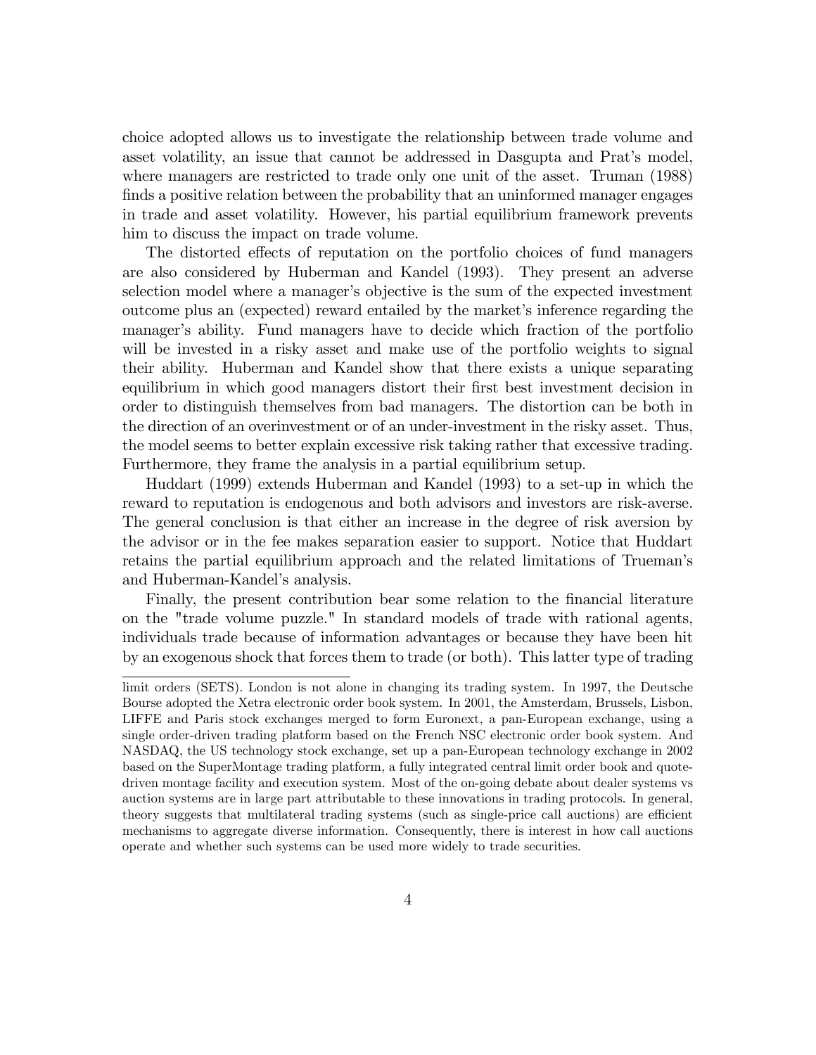choice adopted allows us to investigate the relationship between trade volume and asset volatility, an issue that cannot be addressed in Dasgupta and Prat's model, where managers are restricted to trade only one unit of the asset. Truman (1988) finds a positive relation between the probability that an uninformed manager engages in trade and asset volatility. However, his partial equilibrium framework prevents him to discuss the impact on trade volume.

The distorted effects of reputation on the portfolio choices of fund managers are also considered by Huberman and Kandel (1993). They present an adverse selection model where a manager's objective is the sum of the expected investment outcome plus an (expected) reward entailed by the market's inference regarding the manager's ability. Fund managers have to decide which fraction of the portfolio will be invested in a risky asset and make use of the portfolio weights to signal their ability. Huberman and Kandel show that there exists a unique separating equilibrium in which good managers distort their first best investment decision in order to distinguish themselves from bad managers. The distortion can be both in the direction of an overinvestment or of an under-investment in the risky asset. Thus, the model seems to better explain excessive risk taking rather that excessive trading. Furthermore, they frame the analysis in a partial equilibrium setup.

Huddart (1999) extends Huberman and Kandel (1993) to a set-up in which the reward to reputation is endogenous and both advisors and investors are risk-averse. The general conclusion is that either an increase in the degree of risk aversion by the advisor or in the fee makes separation easier to support. Notice that Huddart retains the partial equilibrium approach and the related limitations of Trueman's and Huberman-Kandel's analysis.

Finally, the present contribution bear some relation to the financial literature on the "trade volume puzzle." In standard models of trade with rational agents, individuals trade because of information advantages or because they have been hit by an exogenous shock that forces them to trade (or both). This latter type of trading

limit orders (SETS). London is not alone in changing its trading system. In 1997, the Deutsche Bourse adopted the Xetra electronic order book system. In 2001, the Amsterdam, Brussels, Lisbon, LIFFE and Paris stock exchanges merged to form Euronext, a pan-European exchange, using a single order-driven trading platform based on the French NSC electronic order book system. And NASDAQ, the US technology stock exchange, set up a pan-European technology exchange in 2002 based on the SuperMontage trading platform, a fully integrated central limit order book and quote-driven montage facility and execution system. Most of the on-going debate about dealer systems vs auction systems are in large part attributable to these innovations in trading protocols. In general, theory suggests that multilateral trading systems (such as single-price call auctions) are efficient mechanisms to aggregate diverse information. Consequently, there is interest in how call auctions operate and whether such systems can be used more widely to trade securities.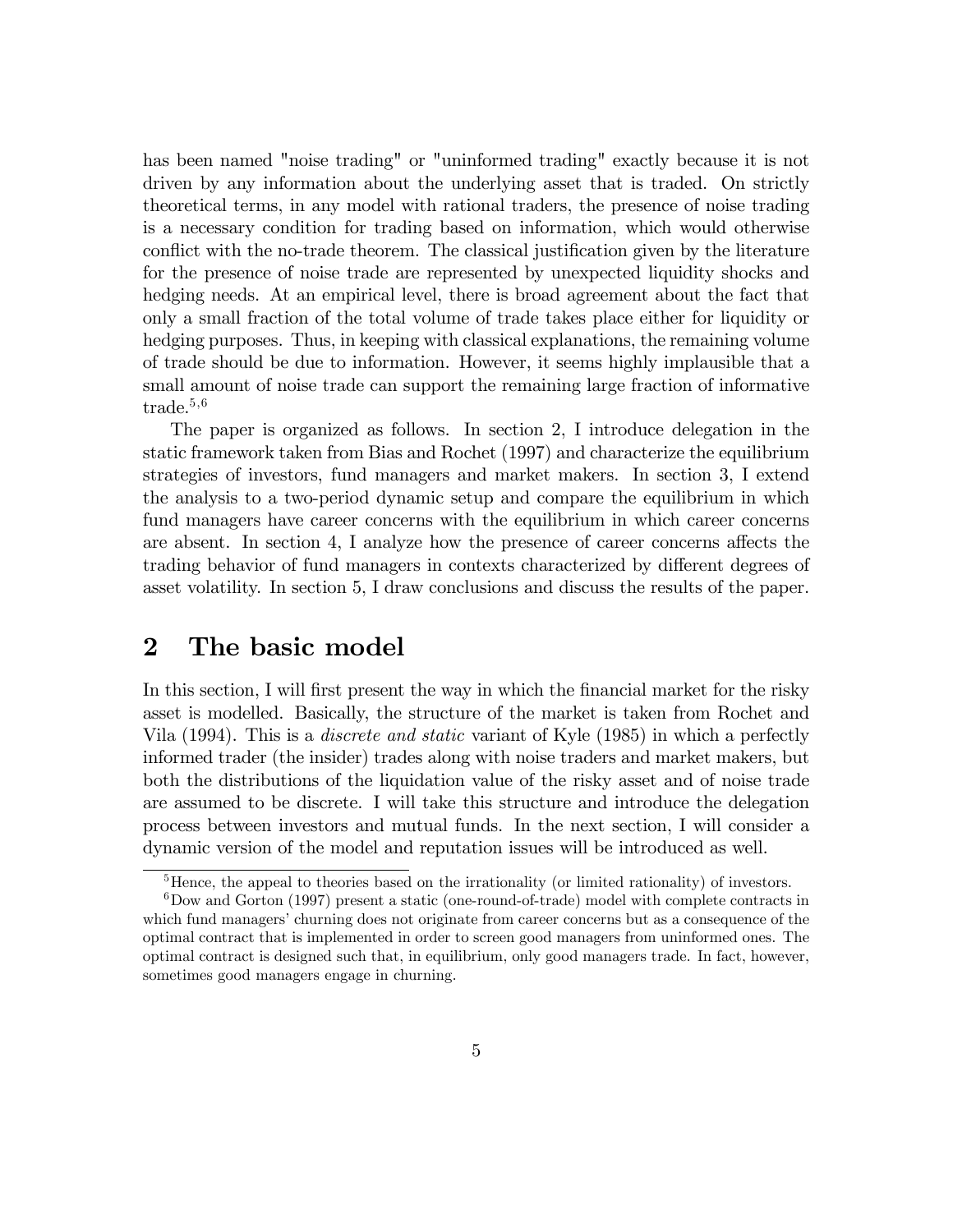has been named "noise trading" or "uninformed trading" exactly because it is not driven by any information about the underlying asset that is traded. On strictly theoretical terms, in any model with rational traders, the presence of noise trading is a necessary condition for trading based on information, which would otherwise conflict with the no-trade theorem. The classical justification given by the literature for the presence of noise trade are represented by unexpected liquidity shocks and hedging needs. At an empirical level, there is broad agreement about the fact that only a small fraction of the total volume of trade takes place either for liquidity or hedging purposes. Thus, in keeping with classical explanations, the remaining volume of trade should be due to information. However, it seems highly implausible that a small amount of noise trade can support the remaining large fraction of informative trade.[5,6]

The paper is organized as follows. In section 2, I introduce delegation in the static framework taken from Bias and Rochet (1997) and characterize the equilibrium strategies of investors, fund managers and market makers. In section 3, I extend the analysis to a two-period dynamic setup and compare the equilibrium in which fund managers have career concerns with the equilibrium in which career concerns are absent. In section 4, I analyze how the presence of career concerns affects the trading behavior of fund managers in contexts characterized by different degrees of asset volatility. In section 5, I draw conclusions and discuss the results of the paper.

## 2 The basic model

In this section, I will first present the way in which the financial market for the risky asset is modelled. Basically, the structure of the market is taken from Rochet and Vila (1994). This is a *discrete and static* variant of Kyle (1985) in which a perfectly informed trader (the insider) trades along with noise traders and market makers, but both the distributions of the liquidation value of the risky asset and of noise trade are assumed to be discrete. I will take this structure and introduce the delegation process between investors and mutual funds. In the next section, I will consider a dynamic version of the model and reputation issues will be introduced as well.

[5] Hence, the appeal to theories based on the irrationality (or limited rationality) of investors.

[6] Dow and Gorton (1997) present a static (one-round-of-trade) model with complete contracts in which fund managers' churning does not originate from career concerns but as a consequence of the optimal contract that is implemented in order to screen good managers from uninformed ones. The optimal contract is designed such that, in equilibrium, only good managers trade. In fact, however, sometimes good managers engage in churning.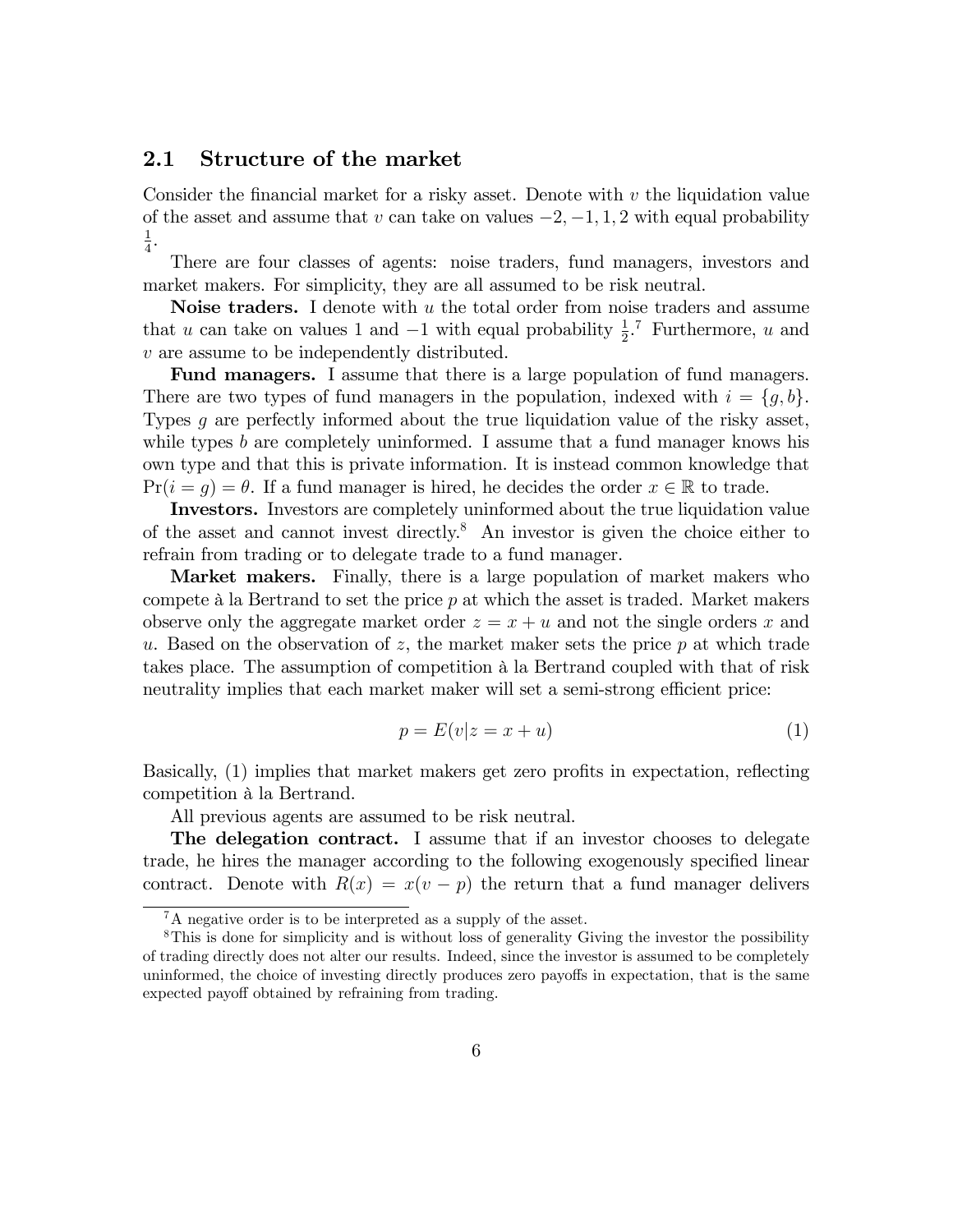## 2.1 Structure of the market

Consider the financial market for a risky asset. Denote with $v$ the liquidation value of the asset and assume that $v$ can take on values $-2, -1, 1, 2$ with equal probability $\frac{1}{4}$.

There are four classes of agents: noise traders, fund managers, investors and market makers. For simplicity, they are all assumed to be risk neutral.

**Noise traders.** I denote with $u$ the total order from noise traders and assume that $u$ can take on values 1 and $-1$ with equal probability $\frac{1}{2}$.[7] Furthermore, $u$ and $v$ are assume to be independently distributed.

**Fund managers.** I assume that there is a large population of fund managers. There are two types of fund managers in the population, indexed with $i = \{g, b\}$. Types $g$ are perfectly informed about the true liquidation value of the risky asset, while types $b$ are completely uninformed. I assume that a fund manager knows his own type and that this is private information. It is instead common knowledge that $\Pr(i = g) = \theta$. If a fund manager is hired, he decides the order $x \in \mathbb{R}$ to trade.

**Investors.** Investors are completely uninformed about the true liquidation value of the asset and cannot invest directly.[8] An investor is given the choice either to refrain from trading or to delegate trade to a fund manager.

**Market makers.** Finally, there is a large population of market makers who compete à la Bertrand to set the price $p$ at which the asset is traded. Market makers observe only the aggregate market order $z = x + u$ and not the single orders $x$ and $u$. Based on the observation of $z$, the market maker sets the price $p$ at which trade takes place. The assumption of competition à la Bertrand coupled with that of risk neutrality implies that each market maker will set a semi-strong efficient price:

$$p = E(v|z = x + u) \tag{1}$$

Basically, (1) implies that market makers get zero profits in expectation, reflecting competition à la Bertrand.

All previous agents are assumed to be risk neutral.

**The delegation contract.** I assume that if an investor chooses to delegate trade, he hires the manager according to the following exogenously specified linear contract. Denote with $R(x) = x(v - p)$ the return that a fund manager delivers

---

[7] A negative order is to be interpreted as a supply of the asset.

[8] This is done for simplicity and is without loss of generality Giving the investor the possibility of trading directly does not alter our results. Indeed, since the investor is assumed to be completely uninformed, the choice of investing directly produces zero payoffs in expectation, that is the same expected payoff obtained by refraining from trading.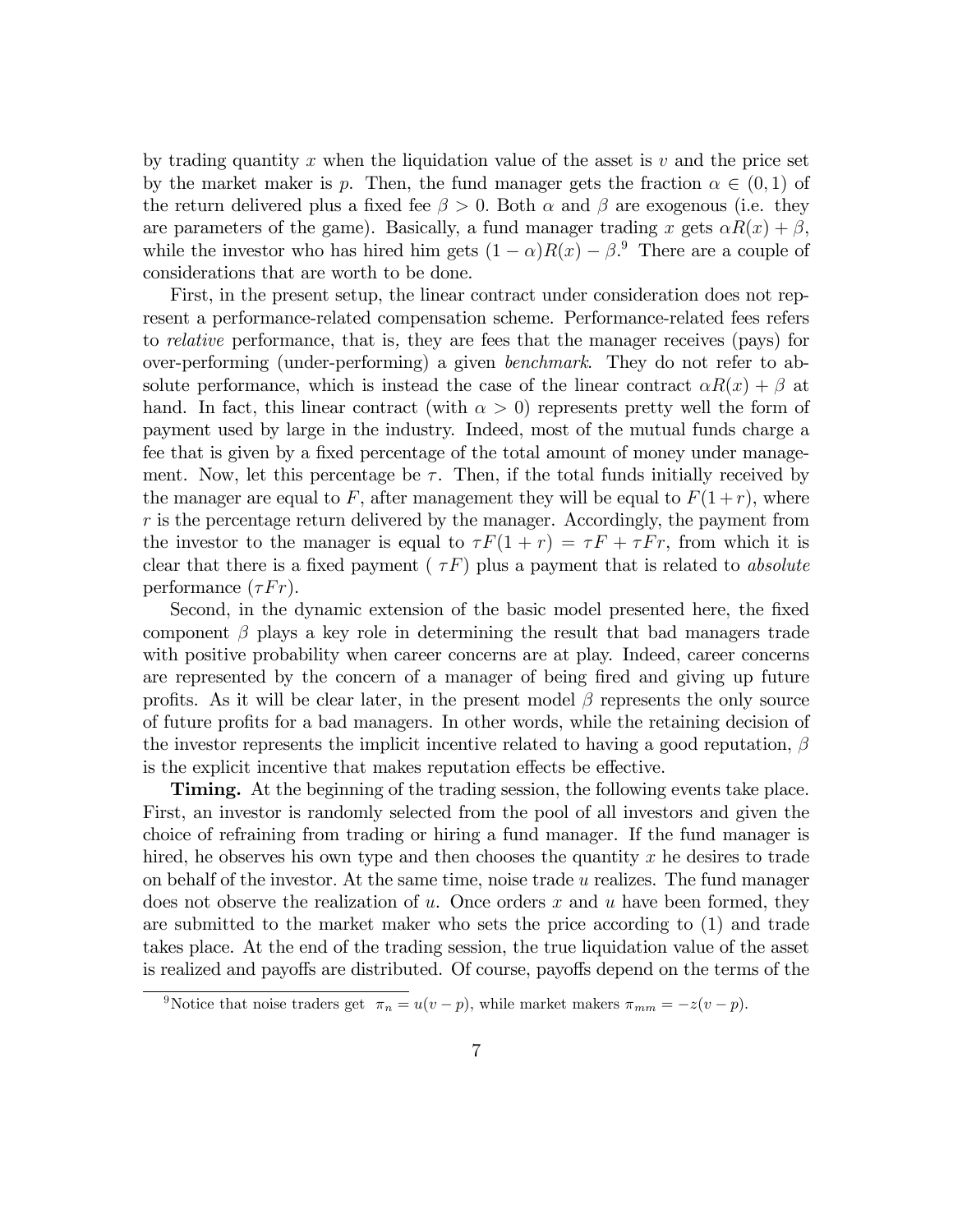by trading quantity $x$ when the liquidation value of the asset is $v$ and the price set by the market maker is $p$. Then, the fund manager gets the fraction $\alpha \in (0, 1)$ of the return delivered plus a fixed fee $\beta > 0$. Both $\alpha$ and $\beta$ are exogenous (i.e. they are parameters of the game). Basically, a fund manager trading $x$ gets $\alpha R(x) + \beta$, while the investor who has hired him gets $(1 - \alpha)R(x) - \beta$.[9] There are a couple of considerations that are worth to be done.

First, in the present setup, the linear contract under consideration does not represent a performance-related compensation scheme. Performance-related fees refers to *relative* performance, that is, they are fees that the manager receives (pays) for over-performing (under-performing) a given *benchmark*. They do not refer to absolute performance, which is instead the case of the linear contract $\alpha R(x) + \beta$ at hand. In fact, this linear contract (with $\alpha > 0$) represents pretty well the form of payment used by large in the industry. Indeed, most of the mutual funds charge a fee that is given by a fixed percentage of the total amount of money under management. Now, let this percentage be $\tau$. Then, if the total funds initially received by the manager are equal to $F$, after management they will be equal to $F(1+r)$, where $r$ is the percentage return delivered by the manager. Accordingly, the payment from the investor to the manager is equal to $\tau F(1 + r) = \tau F + \tau Fr$, from which it is clear that there is a fixed payment ( $\tau F$) plus a payment that is related to *absolute* performance ($\tau Fr$).

Second, in the dynamic extension of the basic model presented here, the fixed component $\beta$ plays a key role in determining the result that bad managers trade with positive probability when career concerns are at play. Indeed, career concerns are represented by the concern of a manager of being fired and giving up future profits. As it will be clear later, in the present model $\beta$ represents the only source of future profits for a bad managers. In other words, while the retaining decision of the investor represents the implicit incentive related to having a good reputation, $\beta$ is the explicit incentive that makes reputation effects be effective.

**Timing.** At the beginning of the trading session, the following events take place. First, an investor is randomly selected from the pool of all investors and given the choice of refraining from trading or hiring a fund manager. If the fund manager is hired, he observes his own type and then chooses the quantity $x$ he desires to trade on behalf of the investor. At the same time, noise trade $u$ realizes. The fund manager does not observe the realization of $u$. Once orders $x$ and $u$ have been formed, they are submitted to the market maker who sets the price according to (1) and trade takes place. At the end of the trading session, the true liquidation value of the asset is realized and payoffs are distributed. Of course, payoffs depend on the terms of the

[9] Notice that noise traders get $\pi_n = u(v - p)$, while market makers $\pi_{mm} = -z(v - p)$.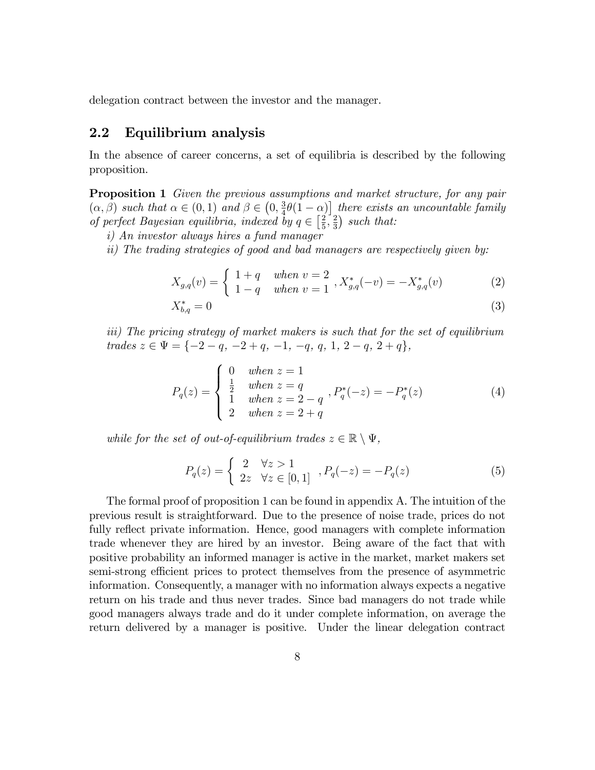delegation contract between the investor and the manager.

## 2.2 Equilibrium analysis

In the absence of career concerns, a set of equilibria is described by the following proposition.

**Proposition 1** *Given the previous assumptions and market structure, for any pair $(\alpha, \beta)$ such that $\alpha \in (0,1)$ and $\beta \in \left(0, \frac{3}{4}\theta(1-\alpha)\right]$ there exists an uncountable family of perfect Bayesian equilibria, indexed by $q \in \left[\frac{2}{5}, \frac{2}{3}\right)$ such that:*

*i) An investor always hires a fund manager*

*ii) The trading strategies of good and bad managers are respectively given by:*

$$X_{g,q}(v) = \begin{cases} 1+q & \text{when } v = 2 \\ 1-q & \text{when } v = 1 \end{cases}, X^*_{g,q}(-v) = -X^*_{g,q}(v) \tag{2}$$

$$X^*_{b,q} = 0 \tag{3}$$

*iii) The pricing strategy of market makers is such that for the set of equilibrium trades $z \in \Psi = \{-2-q, -2+q, -1, -q, q, 1, 2-q, 2+q\}$,*

$$P_q(z) = \begin{cases} 0 & \text{when } z = 1 \\ \frac{1}{2} & \text{when } z = q \\ 1 & \text{when } z = 2-q \\ 2 & \text{when } z = 2+q \end{cases}, P^*_q(-z) = -P^*_q(z) \tag{4}$$

*while for the set of out-of-equilibrium trades $z \in \mathbb{R} \setminus \Psi$,*

$$P_q(z) = \begin{cases} 2 & \forall z > 1 \\ 2z & \forall z \in [0,1] \end{cases}, P_q(-z) = -P_q(z) \tag{5}$$

The formal proof of proposition 1 can be found in appendix A. The intuition of the previous result is straightforward. Due to the presence of noise trade, prices do not fully reflect private information. Hence, good managers with complete information trade whenever they are hired by an investor. Being aware of the fact that with positive probability an informed manager is active in the market, market makers set semi-strong efficient prices to protect themselves from the presence of asymmetric information. Consequently, a manager with no information always expects a negative return on his trade and thus never trades. Since bad managers do not trade while good managers always trade and do it under complete information, on average the return delivered by a manager is positive. Under the linear delegation contract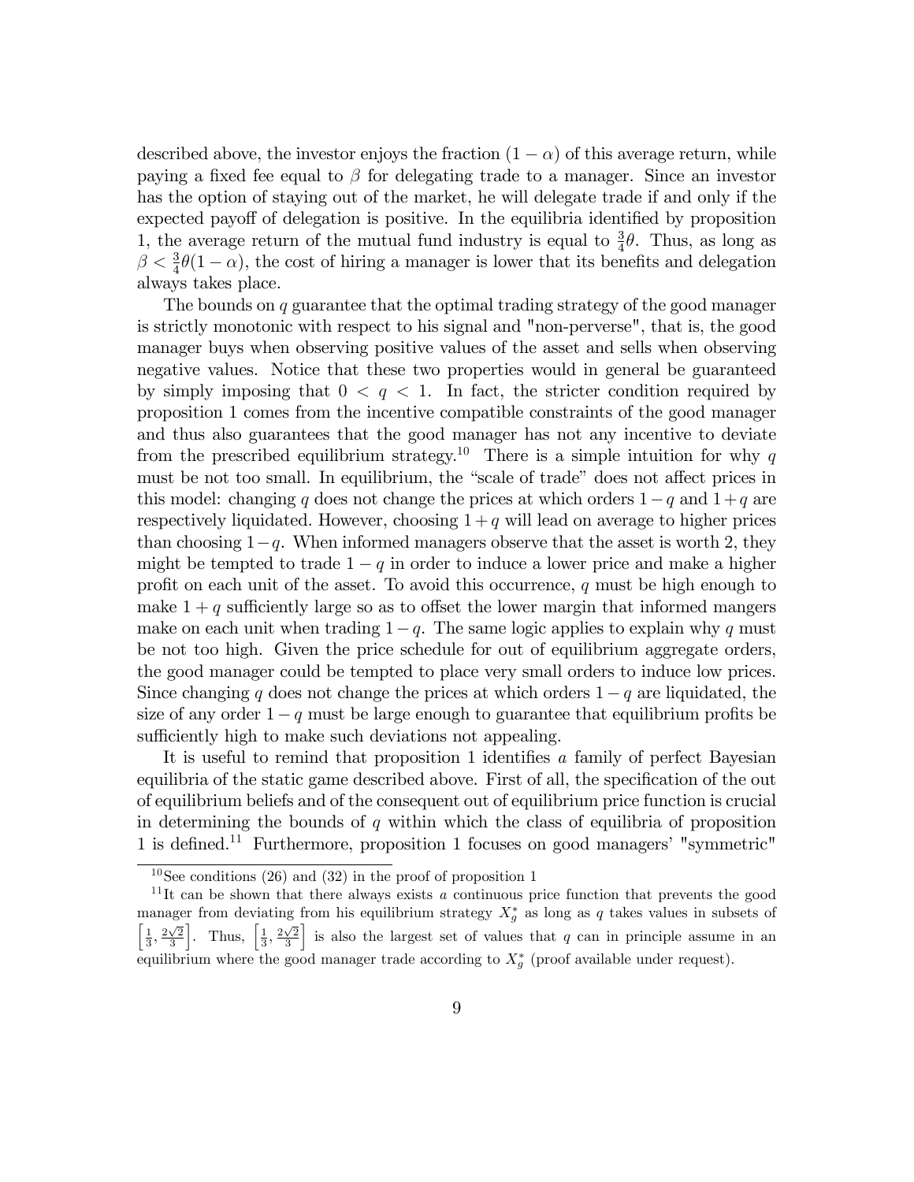described above, the investor enjoys the fraction $(1-\alpha)$ of this average return, while paying a fixed fee equal to $\beta$ for delegating trade to a manager. Since an investor has the option of staying out of the market, he will delegate trade if and only if the expected payoff of delegation is positive. In the equilibria identified by proposition 1, the average return of the mutual fund industry is equal to $\frac{3}{4}\theta$. Thus, as long as $\beta < \frac{3}{4}\theta(1-\alpha)$, the cost of hiring a manager is lower that its benefits and delegation always takes place.

The bounds on $q$ guarantee that the optimal trading strategy of the good manager is strictly monotonic with respect to his signal and "non-perverse", that is, the good manager buys when observing positive values of the asset and sells when observing negative values. Notice that these two properties would in general be guaranteed by simply imposing that $0 < q < 1$. In fact, the stricter condition required by proposition 1 comes from the incentive compatible constraints of the good manager and thus also guarantees that the good manager has not any incentive to deviate from the prescribed equilibrium strategy.[10] There is a simple intuition for why $q$ must be not too small. In equilibrium, the "scale of trade" does not affect prices in this model: changing $q$ does not change the prices at which orders $1-q$ and $1+q$ are respectively liquidated. However, choosing $1+q$ will lead on average to higher prices than choosing $1-q$. When informed managers observe that the asset is worth 2, they might be tempted to trade $1-q$ in order to induce a lower price and make a higher profit on each unit of the asset. To avoid this occurrence, $q$ must be high enough to make $1+q$ sufficiently large so as to offset the lower margin that informed mangers make on each unit when trading $1-q$. The same logic applies to explain why $q$ must be not too high. Given the price schedule for out of equilibrium aggregate orders, the good manager could be tempted to place very small orders to induce low prices. Since changing $q$ does not change the prices at which orders $1-q$ are liquidated, the size of any order $1-q$ must be large enough to guarantee that equilibrium profits be sufficiently high to make such deviations not appealing.

It is useful to remind that proposition 1 identifies *a* family of perfect Bayesian equilibria of the static game described above. First of all, the specification of the out of equilibrium beliefs and of the consequent out of equilibrium price function is crucial in determining the bounds of $q$ within which the class of equilibria of proposition 1 is defined.[11] Furthermore, proposition 1 focuses on good managers' "symmetric"

[10] See conditions (26) and (32) in the proof of proposition 1

[11] It can be shown that there always exists *a* continuous price function that prevents the good manager from deviating from his equilibrium strategy $X_g^*$ as long as $q$ takes values in subsets of $\left[\frac{1}{3}, \frac{2\sqrt{2}}{3}\right]$. Thus, $\left[\frac{1}{3}, \frac{2\sqrt{2}}{3}\right]$ is also the largest set of values that $q$ can in principle assume in an equilibrium where the good manager trade according to $X_g^*$ (proof available under request).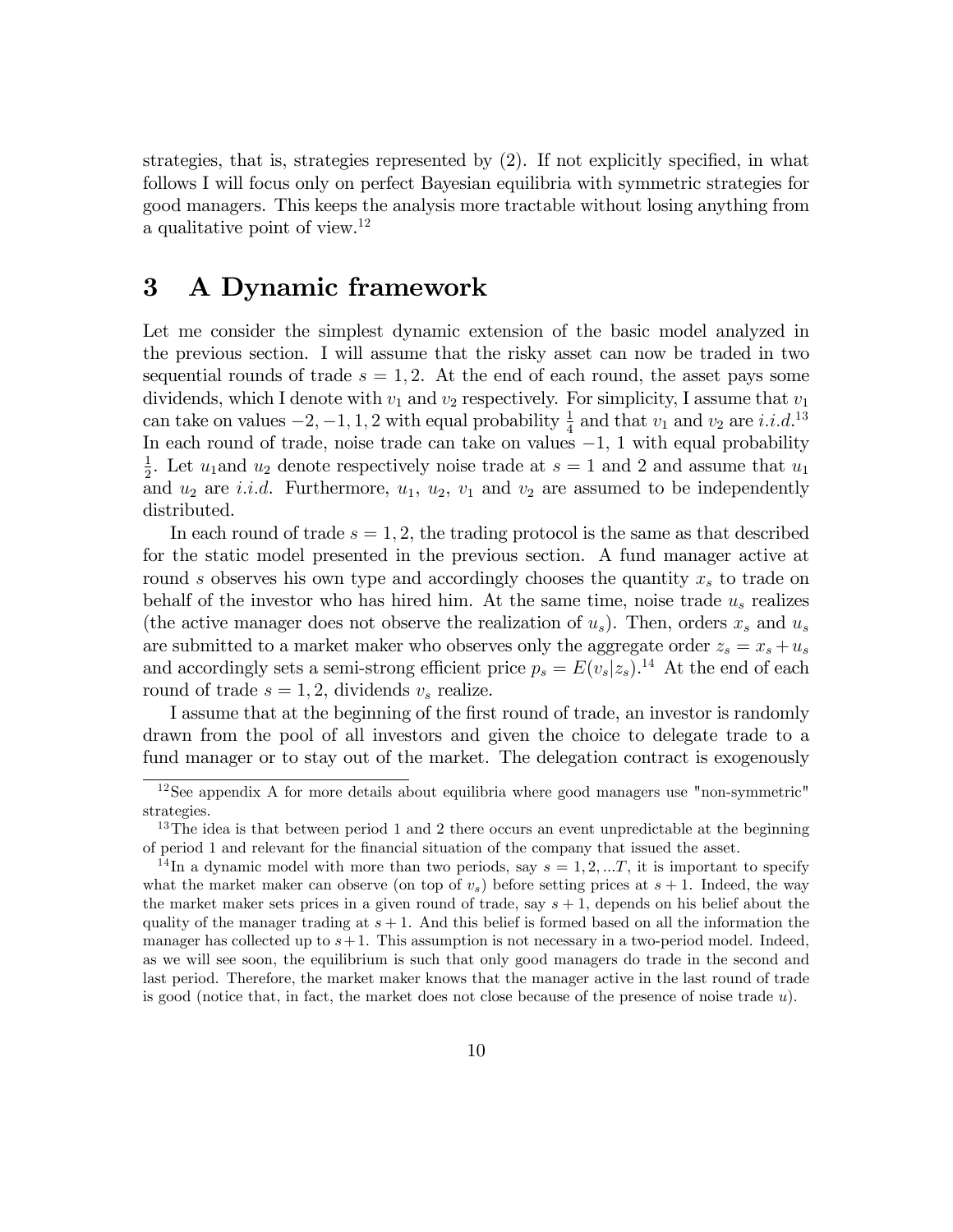strategies, that is, strategies represented by (2). If not explicitly specified, in what follows I will focus only on perfect Bayesian equilibria with symmetric strategies for good managers. This keeps the analysis more tractable without losing anything from a qualitative point of view.[12]

# 3 A Dynamic framework

Let me consider the simplest dynamic extension of the basic model analyzed in the previous section. I will assume that the risky asset can now be traded in two sequential rounds of trade $s = 1, 2$. At the end of each round, the asset pays some dividends, which I denote with $v_1$ and $v_2$ respectively. For simplicity, I assume that $v_1$ can take on values $-2, -1, 1, 2$ with equal probability $\frac{1}{4}$ and that $v_1$ and $v_2$ are *i.i.d.*[13] In each round of trade, noise trade can take on values $-1$, $1$ with equal probability $\frac{1}{2}$. Let $u_1$and $u_2$ denote respectively noise trade at $s = 1$ and $2$ and assume that $u_1$ and $u_2$ are *i.i.d.* Furthermore, $u_1$, $u_2$, $v_1$ and $v_2$ are assumed to be independently distributed.

In each round of trade $s = 1, 2$, the trading protocol is the same as that described for the static model presented in the previous section. A fund manager active at round $s$ observes his own type and accordingly chooses the quantity $x_s$ to trade on behalf of the investor who has hired him. At the same time, noise trade $u_s$ realizes (the active manager does not observe the realization of $u_s$). Then, orders $x_s$ and $u_s$ are submitted to a market maker who observes only the aggregate order $z_s = x_s + u_s$ and accordingly sets a semi-strong efficient price $p_s = E(v_s|z_s)$.[14] At the end of each round of trade $s = 1, 2$, dividends $v_s$ realize.

I assume that at the beginning of the first round of trade, an investor is randomly drawn from the pool of all investors and given the choice to delegate trade to a fund manager or to stay out of the market. The delegation contract is exogenously

[12] See appendix A for more details about equilibria where good managers use "non-symmetric" strategies.

[13] The idea is that between period 1 and 2 there occurs an event unpredictable at the beginning of period 1 and relevant for the financial situation of the company that issued the asset.

[14] In a dynamic model with more than two periods, say $s = 1, 2, ...T$, it is important to specify what the market maker can observe (on top of $v_s$) before setting prices at $s + 1$. Indeed, the way the market maker sets prices in a given round of trade, say $s + 1$, depends on his belief about the quality of the manager trading at $s + 1$. And this belief is formed based on all the information the manager has collected up to $s + 1$. This assumption is not necessary in a two-period model. Indeed, as we will see soon, the equilibrium is such that only good managers do trade in the second and last period. Therefore, the market maker knows that the manager active in the last round of trade is good (notice that, in fact, the market does not close because of the presence of noise trade $u$).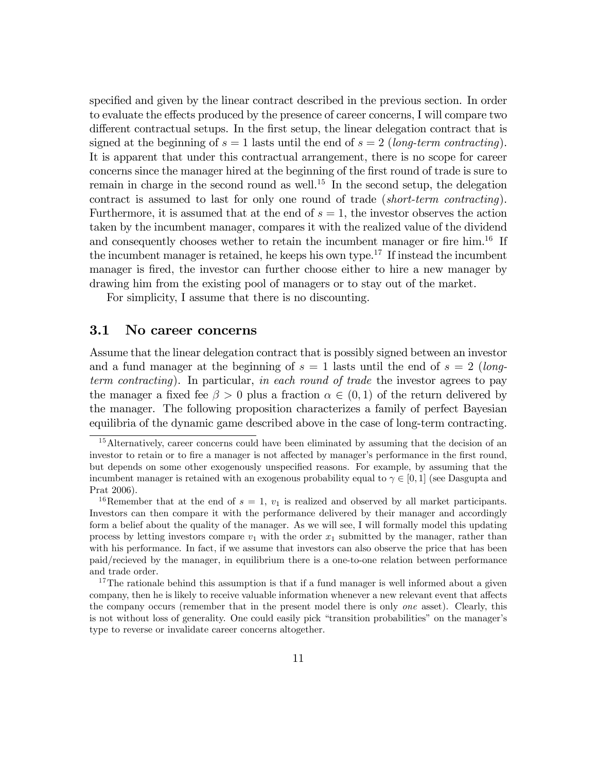specified and given by the linear contract described in the previous section. In order to evaluate the effects produced by the presence of career concerns, I will compare two different contractual setups. In the first setup, the linear delegation contract that is signed at the beginning of $s = 1$ lasts until the end of $s = 2$ (*long-term contracting*). It is apparent that under this contractual arrangement, there is no scope for career concerns since the manager hired at the beginning of the first round of trade is sure to remain in charge in the second round as well.[15] In the second setup, the delegation contract is assumed to last for only one round of trade (*short-term contracting*). Furthermore, it is assumed that at the end of $s = 1$, the investor observes the action taken by the incumbent manager, compares it with the realized value of the dividend and consequently chooses wether to retain the incumbent manager or fire him.[16] If the incumbent manager is retained, he keeps his own type.[17] If instead the incumbent manager is fired, the investor can further choose either to hire a new manager by drawing him from the existing pool of managers or to stay out of the market.

For simplicity, I assume that there is no discounting.

## 3.1 No career concerns

Assume that the linear delegation contract that is possibly signed between an investor and a fund manager at the beginning of $s = 1$ lasts until the end of $s = 2$ (*long-term contracting*). In particular, *in each round of trade* the investor agrees to pay the manager a fixed fee $\beta > 0$ plus a fraction $\alpha \in (0, 1)$ of the return delivered by the manager. The following proposition characterizes a family of perfect Bayesian equilibria of the dynamic game described above in the case of long-term contracting.

---

[15] Alternatively, career concerns could have been eliminated by assuming that the decision of an investor to retain or to fire a manager is not affected by manager's performance in the first round, but depends on some other exogenously unspecified reasons. For example, by assuming that the incumbent manager is retained with an exogenous probability equal to $\gamma \in [0, 1]$ (see Dasgupta and Prat 2006).

[16] Remember that at the end of $s = 1$, $v_1$ is realized and observed by all market participants. Investors can then compare it with the performance delivered by their manager and accordingly form a belief about the quality of the manager. As we will see, I will formally model this updating process by letting investors compare $v_1$ with the order $x_1$ submitted by the manager, rather than with his performance. In fact, if we assume that investors can also observe the price that has been paid/recieved by the manager, in equilibrium there is a one-to-one relation between performance and trade order.

[17] The rationale behind this assumption is that if a fund manager is well informed about a given company, then he is likely to receive valuable information whenever a new relevant event that affects the company occurs (remember that in the present model there is only *one* asset). Clearly, this is not without loss of generality. One could easily pick "transition probabilities" on the manager's type to reverse or invalidate career concerns altogether.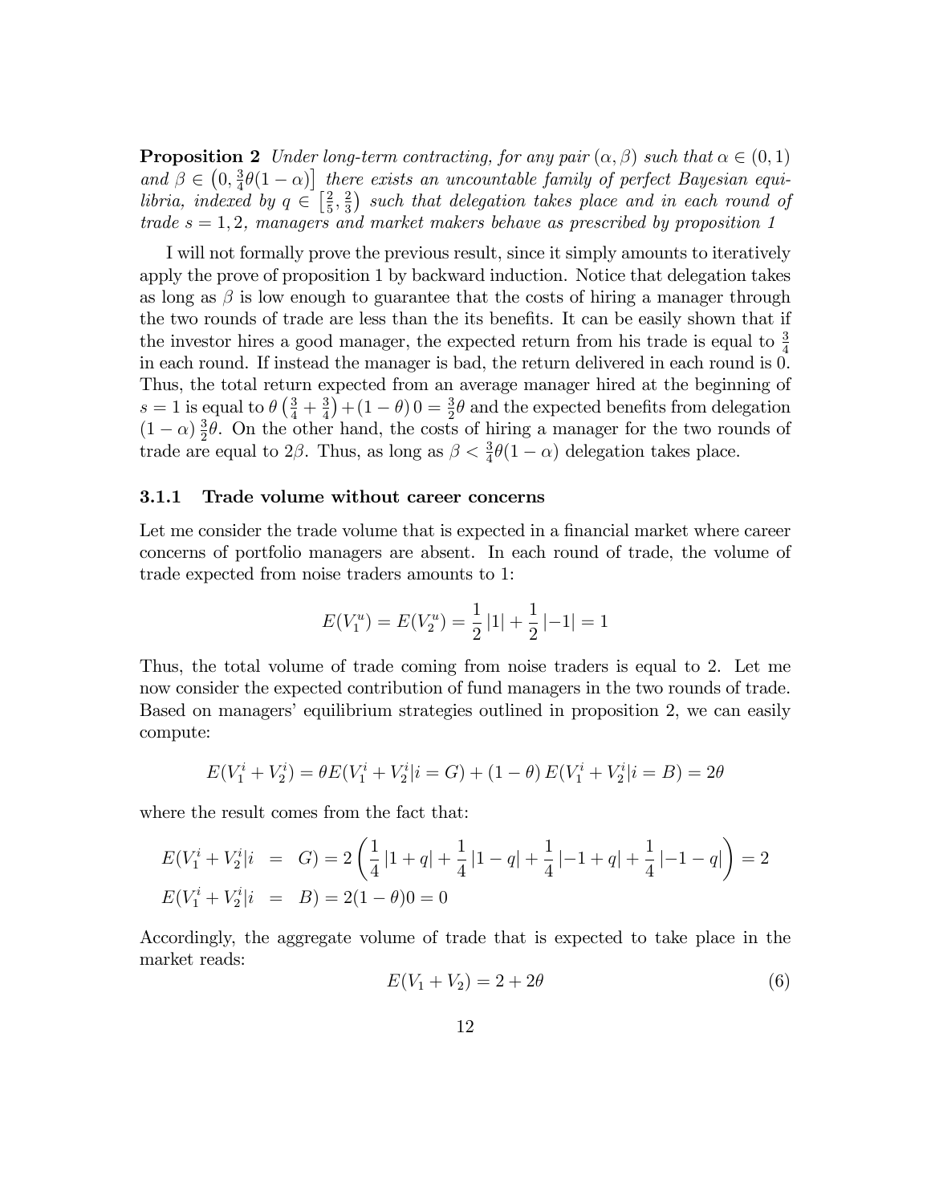**Proposition 2** *Under long-term contracting, for any pair $(\alpha, \beta)$ such that $\alpha \in (0,1)$ and $\beta \in \left(0, \frac{3}{4}\theta(1-\alpha)\right]$ there exists an uncountable family of perfect Bayesian equilibria, indexed by $q \in \left[\frac{2}{5}, \frac{2}{3}\right)$ such that delegation takes place and in each round of trade $s = 1, 2$, managers and market makers behave as prescribed by proposition 1*

I will not formally prove the previous result, since it simply amounts to iteratively apply the prove of proposition 1 by backward induction. Notice that delegation takes as long as $\beta$ is low enough to guarantee that the costs of hiring a manager through the two rounds of trade are less than the its benefits. It can be easily shown that if the investor hires a good manager, the expected return from his trade is equal to $\frac{3}{4}$ in each round. If instead the manager is bad, the return delivered in each round is 0. Thus, the total return expected from an average manager hired at the beginning of $s = 1$ is equal to $\theta\left(\frac{3}{4} + \frac{3}{4}\right) + (1-\theta)\,0 = \frac{3}{2}\theta$ and the expected benefits from delegation $(1-\alpha)\frac{3}{2}\theta$. On the other hand, the costs of hiring a manager for the two rounds of trade are equal to $2\beta$. Thus, as long as $\beta < \frac{3}{4}\theta(1-\alpha)$ delegation takes place.

### 3.1.1 Trade volume without career concerns

Let me consider the trade volume that is expected in a financial market where career concerns of portfolio managers are absent. In each round of trade, the volume of trade expected from noise traders amounts to 1:

$$E(V_1^u) = E(V_2^u) = \frac{1}{2}|1| + \frac{1}{2}|-1| = 1$$

Thus, the total volume of trade coming from noise traders is equal to 2. Let me now consider the expected contribution of fund managers in the two rounds of trade. Based on managers' equilibrium strategies outlined in proposition 2, we can easily compute:

$$E(V_1^i + V_2^i) = \theta E(V_1^i + V_2^i | i = G) + (1-\theta)\, E(V_1^i + V_2^i | i = B) = 2\theta$$

where the result comes from the fact that:

$$\begin{aligned} E(V_1^i + V_2^i | i &= G) = 2\left(\frac{1}{4}|1+q| + \frac{1}{4}|1-q| + \frac{1}{4}|-1+q| + \frac{1}{4}|-1-q|\right) = 2 \\ E(V_1^i + V_2^i | i &= B) = 2(1-\theta)0 = 0 \end{aligned}$$

Accordingly, the aggregate volume of trade that is expected to take place in the market reads:

$$E(V_1 + V_2) = 2 + 2\theta \tag{6}$$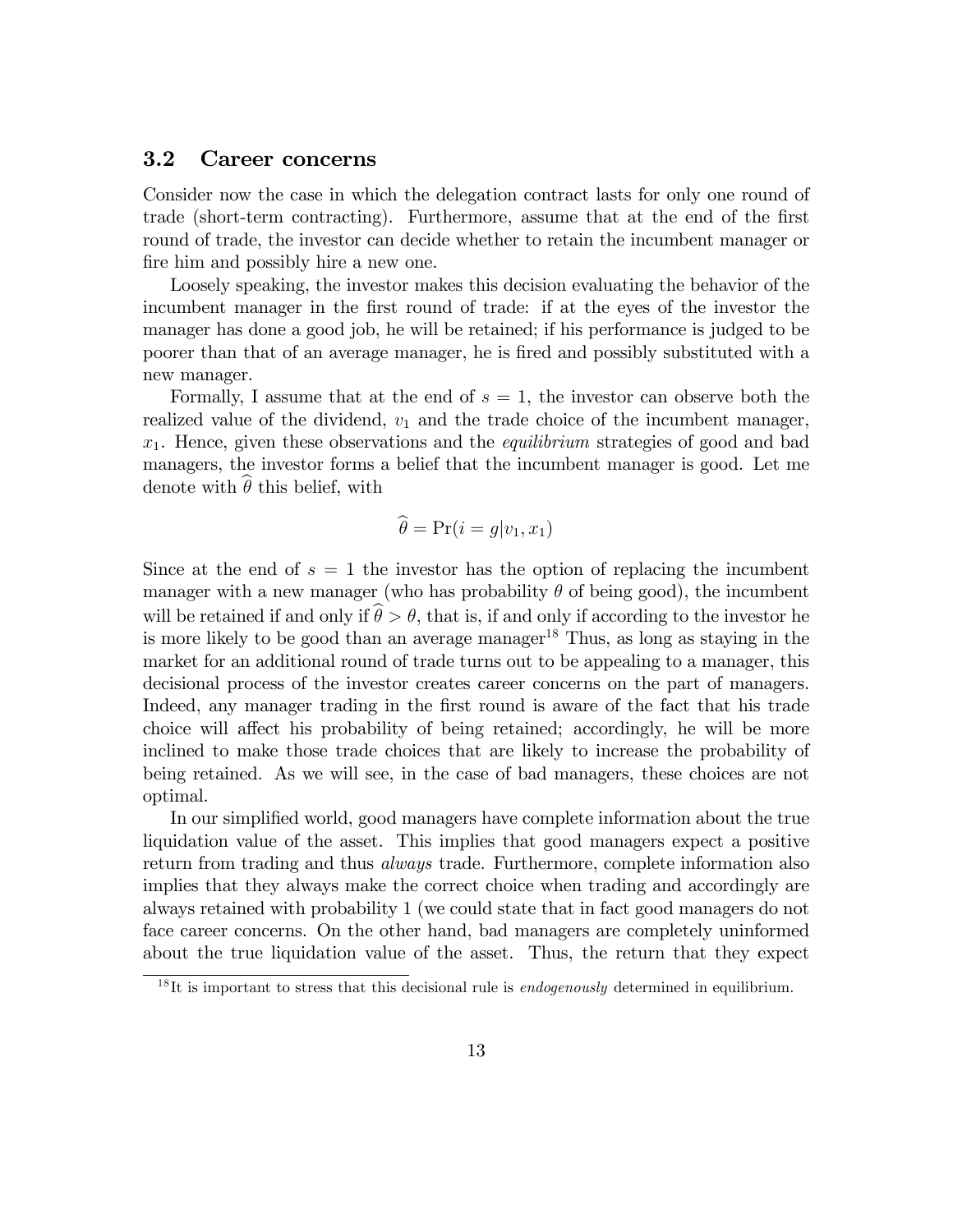### 3.2 Career concerns

Consider now the case in which the delegation contract lasts for only one round of trade (short-term contracting). Furthermore, assume that at the end of the first round of trade, the investor can decide whether to retain the incumbent manager or fire him and possibly hire a new one.

Loosely speaking, the investor makes this decision evaluating the behavior of the incumbent manager in the first round of trade: if at the eyes of the investor the manager has done a good job, he will be retained; if his performance is judged to be poorer than that of an average manager, he is fired and possibly substituted with a new manager.

Formally, I assume that at the end of $s = 1$, the investor can observe both the realized value of the dividend, $v_1$ and the trade choice of the incumbent manager, $x_1$. Hence, given these observations and the *equilibrium* strategies of good and bad managers, the investor forms a belief that the incumbent manager is good. Let me denote with $\widehat{\theta}$ this belief, with

$$\widehat{\theta} = \Pr(i = g|v_1, x_1)$$

Since at the end of $s = 1$ the investor has the option of replacing the incumbent manager with a new manager (who has probability $\theta$ of being good), the incumbent will be retained if and only if $\widehat{\theta} > \theta$, that is, if and only if according to the investor he is more likely to be good than an average manager[18] Thus, as long as staying in the market for an additional round of trade turns out to be appealing to a manager, this decisional process of the investor creates career concerns on the part of managers. Indeed, any manager trading in the first round is aware of the fact that his trade choice will affect his probability of being retained; accordingly, he will be more inclined to make those trade choices that are likely to increase the probability of being retained. As we will see, in the case of bad managers, these choices are not optimal.

In our simplified world, good managers have complete information about the true liquidation value of the asset. This implies that good managers expect a positive return from trading and thus *always* trade. Furthermore, complete information also implies that they always make the correct choice when trading and accordingly are always retained with probability 1 (we could state that in fact good managers do not face career concerns. On the other hand, bad managers are completely uninformed about the true liquidation value of the asset. Thus, the return that they expect

[18] It is important to stress that this decisional rule is *endogenously* determined in equilibrium.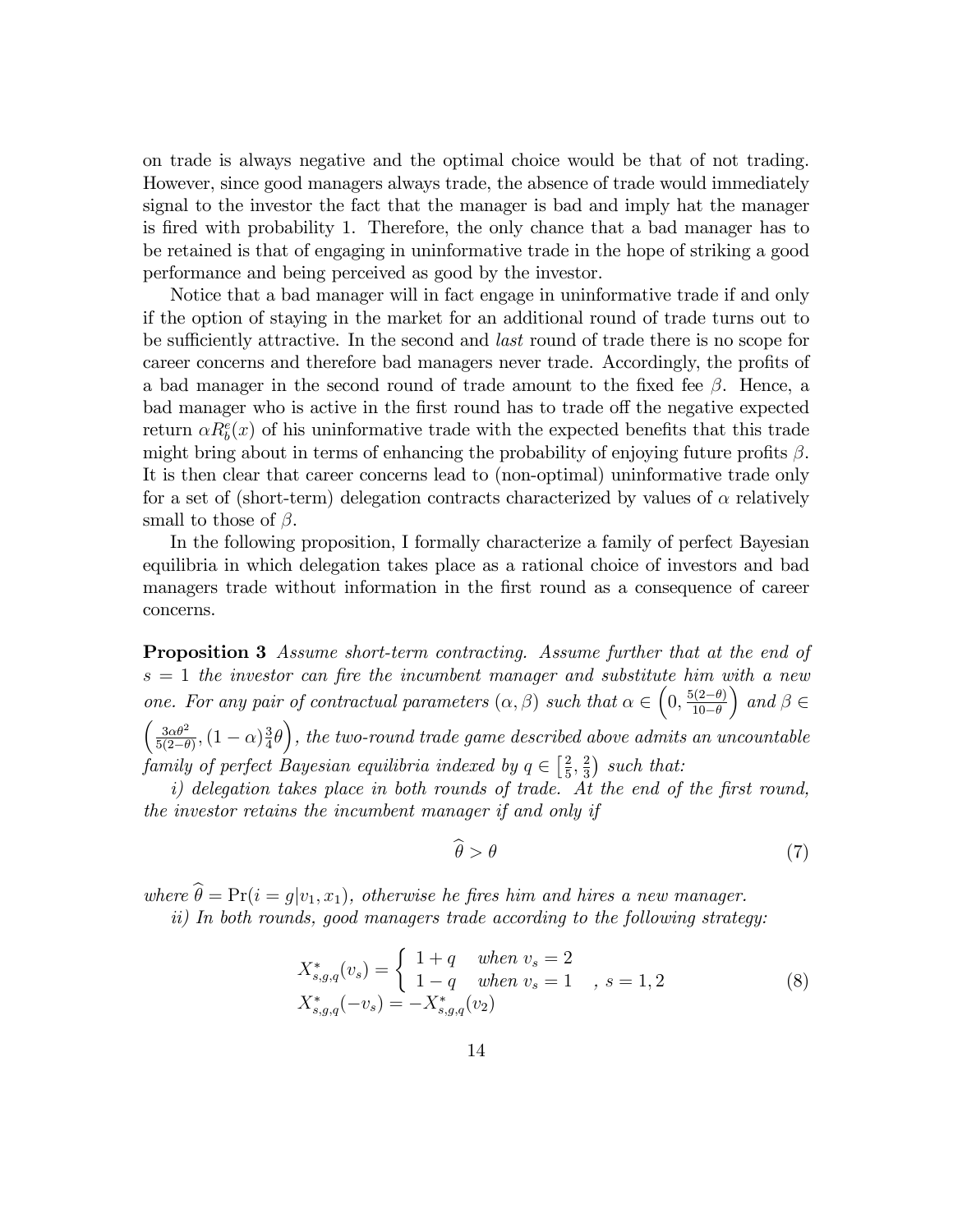on trade is always negative and the optimal choice would be that of not trading. However, since good managers always trade, the absence of trade would immediately signal to the investor the fact that the manager is bad and imply hat the manager is fired with probability 1. Therefore, the only chance that a bad manager has to be retained is that of engaging in uninformative trade in the hope of striking a good performance and being perceived as good by the investor.

Notice that a bad manager will in fact engage in uninformative trade if and only if the option of staying in the market for an additional round of trade turns out to be sufficiently attractive. In the second and *last* round of trade there is no scope for career concerns and therefore bad managers never trade. Accordingly, the profits of a bad manager in the second round of trade amount to the fixed fee $\beta$. Hence, a bad manager who is active in the first round has to trade off the negative expected return $\alpha R_b^e(x)$ of his uninformative trade with the expected benefits that this trade might bring about in terms of enhancing the probability of enjoying future profits $\beta$. It is then clear that career concerns lead to (non-optimal) uninformative trade only for a set of (short-term) delegation contracts characterized by values of $\alpha$ relatively small to those of $\beta$.

In the following proposition, I formally characterize a family of perfect Bayesian equilibria in which delegation takes place as a rational choice of investors and bad managers trade without information in the first round as a consequence of career concerns.

**Proposition 3** *Assume short-term contracting. Assume further that at the end of $s = 1$ the investor can fire the incumbent manager and substitute him with a new one. For any pair of contractual parameters $(\alpha, \beta)$ such that $\alpha \in \left(0, \frac{5(2-\theta)}{10-\theta}\right)$ and $\beta \in \left(\frac{3\alpha\theta^2}{5(2-\theta)}, (1-\alpha)\frac{3}{4}\theta\right)$, the two-round trade game described above admits an uncountable family of perfect Bayesian equilibria indexed by $q \in \left[\frac{2}{5}, \frac{2}{3}\right)$ such that:*

*i) delegation takes place in both rounds of trade. At the end of the first round, the investor retains the incumbent manager if and only if*

$$\widehat{\theta} > \theta \tag{7}$$

*where $\widehat{\theta} = \Pr(i = g|v_1, x_1)$, otherwise he fires him and hires a new manager.*

*ii) In both rounds, good managers trade according to the following strategy:*

$$X_{s,g,q}^*(v_s) = \begin{cases} 1+q & \text{when } v_s = 2 \\ 1-q & \text{when } v_s = 1 \end{cases}, \; s = 1,2 \qquad X_{s,g,q}^*(-v_s) = -X_{s,g,q}^*(v_2) \tag{8}$$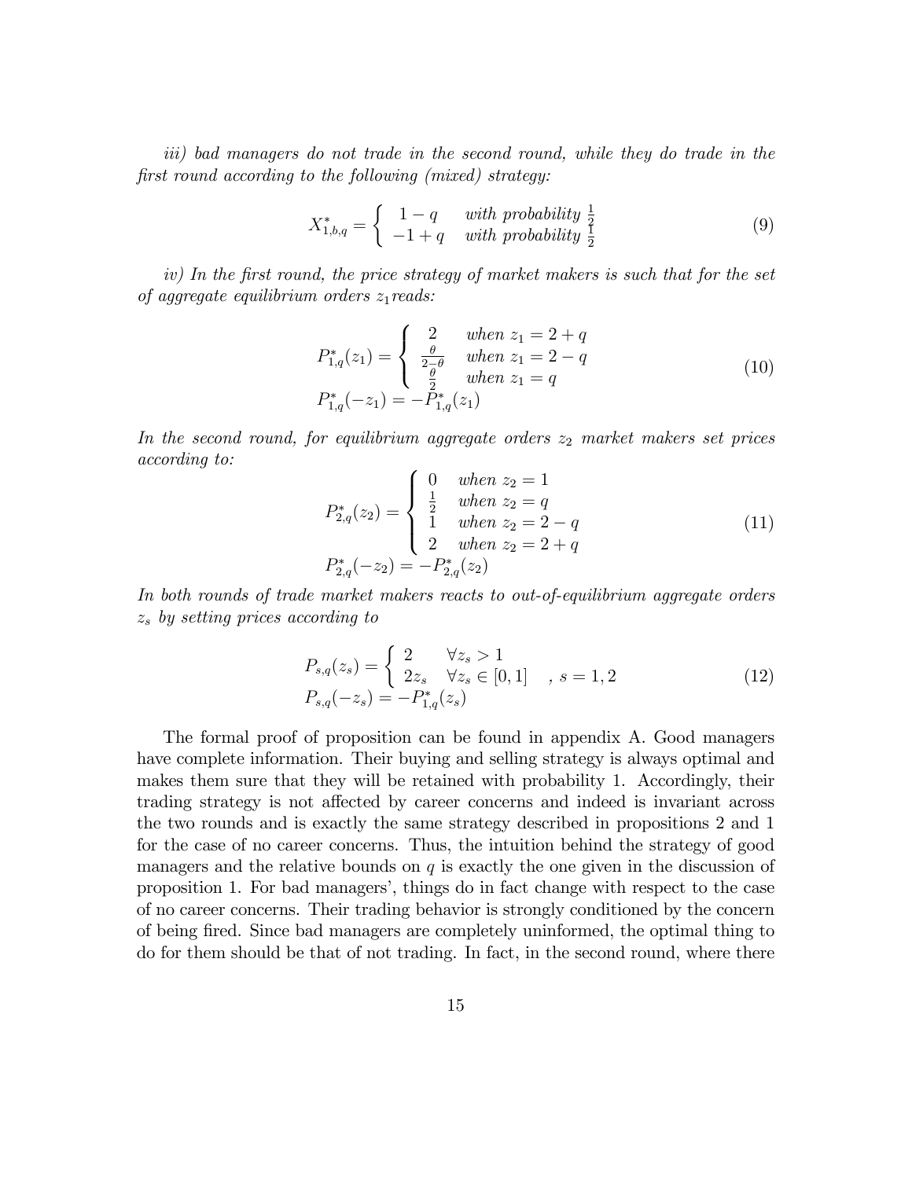*iii) bad managers do not trade in the second round, while they do trade in the first round according to the following (mixed) strategy:*

$$X^*_{1,b,q} = \begin{cases} 1-q & \text{with probability } \frac{1}{2} \\ -1+q & \text{with probability } \frac{1}{2} \end{cases} \tag{9}$$

*iv) In the first round, the price strategy of market makers is such that for the set of aggregate equilibrium orders $z_1$reads:*

$$\begin{array}{l} P^*_{1,q}(z_1) = \begin{cases} 2 & \text{when } z_1 = 2+q \\ \frac{\theta}{2-\theta} & \text{when } z_1 = 2-q \\ \frac{\theta}{2} & \text{when } z_1 = q \end{cases} \\ P^*_{1,q}(-z_1) = -P^*_{1,q}(z_1) \end{array} \tag{10}$$

*In the second round, for equilibrium aggregate orders $z_2$ market makers set prices according to:*

$$\begin{array}{l} P^*_{2,q}(z_2) = \begin{cases} 0 & \text{when } z_2 = 1 \\ \frac{1}{2} & \text{when } z_2 = q \\ 1 & \text{when } z_2 = 2-q \\ 2 & \text{when } z_2 = 2+q \end{cases} \\ P^*_{2,q}(-z_2) = -P^*_{2,q}(z_2) \end{array} \tag{11}$$

*In both rounds of trade market makers reacts to out-of-equilibrium aggregate orders $z_s$ by setting prices according to*

$$\begin{array}{l} P_{s,q}(z_s) = \begin{cases} 2 & \forall z_s > 1 \\ 2z_s & \forall z_s \in [0,1] \end{cases} \quad , \ s = 1,2 \\ P_{s,q}(-z_s) = -P^*_{1,q}(z_s) \end{array} \tag{12}$$

The formal proof of proposition can be found in appendix A. Good managers have complete information. Their buying and selling strategy is always optimal and makes them sure that they will be retained with probability 1. Accordingly, their trading strategy is not affected by career concerns and indeed is invariant across the two rounds and is exactly the same strategy described in propositions 2 and 1 for the case of no career concerns. Thus, the intuition behind the strategy of good managers and the relative bounds on $q$ is exactly the one given in the discussion of proposition 1. For bad managers', things do in fact change with respect to the case of no career concerns. Their trading behavior is strongly conditioned by the concern of being fired. Since bad managers are completely uninformed, the optimal thing to do for them should be that of not trading. In fact, in the second round, where there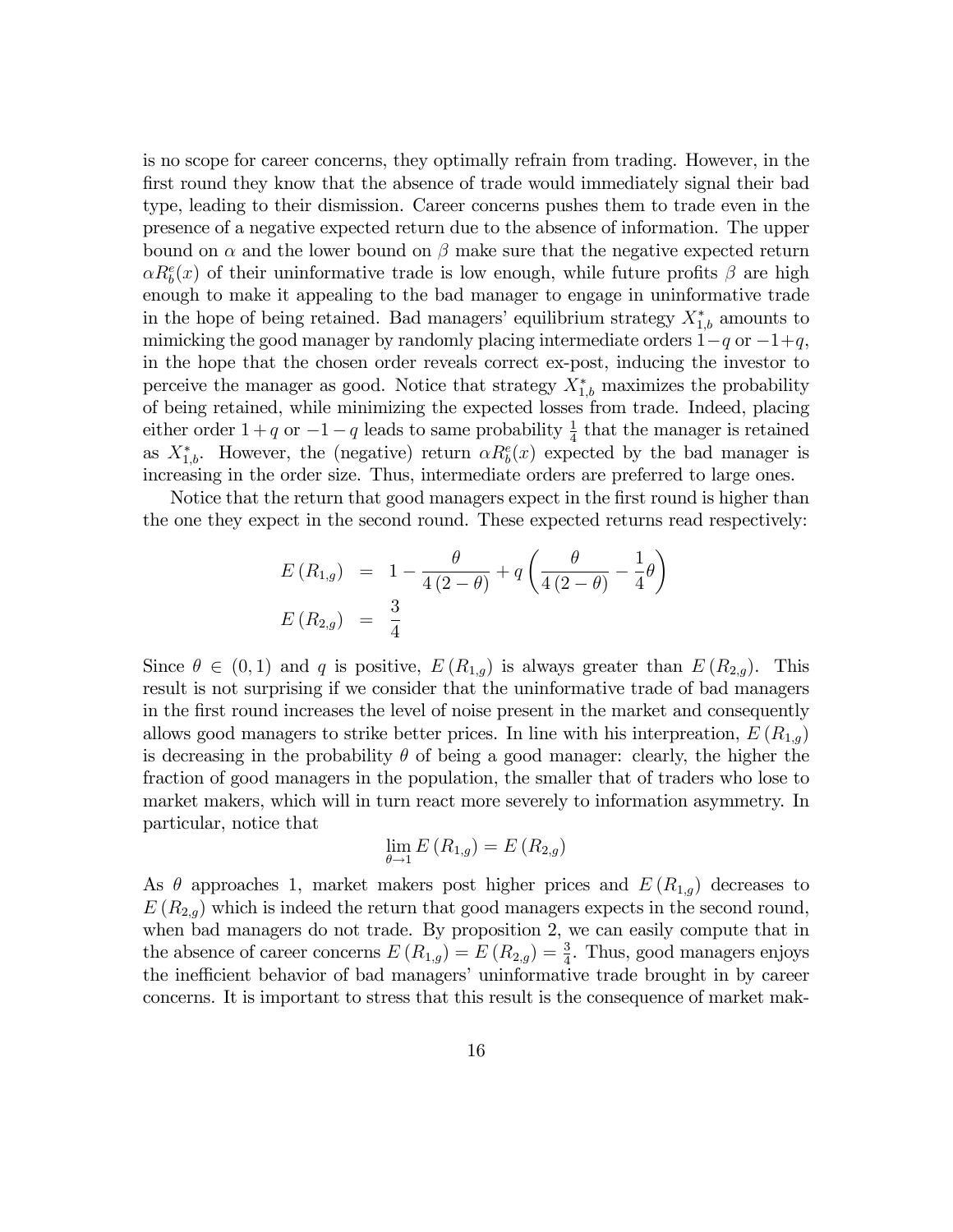is no scope for career concerns, they optimally refrain from trading. However, in the first round they know that the absence of trade would immediately signal their bad type, leading to their dismission. Career concerns pushes them to trade even in the presence of a negative expected return due to the absence of information. The upper bound on $\alpha$ and the lower bound on $\beta$ make sure that the negative expected return $\alpha R_b^e(x)$ of their uninformative trade is low enough, while future profits $\beta$ are high enough to make it appealing to the bad manager to engage in uninformative trade in the hope of being retained. Bad managers' equilibrium strategy $X_{1,b}^*$ amounts to mimicking the good manager by randomly placing intermediate orders $1-q$ or $-1+q$, in the hope that the chosen order reveals correct ex-post, inducing the investor to perceive the manager as good. Notice that strategy $X_{1,b}^*$ maximizes the probability of being retained, while minimizing the expected losses from trade. Indeed, placing either order $1+q$ or $-1-q$ leads to same probability $\frac{1}{4}$ that the manager is retained as $X_{1,b}^*$. However, the (negative) return $\alpha R_b^e(x)$ expected by the bad manager is increasing in the order size. Thus, intermediate orders are preferred to large ones.

Notice that the return that good managers expect in the first round is higher than the one they expect in the second round. These expected returns read respectively:

$$
\begin{aligned}
E\left(R_{1,g}\right) &= 1-\frac{\theta}{4\left(2-\theta\right)}+q\left(\frac{\theta}{4\left(2-\theta\right)}-\frac{1}{4}\theta\right) \\
E\left(R_{2,g}\right) &= \frac{3}{4}
\end{aligned}
$$

Since $\theta \in (0,1)$ and $q$ is positive, $E\left(R_{1,g}\right)$ is always greater than $E\left(R_{2,g}\right)$. This result is not surprising if we consider that the uninformative trade of bad managers in the first round increases the level of noise present in the market and consequently allows good managers to strike better prices. In line with his interpreation, $E\left(R_{1,g}\right)$ is decreasing in the probability $\theta$ of being a good manager: clearly, the higher the fraction of good managers in the population, the smaller that of traders who lose to market makers, which will in turn react more severely to information asymmetry. In particular, notice that

$$
\lim_{\theta\to 1} E\left(R_{1,g}\right) = E\left(R_{2,g}\right)
$$

As $\theta$ approaches 1, market makers post higher prices and $E\left(R_{1,g}\right)$ decreases to $E\left(R_{2,g}\right)$ which is indeed the return that good managers expects in the second round, when bad managers do not trade. By proposition 2, we can easily compute that in the absence of career concerns $E\left(R_{1,g}\right) = E\left(R_{2,g}\right) = \frac{3}{4}$. Thus, good managers enjoys the inefficient behavior of bad managers' uninformative trade brought in by career concerns. It is important to stress that this result is the consequence of market mak-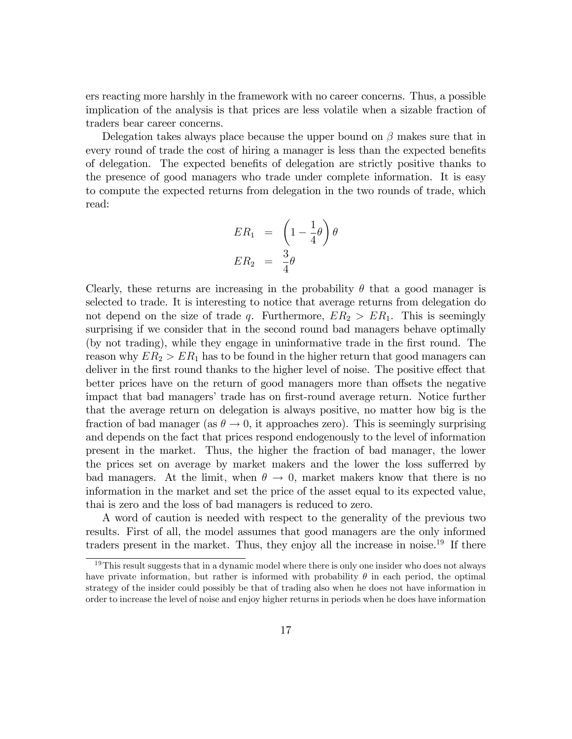ers reacting more harshly in the framework with no career concerns. Thus, a possible implication of the analysis is that prices are less volatile when a sizable fraction of traders bear career concerns.

Delegation takes always place because the upper bound on $\beta$ makes sure that in every round of trade the cost of hiring a manager is less than the expected benefits of delegation. The expected benefits of delegation are strictly positive thanks to the presence of good managers who trade under complete information. It is easy to compute the expected returns from delegation in the two rounds of trade, which read:

$$
\begin{aligned}
ER_1 &= \left(1 - \frac{1}{4}\theta\right)\theta \\
ER_2 &= \frac{3}{4}\theta
\end{aligned}
$$

Clearly, these returns are increasing in the probability $\theta$ that a good manager is selected to trade. It is interesting to notice that average returns from delegation do not depend on the size of trade $q$. Furthermore, $ER_2 > ER_1$. This is seemingly surprising if we consider that in the second round bad managers behave optimally (by not trading), while they engage in uninformative trade in the first round. The reason why $ER_2 > ER_1$ has to be found in the higher return that good managers can deliver in the first round thanks to the higher level of noise. The positive effect that better prices have on the return of good managers more than offsets the negative impact that bad managers' trade has on first-round average return. Notice further that the average return on delegation is always positive, no matter how big is the fraction of bad manager (as $\theta \to 0$, it approaches zero). This is seemingly surprising and depends on the fact that prices respond endogenously to the level of information present in the market. Thus, the higher the fraction of bad manager, the lower the prices set on average by market makers and the lower the loss sufferred by bad managers. At the limit, when $\theta \to 0$, market makers know that there is no information in the market and set the price of the asset equal to its expected value, thai is zero and the loss of bad managers is reduced to zero.

A word of caution is needed with respect to the generality of the previous two results. First of all, the model assumes that good managers are the only informed traders present in the market. Thus, they enjoy all the increase in noise.[19] If there

[19] This result suggests that in a dynamic model where there is only one insider who does not always have private information, but rather is informed with probability $\theta$ in each period, the optimal strategy of the insider could possibly be that of trading also when he does not have information in order to increase the level of noise and enjoy higher returns in periods when he does have information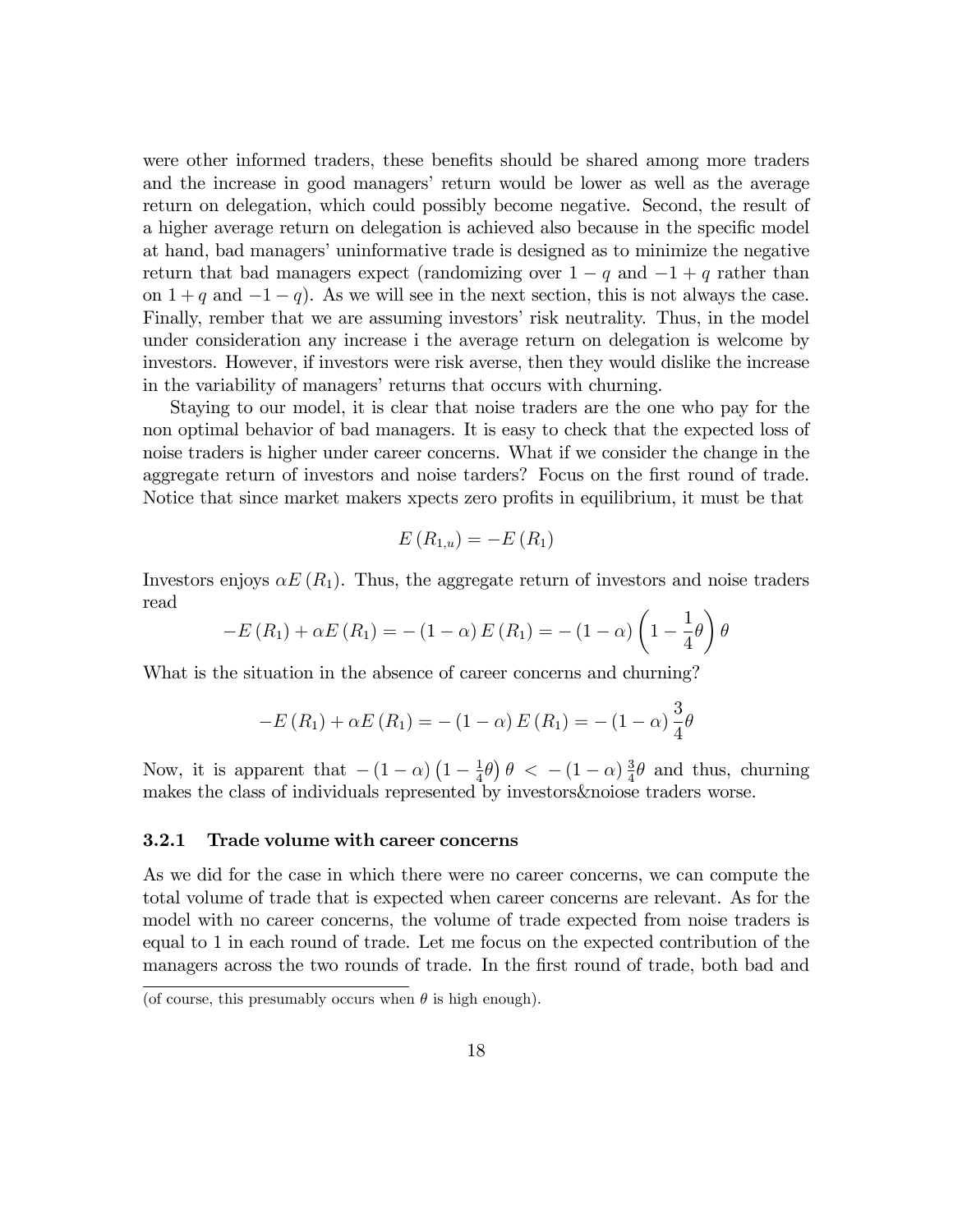were other informed traders, these benefits should be shared among more traders and the increase in good managers' return would be lower as well as the average return on delegation, which could possibly become negative. Second, the result of a higher average return on delegation is achieved also because in the specific model at hand, bad managers' uninformative trade is designed as to minimize the negative return that bad managers expect (randomizing over $1-q$ and $-1+q$ rather than on $1+q$ and $-1-q$). As we will see in the next section, this is not always the case. Finally, rember that we are assuming investors' risk neutrality. Thus, in the model under consideration any increase i the average return on delegation is welcome by investors. However, if investors were risk averse, then they would dislike the increase in the variability of managers' returns that occurs with churning.

Staying to our model, it is clear that noise traders are the one who pay for the non optimal behavior of bad managers. It is easy to check that the expected loss of noise traders is higher under career concerns. What if we consider the change in the aggregate return of investors and noise tarders? Focus on the first round of trade. Notice that since market makers xpects zero profits in equilibrium, it must be that

$$E\left(R_{1,u}\right) = -E\left(R_1\right)$$

Investors enjoys $\alpha E\left(R_1\right)$. Thus, the aggregate return of investors and noise traders read

$$-E\left(R_1\right) + \alpha E\left(R_1\right) = -\left(1-\alpha\right) E\left(R_1\right) = -\left(1-\alpha\right)\left(1 - \frac{1}{4}\theta\right)\theta$$

What is the situation in the absence of career concerns and churning?

$$-E\left(R_1\right) + \alpha E\left(R_1\right) = -\left(1-\alpha\right) E\left(R_1\right) = -\left(1-\alpha\right)\frac{3}{4}\theta$$

Now, it is apparent that $-\left(1-\alpha\right)\left(1-\frac{1}{4}\theta\right)\theta < -\left(1-\alpha\right)\frac{3}{4}\theta$ and thus, churning makes the class of individuals represented by investors&noiose traders worse.

### 3.2.1 Trade volume with career concerns

As we did for the case in which there were no career concerns, we can compute the total volume of trade that is expected when career concerns are relevant. As for the model with no career concerns, the volume of trade expected from noise traders is equal to 1 in each round of trade. Let me focus on the expected contribution of the managers across the two rounds of trade. In the first round of trade, both bad and

(of course, this presumably occurs when $\theta$ is high enough).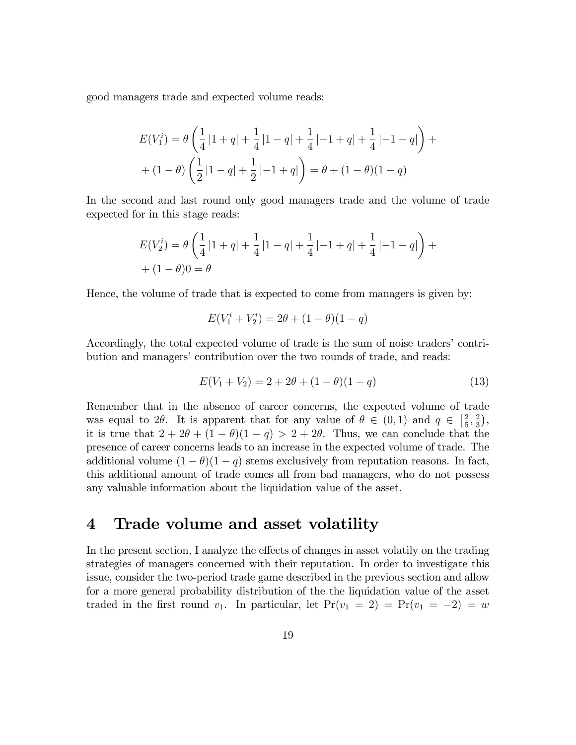good managers trade and expected volume reads:

$$E(V_1^i) = \theta\left(\frac{1}{4}\left|1+q\right| + \frac{1}{4}\left|1-q\right| + \frac{1}{4}\left|-1+q\right| + \frac{1}{4}\left|-1-q\right|\right) +$$
$$+ (1-\theta)\left(\frac{1}{2}\left|1-q\right| + \frac{1}{2}\left|-1+q\right|\right) = \theta + (1-\theta)(1-q)$$

In the second and last round only good managers trade and the volume of trade expected for in this stage reads:

$$E(V_2^i) = \theta\left(\frac{1}{4}\left|1+q\right| + \frac{1}{4}\left|1-q\right| + \frac{1}{4}\left|-1+q\right| + \frac{1}{4}\left|-1-q\right|\right) +$$
$$+ (1-\theta)0 = \theta$$

Hence, the volume of trade that is expected to come from managers is given by:

$$E(V_1^i + V_2^i) = 2\theta + (1-\theta)(1-q)$$

Accordingly, the total expected volume of trade is the sum of noise traders' contribution and managers' contribution over the two rounds of trade, and reads:

$$E(V_1 + V_2) = 2 + 2\theta + (1-\theta)(1-q) \tag{13}$$

Remember that in the absence of career concerns, the expected volume of trade was equal to $2\theta$. It is apparent that for any value of $\theta \in (0,1)$ and $q \in \left[\frac{2}{5}, \frac{2}{3}\right)$, it is true that $2 + 2\theta + (1-\theta)(1-q) > 2 + 2\theta$. Thus, we can conclude that the presence of career concerns leads to an increase in the expected volume of trade. The additional volume $(1-\theta)(1-q)$ stems exclusively from reputation reasons. In fact, this additional amount of trade comes all from bad managers, who do not possess any valuable information about the liquidation value of the asset.

# 4 Trade volume and asset volatility

In the present section, I analyze the effects of changes in asset volatily on the trading strategies of managers concerned with their reputation. In order to investigate this issue, consider the two-period trade game described in the previous section and allow for a more general probability distribution of the the liquidation value of the asset traded in the first round $v_1$. In particular, let $\Pr(v_1 = 2) = \Pr(v_1 = -2) = w$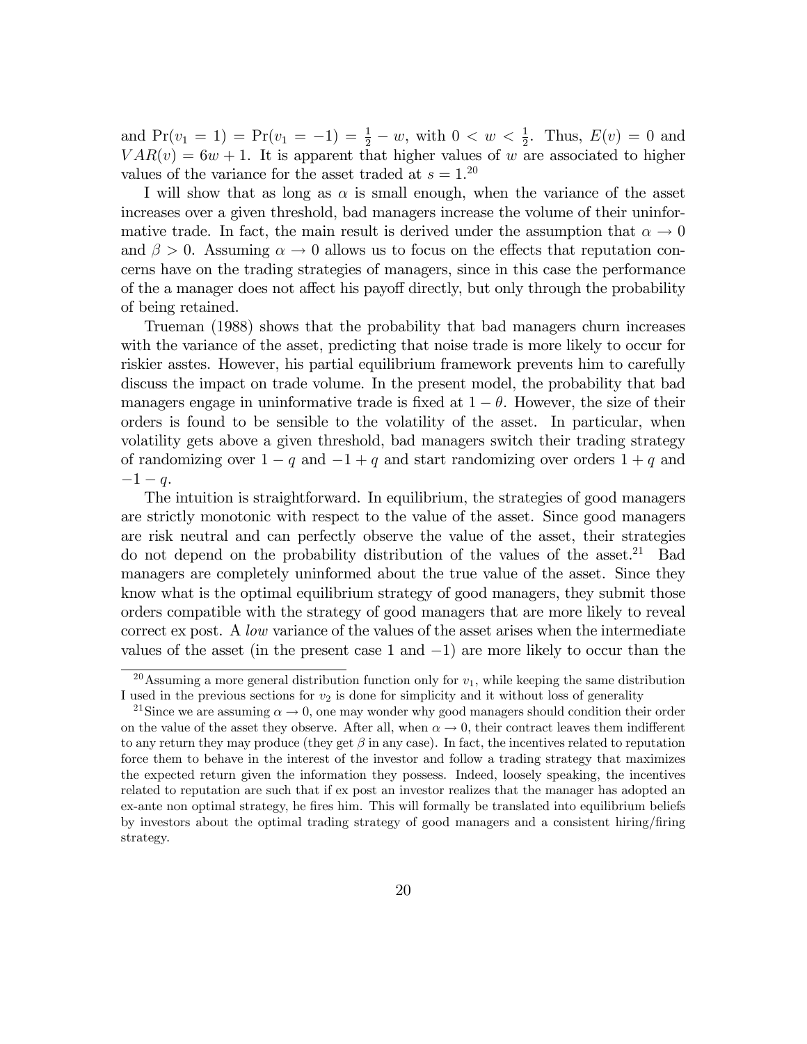and $\Pr(v_1 = 1) = \Pr(v_1 = -1) = \frac{1}{2} - w$, with $0 < w < \frac{1}{2}$. Thus, $E(v) = 0$ and $VAR(v) = 6w + 1$. It is apparent that higher values of $w$ are associated to higher values of the variance for the asset traded at $s = 1$.[20]

I will show that as long as $\alpha$ is small enough, when the variance of the asset increases over a given threshold, bad managers increase the volume of their uninformative trade. In fact, the main result is derived under the assumption that $\alpha \to 0$ and $\beta > 0$. Assuming $\alpha \to 0$ allows us to focus on the effects that reputation concerns have on the trading strategies of managers, since in this case the performance of the a manager does not affect his payoff directly, but only through the probability of being retained.

Trueman (1988) shows that the probability that bad managers churn increases with the variance of the asset, predicting that noise trade is more likely to occur for riskier asstes. However, his partial equilibrium framework prevents him to carefully discuss the impact on trade volume. In the present model, the probability that bad managers engage in uninformative trade is fixed at $1 - \theta$. However, the size of their orders is found to be sensible to the volatility of the asset. In particular, when volatility gets above a given threshold, bad managers switch their trading strategy of randomizing over $1 - q$ and $-1 + q$ and start randomizing over orders $1 + q$ and $-1 - q$.

The intuition is straightforward. In equilibrium, the strategies of good managers are strictly monotonic with respect to the value of the asset. Since good managers are risk neutral and can perfectly observe the value of the asset, their strategies do not depend on the probability distribution of the values of the asset.[21] Bad managers are completely uninformed about the true value of the asset. Since they know what is the optimal equilibrium strategy of good managers, they submit those orders compatible with the strategy of good managers that are more likely to reveal correct ex post. A *low* variance of the values of the asset arises when the intermediate values of the asset (in the present case 1 and $-1$) are more likely to occur than the

[20] Assuming a more general distribution function only for $v_1$, while keeping the same distribution I used in the previous sections for $v_2$ is done for simplicity and it without loss of generality

[21] Since we are assuming $\alpha \to 0$, one may wonder why good managers should condition their order on the value of the asset they observe. After all, when $\alpha \to 0$, their contract leaves them indifferent to any return they may produce (they get $\beta$ in any case). In fact, the incentives related to reputation force them to behave in the interest of the investor and follow a trading strategy that maximizes the expected return given the information they possess. Indeed, loosely speaking, the incentives related to reputation are such that if ex post an investor realizes that the manager has adopted an ex-ante non optimal strategy, he fires him. This will formally be translated into equilibrium beliefs by investors about the optimal trading strategy of good managers and a consistent hiring/firing strategy.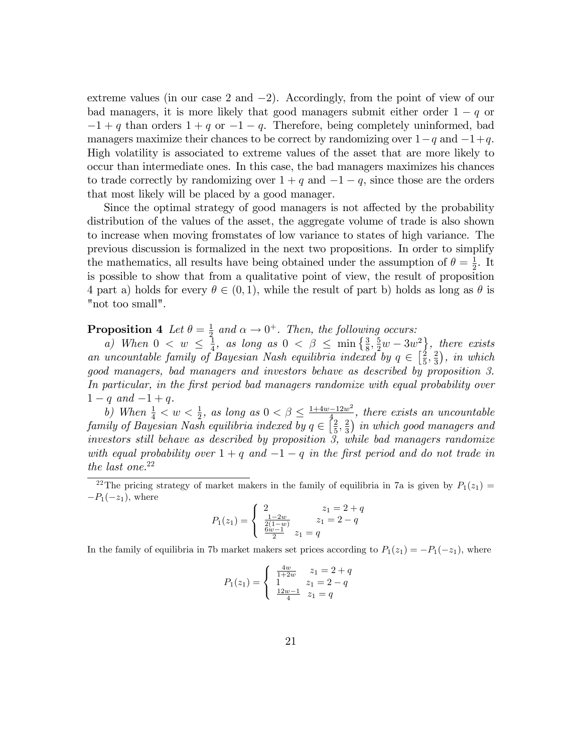extreme values (in our case 2 and $-2$). Accordingly, from the point of view of our bad managers, it is more likely that good managers submit either order $1-q$ or $-1+q$ than orders $1+q$ or $-1-q$. Therefore, being completely uninformed, bad managers maximize their chances to be correct by randomizing over $1-q$ and $-1+q$. High volatility is associated to extreme values of the asset that are more likely to occur than intermediate ones. In this case, the bad managers maximizes his chances to trade correctly by randomizing over $1+q$ and $-1-q$, since those are the orders that most likely will be placed by a good manager.

Since the optimal strategy of good managers is not affected by the probability distribution of the values of the asset, the aggregate volume of trade is also shown to increase when moving fromstates of low variance to states of high variance. The previous discussion is formalized in the next two propositions. In order to simplify the mathematics, all results have being obtained under the assumption of $\theta = \frac{1}{2}$. It is possible to show that from a qualitative point of view, the result of proposition 4 part a) holds for every $\theta \in (0,1)$, while the result of part b) holds as long as $\theta$ is "not too small".

**Proposition 4** *Let $\theta = \frac{1}{2}$ and $\alpha \to 0^+$. Then, the following occurs:*

*a) When $0 < w \leq \frac{1}{4}$, as long as $0 < \beta \leq \min\left\{\frac{3}{8}, \frac{5}{2}w - 3w^2\right\}$, there exists an uncountable family of Bayesian Nash equilibria indexed by $q \in \left[\frac{2}{5}, \frac{2}{3}\right)$, in which good managers, bad managers and investors behave as described by proposition 3. In particular, in the first period bad managers randomize with equal probability over $1-q$ and $-1+q$.*

*b) When $\frac{1}{4} < w < \frac{1}{2}$, as long as $0 < \beta \leq \frac{1+4w-12w^2}{4}$, there exists an uncountable family of Bayesian Nash equilibria indexed by $q \in \left[\frac{2}{5}, \frac{2}{3}\right)$ in which good managers and investors still behave as described by proposition 3, while bad managers randomize with equal probability over $1+q$ and $-1-q$ in the first period and do not trade in the last one.*[22]

[22] The pricing strategy of market makers in the family of equilibria in 7a is given by $P_1(z_1) = -P_1(-z_1)$, where

$$P_1(z_1) = \begin{cases} 2 & z_1 = 2+q \\ \frac{1-2w}{2(1-w)} & z_1 = 2-q \\ \frac{6w-1}{2} & z_1 = q \end{cases}$$

In the family of equilibria in 7b market makers set prices according to $P_1(z_1) = -P_1(-z_1)$, where

$$P_1(z_1) = \begin{cases} \frac{4w}{1+2w} & z_1 = 2+q \\ 1 & z_1 = 2-q \\ \frac{12w-1}{4} & z_1 = q \end{cases}$$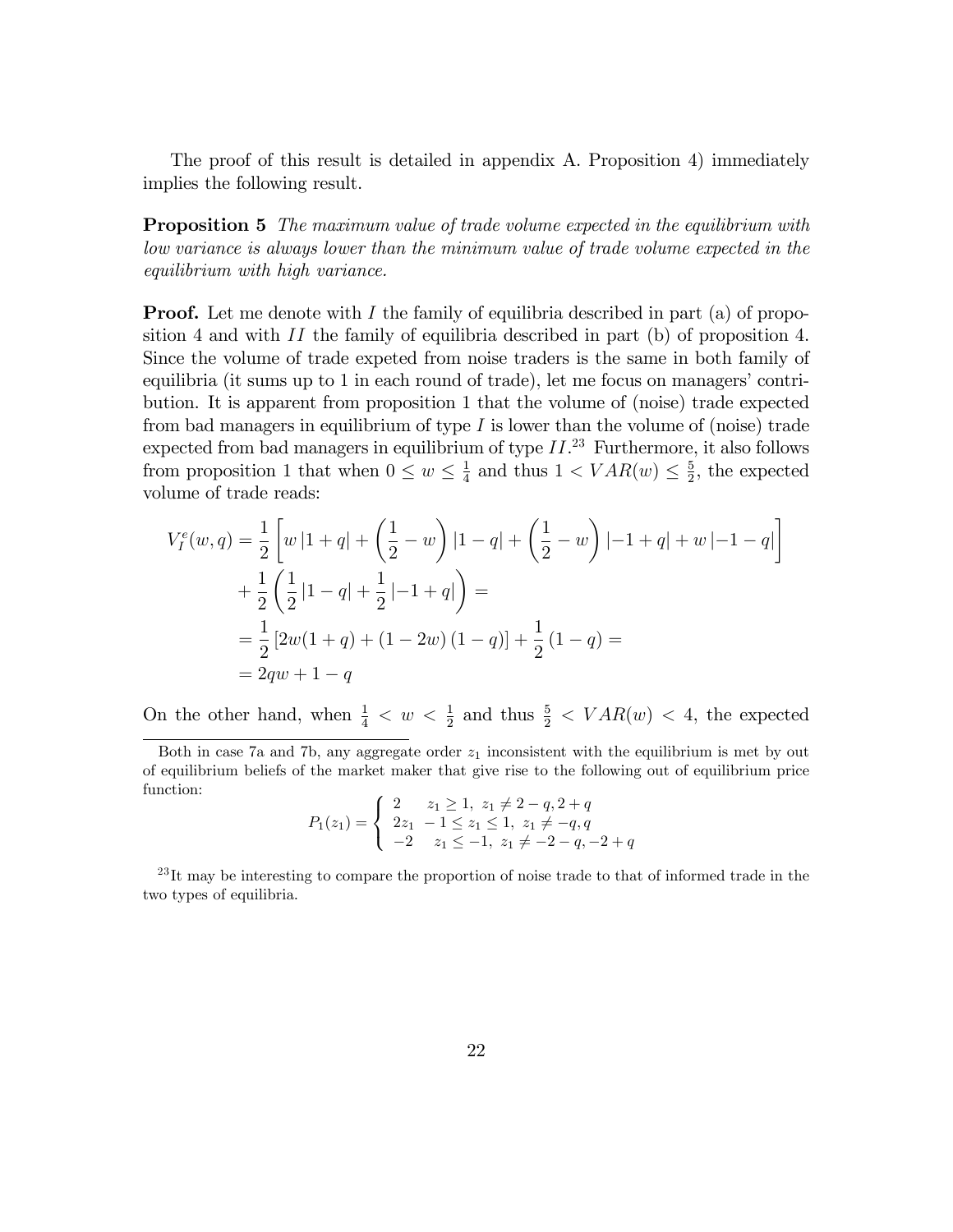The proof of this result is detailed in appendix A. Proposition 4) immediately implies the following result.

**Proposition 5** *The maximum value of trade volume expected in the equilibrium with low variance is always lower than the minimum value of trade volume expected in the equilibrium with high variance.*

**Proof.** Let me denote with $I$ the family of equilibria described in part (a) of proposition 4 and with $II$ the family of equilibria described in part (b) of proposition 4. Since the volume of trade expeted from noise traders is the same in both family of equilibria (it sums up to 1 in each round of trade), let me focus on managers' contribution. It is apparent from proposition 1 that the volume of (noise) trade expected from bad managers in equilibrium of type $I$ is lower than the volume of (noise) trade expected from bad managers in equilibrium of type $II$.[23] Furthermore, it also follows from proposition 1 that when $0 \leq w \leq \frac{1}{4}$ and thus $1 < VAR(w) \leq \frac{5}{2}$, the expected volume of trade reads:

$$
\begin{aligned}
V_I^e(w,q) &= \frac{1}{2}\left[w\,|1+q| + \left(\frac{1}{2}-w\right)|1-q| + \left(\frac{1}{2}-w\right)|-1+q| + w\,|-1-q|\right] \\
&+ \frac{1}{2}\left(\frac{1}{2}|1-q| + \frac{1}{2}|-1+q|\right) = \\
&= \frac{1}{2}\left[2w(1+q) + (1-2w)(1-q)\right] + \frac{1}{2}(1-q) = \\
&= 2qw + 1 - q
\end{aligned}
$$

On the other hand, when $\frac{1}{4} < w < \frac{1}{2}$ and thus $\frac{5}{2} < VAR(w) < 4$, the expected

---

Both in case 7a and 7b, any aggregate order $z_1$ inconsistent with the equilibrium is met by out of equilibrium beliefs of the market maker that give rise to the following out of equilibrium price function:

$$
P_1(z_1) = \begin{cases} 2 & z_1 \geq 1,\ z_1 \neq 2-q, 2+q \\ 2z_1 & -1 \leq z_1 \leq 1,\ z_1 \neq -q, q \\ -2 & z_1 \leq -1,\ z_1 \neq -2-q, -2+q \end{cases}
$$

[23] It may be interesting to compare the proportion of noise trade to that of informed trade in the two types of equilibria.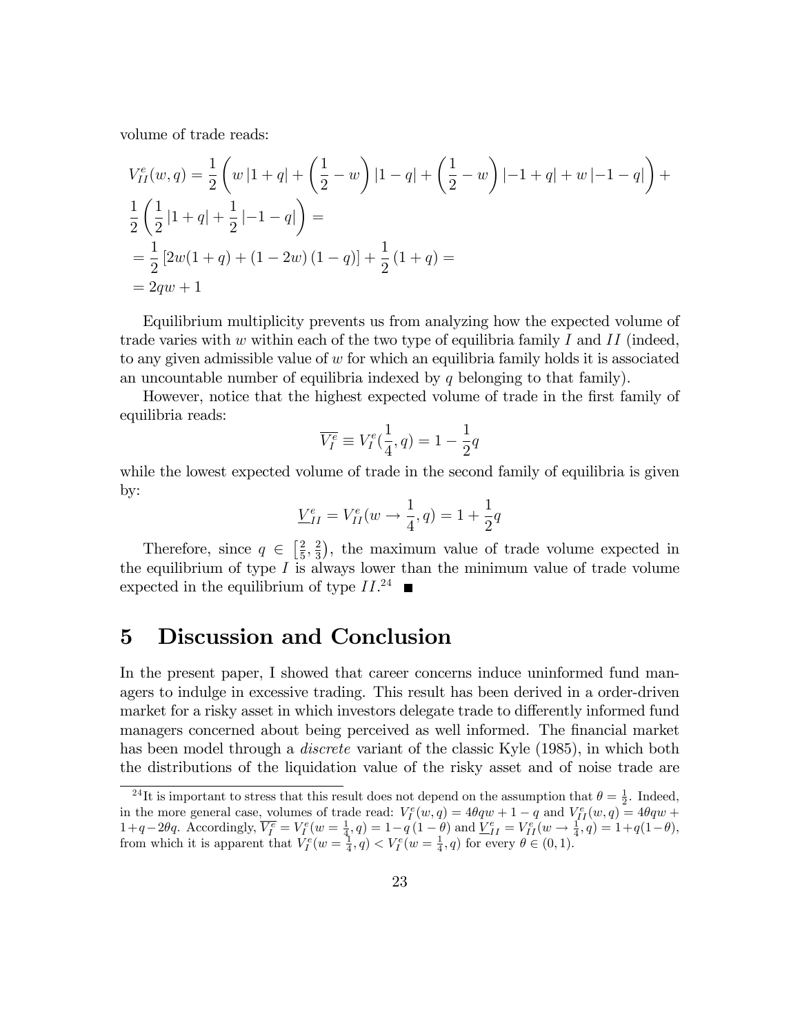volume of trade reads:

$$
\begin{aligned}
V_{II}^{e}(w,q) &= \frac{1}{2}\left(w\left|1+q\right| + \left(\frac{1}{2}-w\right)\left|1-q\right| + \left(\frac{1}{2}-w\right)\left|-1+q\right| + w\left|-1-q\right|\right) + \\
&\frac{1}{2}\left(\frac{1}{2}\left|1+q\right| + \frac{1}{2}\left|-1-q\right|\right) = \\
&= \frac{1}{2}\left[2w(1+q) + (1-2w)(1-q)\right] + \frac{1}{2}(1+q) = \\
&= 2qw + 1
\end{aligned}
$$

Equilibrium multiplicity prevents us from analyzing how the expected volume of trade varies with $w$ within each of the two type of equilibria family $I$ and $II$ (indeed, to any given admissible value of $w$ for which an equilibria family holds it is associated an uncountable number of equilibria indexed by $q$ belonging to that family).

However, notice that the highest expected volume of trade in the first family of equilibria reads:

$$\overline{V_{I}^{e}} \equiv V_{I}^{e}\left(\frac{1}{4}, q\right) = 1 - \frac{1}{2}q$$

while the lowest expected volume of trade in the second family of equilibria is given by:

$$\underline{V}_{II}^{e} = V_{II}^{e}\left(w \to \frac{1}{4}, q\right) = 1 + \frac{1}{2}q$$

Therefore, since $q \in \left[\frac{2}{5}, \frac{2}{3}\right)$, the maximum value of trade volume expected in the equilibrium of type $I$ is always lower than the minimum value of trade volume expected in the equilibrium of type $II$.[24] ■

# 5 Discussion and Conclusion

In the present paper, I showed that career concerns induce uninformed fund managers to indulge in excessive trading. This result has been derived in a order-driven market for a risky asset in which investors delegate trade to differently informed fund managers concerned about being perceived as well informed. The financial market has been model through a *discrete* variant of the classic Kyle (1985), in which both the distributions of the liquidation value of the risky asset and of noise trade are

[24] It is important to stress that this result does not depend on the assumption that $\theta = \frac{1}{2}$. Indeed, in the more general case, volumes of trade read: $V_{I}^{e}(w,q) = 4\theta qw + 1 - q$ and $V_{II}^{e}(w,q) = 4\theta qw + 1 + q - 2\theta q$. Accordingly, $\overline{V_{I}^{e}} = V_{I}^{e}(w = \frac{1}{4}, q) = 1 - q(1-\theta)$ and $\underline{V}_{II}^{e} = V_{II}^{e}(w \to \frac{1}{4}, q) = 1 + q(1-\theta)$, from which it is apparent that $V_{I}^{e}(w = \frac{1}{4}, q) < V_{I}^{e}(w = \frac{1}{4}, q)$ for every $\theta \in (0,1)$.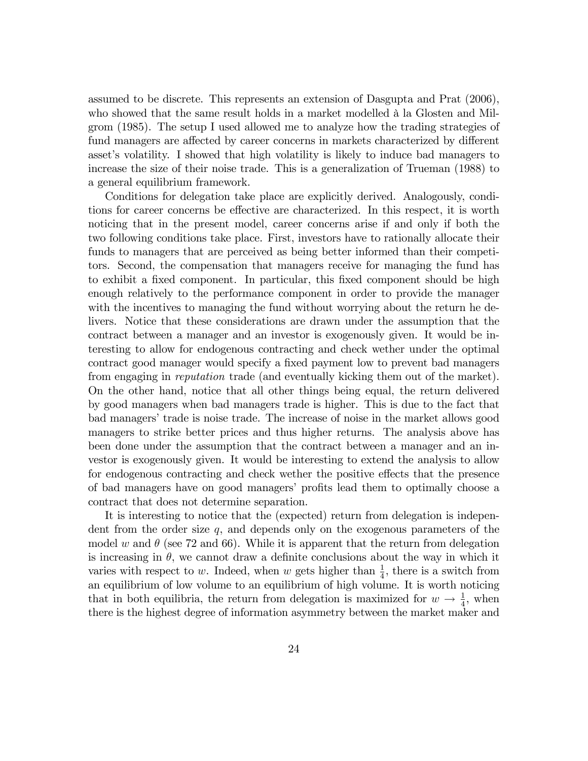assumed to be discrete. This represents an extension of Dasgupta and Prat (2006), who showed that the same result holds in a market modelled à la Glosten and Milgrom (1985). The setup I used allowed me to analyze how the trading strategies of fund managers are affected by career concerns in markets characterized by different asset's volatility. I showed that high volatility is likely to induce bad managers to increase the size of their noise trade. This is a generalization of Trueman (1988) to a general equilibrium framework.

Conditions for delegation take place are explicitly derived. Analogously, conditions for career concerns be effective are characterized. In this respect, it is worth noticing that in the present model, career concerns arise if and only if both the two following conditions take place. First, investors have to rationally allocate their funds to managers that are perceived as being better informed than their competitors. Second, the compensation that managers receive for managing the fund has to exhibit a fixed component. In particular, this fixed component should be high enough relatively to the performance component in order to provide the manager with the incentives to managing the fund without worrying about the return he delivers. Notice that these considerations are drawn under the assumption that the contract between a manager and an investor is exogenously given. It would be interesting to allow for endogenous contracting and check wether under the optimal contract good manager would specify a fixed payment low to prevent bad managers from engaging in *reputation* trade (and eventually kicking them out of the market). On the other hand, notice that all other things being equal, the return delivered by good managers when bad managers trade is higher. This is due to the fact that bad managers' trade is noise trade. The increase of noise in the market allows good managers to strike better prices and thus higher returns. The analysis above has been done under the assumption that the contract between a manager and an investor is exogenously given. It would be interesting to extend the analysis to allow for endogenous contracting and check wether the positive effects that the presence of bad managers have on good managers' profits lead them to optimally choose a contract that does not determine separation.

It is interesting to notice that the (expected) return from delegation is independent from the order size $q$, and depends only on the exogenous parameters of the model $w$ and $\theta$ (see 72 and 66). While it is apparent that the return from delegation is increasing in $\theta$, we cannot draw a definite conclusions about the way in which it varies with respect to $w$. Indeed, when $w$ gets higher than $\frac{1}{4}$, there is a switch from an equilibrium of low volume to an equilibrium of high volume. It is worth noticing that in both equilibria, the return from delegation is maximized for $w \to \frac{1}{4}$, when there is the highest degree of information asymmetry between the market maker and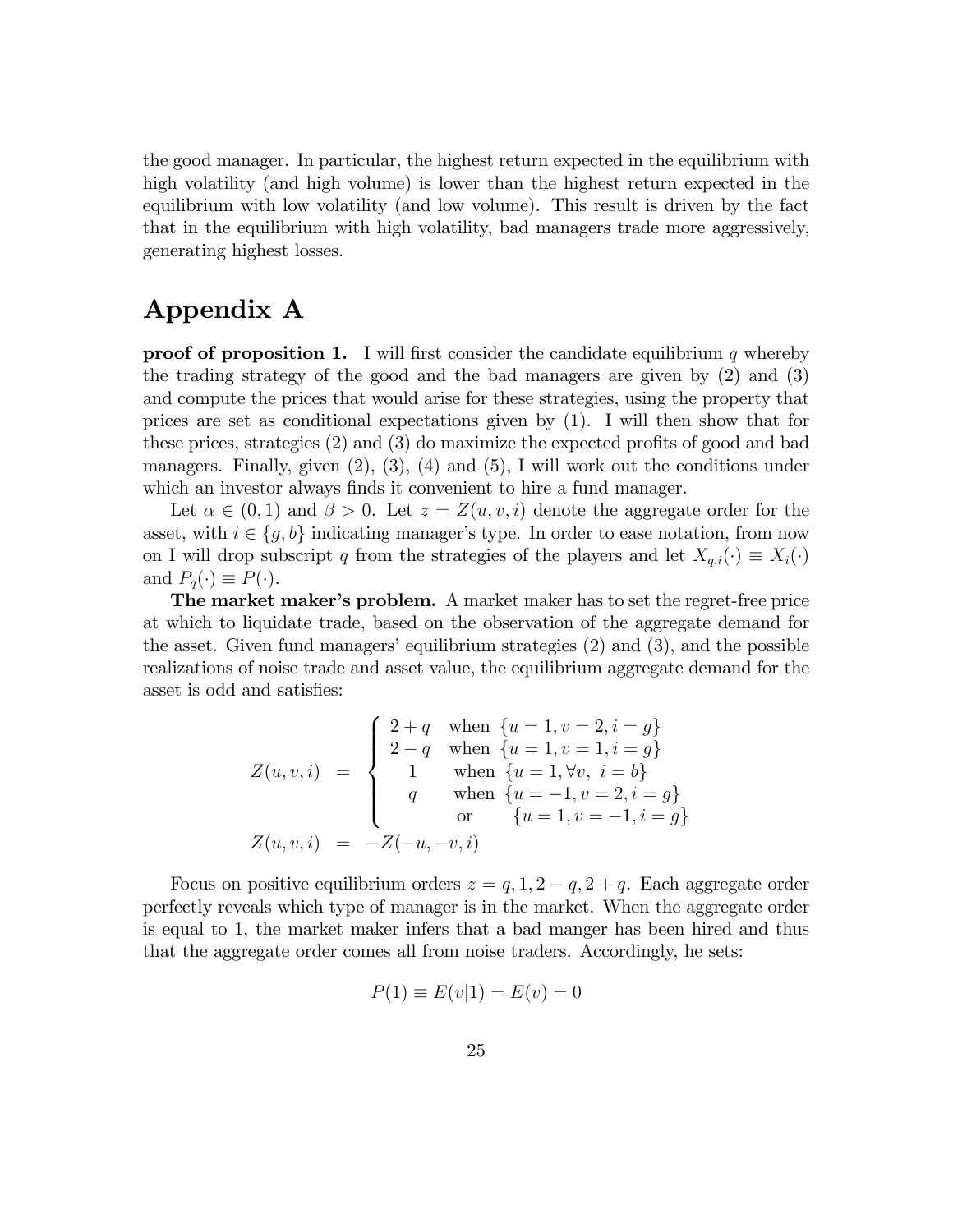the good manager. In particular, the highest return expected in the equilibrium with high volatility (and high volume) is lower than the highest return expected in the equilibrium with low volatility (and low volume). This result is driven by the fact that in the equilibrium with high volatility, bad managers trade more aggressively, generating highest losses.

# Appendix A

**proof of proposition 1.** I will first consider the candidate equilibrium $q$ whereby the trading strategy of the good and the bad managers are given by (2) and (3) and compute the prices that would arise for these strategies, using the property that prices are set as conditional expectations given by (1). I will then show that for these prices, strategies (2) and (3) do maximize the expected profits of good and bad managers. Finally, given (2), (3), (4) and (5), I will work out the conditions under which an investor always finds it convenient to hire a fund manager.

Let $\alpha \in (0,1)$ and $\beta > 0$. Let $z = Z(u,v,i)$ denote the aggregate order for the asset, with $i \in \{g,b\}$ indicating manager's type. In order to ease notation, from now on I will drop subscript $q$ from the strategies of the players and let $X_{q,i}(\cdot) \equiv X_i(\cdot)$ and $P_q(\cdot) \equiv P(\cdot)$.

**The market maker's problem.** A market maker has to set the regret-free price at which to liquidate trade, based on the observation of the aggregate demand for the asset. Given fund managers' equilibrium strategies (2) and (3), and the possible realizations of noise trade and asset value, the equilibrium aggregate demand for the asset is odd and satisfies:

$$
\begin{aligned}
Z(u,v,i) &= \begin{cases} 2+q & \text{when } \{u=1, v=2, i=g\} \\ 2-q & \text{when } \{u=1, v=1, i=g\} \\ 1 & \text{when } \{u=1, \forall v,\ i=b\} \\ q & \text{when } \{u=-1, v=2, i=g\} \\ & \text{or} \quad \{u=1, v=-1, i=g\} \end{cases} \\
Z(u,v,i) &= -Z(-u,-v,i)
\end{aligned}
$$

Focus on positive equilibrium orders $z = q, 1, 2-q, 2+q$. Each aggregate order perfectly reveals which type of manager is in the market. When the aggregate order is equal to 1, the market maker infers that a bad manger has been hired and thus that the aggregate order comes all from noise traders. Accordingly, he sets:

$$P(1) \equiv E(v|1) = E(v) = 0$$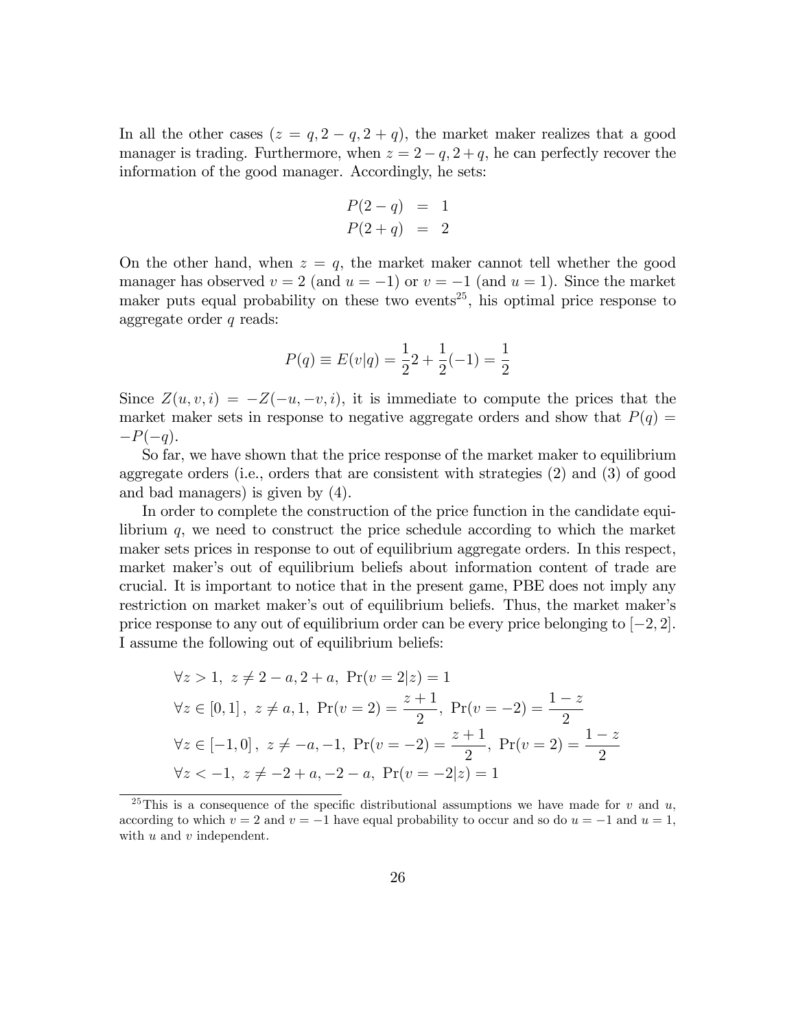In all the other cases ($z = q, 2 - q, 2 + q$), the market maker realizes that a good manager is trading. Furthermore, when $z = 2 - q, 2 + q$, he can perfectly recover the information of the good manager. Accordingly, he sets:

$$
\begin{aligned}
P(2-q) &= 1 \\
P(2+q) &= 2
\end{aligned}
$$

On the other hand, when $z = q$, the market maker cannot tell whether the good manager has observed $v = 2$ (and $u = -1$) or $v = -1$ (and $u = 1$). Since the market maker puts equal probability on these two events[25], his optimal price response to aggregate order $q$ reads:

$$
P(q) \equiv E(v|q) = \frac{1}{2}2 + \frac{1}{2}(-1) = \frac{1}{2}
$$

Since $Z(u, v, i) = -Z(-u, -v, i)$, it is immediate to compute the prices that the market maker sets in response to negative aggregate orders and show that $P(q) = -P(-q)$.

So far, we have shown that the price response of the market maker to equilibrium aggregate orders (i.e., orders that are consistent with strategies (2) and (3) of good and bad managers) is given by (4).

In order to complete the construction of the price function in the candidate equilibrium $q$, we need to construct the price schedule according to which the market maker sets prices in response to out of equilibrium aggregate orders. In this respect, market maker's out of equilibrium beliefs about information content of trade are crucial. It is important to notice that in the present game, PBE does not imply any restriction on market maker's out of equilibrium beliefs. Thus, the market maker's price response to any out of equilibrium order can be every price belonging to $[-2, 2]$. I assume the following out of equilibrium beliefs:

$$
\begin{aligned}
&\forall z > 1,\ z \neq 2 - a, 2 + a,\ \Pr(v = 2|z) = 1 \\
&\forall z \in [0, 1],\ z \neq a, 1,\ \Pr(v = 2) = \frac{z+1}{2},\ \Pr(v = -2) = \frac{1-z}{2} \\
&\forall z \in [-1, 0],\ z \neq -a, -1,\ \Pr(v = -2) = \frac{z+1}{2},\ \Pr(v = 2) = \frac{1-z}{2} \\
&\forall z < -1,\ z \neq -2 + a, -2 - a,\ \Pr(v = -2|z) = 1
\end{aligned}
$$

[25] This is a consequence of the specific distributional assumptions we have made for $v$ and $u$, according to which $v = 2$ and $v = -1$ have equal probability to occur and so do $u = -1$ and $u = 1$, with $u$ and $v$ independent.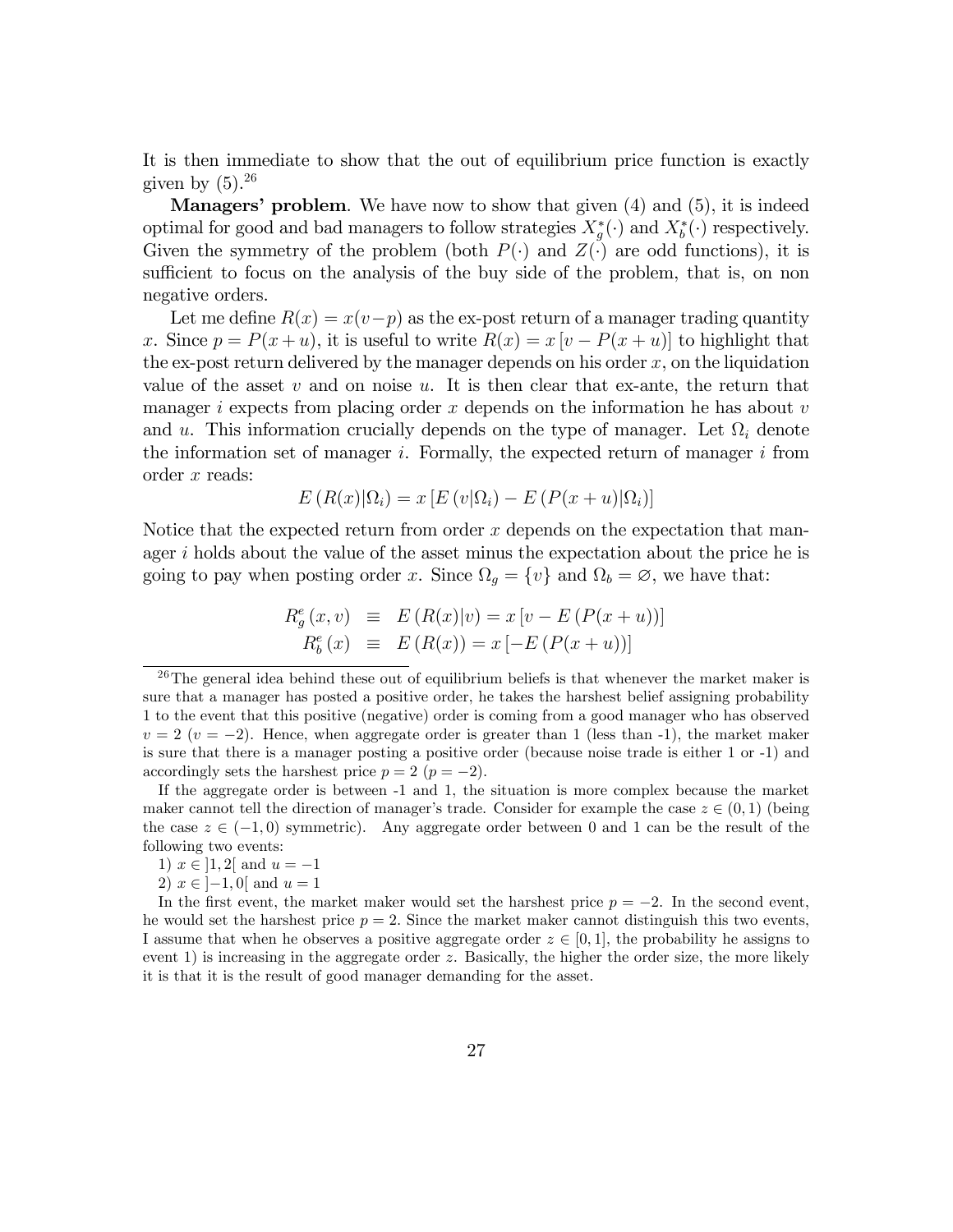It is then immediate to show that the out of equilibrium price function is exactly given by (5).[26]

**Managers' problem**. We have now to show that given (4) and (5), it is indeed optimal for good and bad managers to follow strategies $X_g^*(\cdot)$ and $X_b^*(\cdot)$ respectively. Given the symmetry of the problem (both $P(\cdot)$ and $Z(\cdot)$ are odd functions), it is sufficient to focus on the analysis of the buy side of the problem, that is, on non negative orders.

Let me define $R(x) = x(v-p)$ as the ex-post return of a manager trading quantity $x$. Since $p = P(x+u)$, it is useful to write $R(x) = x\left[v - P(x+u)\right]$ to highlight that the ex-post return delivered by the manager depends on his order $x$, on the liquidation value of the asset $v$ and on noise $u$. It is then clear that ex-ante, the return that manager $i$ expects from placing order $x$ depends on the information he has about $v$ and $u$. This information crucially depends on the type of manager. Let $\Omega_i$ denote the information set of manager $i$. Formally, the expected return of manager $i$ from order $x$ reads:

$$E\left(R(x)|\Omega_i\right) = x\left[E\left(v|\Omega_i\right) - E\left(P(x+u)|\Omega_i\right)\right]$$

Notice that the expected return from order $x$ depends on the expectation that manager $i$ holds about the value of the asset minus the expectation about the price he is going to pay when posting order $x$. Since $\Omega_g = \{v\}$ and $\Omega_b = \varnothing$, we have that:

$$\begin{aligned}
R_g^e(x, v) &\equiv E\left(R(x)|v\right) = x\left[v - E\left(P(x+u)\right)\right] \\
R_b^e(x) &\equiv E\left(R(x)\right) = x\left[-E\left(P(x+u)\right)\right]
\end{aligned}$$

---

[26] The general idea behind these out of equilibrium beliefs is that whenever the market maker is sure that a manager has posted a positive order, he takes the harshest belief assigning probability 1 to the event that this positive (negative) order is coming from a good manager who has observed $v = 2$ ($v = -2$). Hence, when aggregate order is greater than 1 (less than -1), the market maker is sure that there is a manager posting a positive order (because noise trade is either 1 or -1) and accordingly sets the harshest price $p = 2$ ($p = -2$).

If the aggregate order is between -1 and 1, the situation is more complex because the market maker cannot tell the direction of manager's trade. Consider for example the case $z \in (0, 1)$ (being the case $z \in (-1, 0)$ symmetric). Any aggregate order between 0 and 1 can be the result of the following two events:

1) $x \in ]1, 2[$ and $u = -1$

2) $x \in ]-1, 0[$ and $u = 1$

In the first event, the market maker would set the harshest price $p = -2$. In the second event, he would set the harshest price $p = 2$. Since the market maker cannot distinguish this two events, I assume that when he observes a positive aggregate order $z \in [0, 1]$, the probability he assigns to event 1) is increasing in the aggregate order $z$. Basically, the higher the order size, the more likely it is that it is the result of good manager demanding for the asset.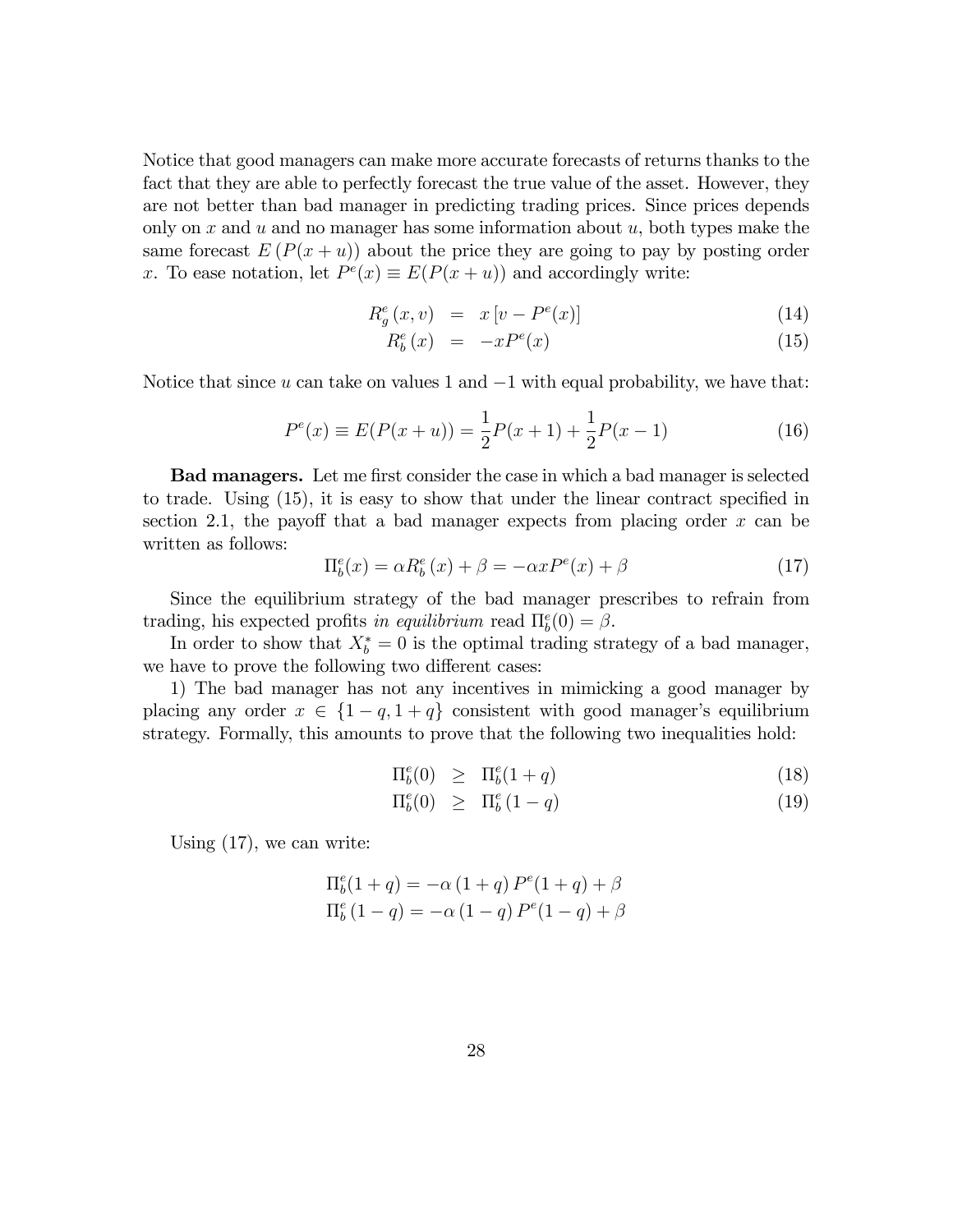Notice that good managers can make more accurate forecasts of returns thanks to the fact that they are able to perfectly forecast the true value of the asset. However, they are not better than bad manager in predicting trading prices. Since prices depends only on $x$ and $u$ and no manager has some information about $u$, both types make the same forecast $E(P(x+u))$ about the price they are going to pay by posting order $x$. To ease notation, let $P^e(x) \equiv E(P(x+u))$ and accordingly write:

$$R_g^e(x,v) = x\left[v - P^e(x)\right] \tag{14}$$

$$R_b^e(x) = -xP^e(x) \tag{15}$$

Notice that since $u$ can take on values 1 and $-1$ with equal probability, we have that:

$$P^e(x) \equiv E(P(x+u)) = \frac{1}{2}P(x+1) + \frac{1}{2}P(x-1) \tag{16}$$

**Bad managers.** Let me first consider the case in which a bad manager is selected to trade. Using (15), it is easy to show that under the linear contract specified in section 2.1, the payoff that a bad manager expects from placing order $x$ can be written as follows:

$$\Pi_b^e(x) = \alpha R_b^e(x) + \beta = -\alpha x P^e(x) + \beta \tag{17}$$

Since the equilibrium strategy of the bad manager prescribes to refrain from trading, his expected profits *in equilibrium* read $\Pi_b^e(0) = \beta$.

In order to show that $X_b^* = 0$ is the optimal trading strategy of a bad manager, we have to prove the following two different cases:

1) The bad manager has not any incentives in mimicking a good manager by placing any order $x \in \{1-q, 1+q\}$ consistent with good manager's equilibrium strategy. Formally, this amounts to prove that the following two inequalities hold:

$$\Pi_b^e(0) \geq \Pi_b^e(1+q) \tag{18}$$

$$\Pi_b^e(0) \geq \Pi_b^e(1-q) \tag{19}$$

Using (17), we can write:

$$\Pi_b^e(1+q) = -\alpha(1+q)P^e(1+q) + \beta$$

$$\Pi_b^e(1-q) = -\alpha(1-q)P^e(1-q) + \beta$$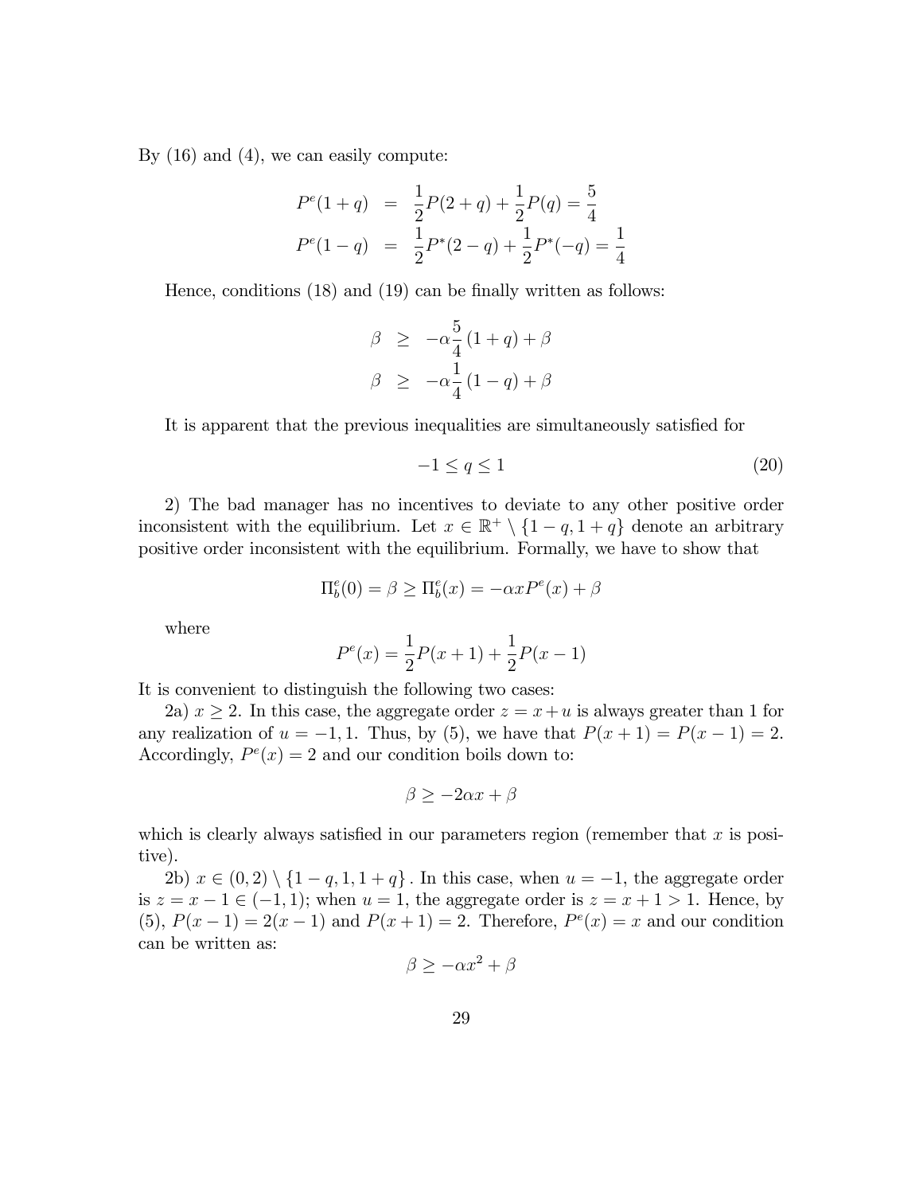By (16) and (4), we can easily compute:

$$
\begin{aligned}
P^e(1+q) &= \frac{1}{2}P(2+q) + \frac{1}{2}P(q) = \frac{5}{4} \\
P^e(1-q) &= \frac{1}{2}P^*(2-q) + \frac{1}{2}P^*(-q) = \frac{1}{4}
\end{aligned}
$$

Hence, conditions (18) and (19) can be finally written as follows:

$$
\begin{aligned}
\beta &\geq -\alpha\frac{5}{4}(1+q) + \beta \\
\beta &\geq -\alpha\frac{1}{4}(1-q) + \beta
\end{aligned}
$$

It is apparent that the previous inequalities are simultaneously satisfied for

$$
-1 \leq q \leq 1 \tag{20}
$$

2) The bad manager has no incentives to deviate to any other positive order inconsistent with the equilibrium. Let $x \in \mathbb{R}^+ \setminus \{1-q, 1+q\}$ denote an arbitrary positive order inconsistent with the equilibrium. Formally, we have to show that

$$
\Pi_b^e(0) = \beta \geq \Pi_b^e(x) = -\alpha x P^e(x) + \beta
$$

where

$$
P^e(x) = \frac{1}{2}P(x+1) + \frac{1}{2}P(x-1)
$$

It is convenient to distinguish the following two cases:

2a) $x \geq 2$. In this case, the aggregate order $z = x + u$ is always greater than 1 for any realization of $u = -1, 1$. Thus, by (5), we have that $P(x+1) = P(x-1) = 2$. Accordingly, $P^e(x) = 2$ and our condition boils down to:

$$
\beta \geq -2\alpha x + \beta
$$

which is clearly always satisfied in our parameters region (remember that $x$ is positive).

2b) $x \in (0,2) \setminus \{1-q, 1, 1+q\}$. In this case, when $u = -1$, the aggregate order is $z = x - 1 \in (-1, 1)$; when $u = 1$, the aggregate order is $z = x + 1 > 1$. Hence, by (5), $P(x-1) = 2(x-1)$ and $P(x+1) = 2$. Therefore, $P^e(x) = x$ and our condition can be written as:

$$
\beta \geq -\alpha x^2 + \beta
$$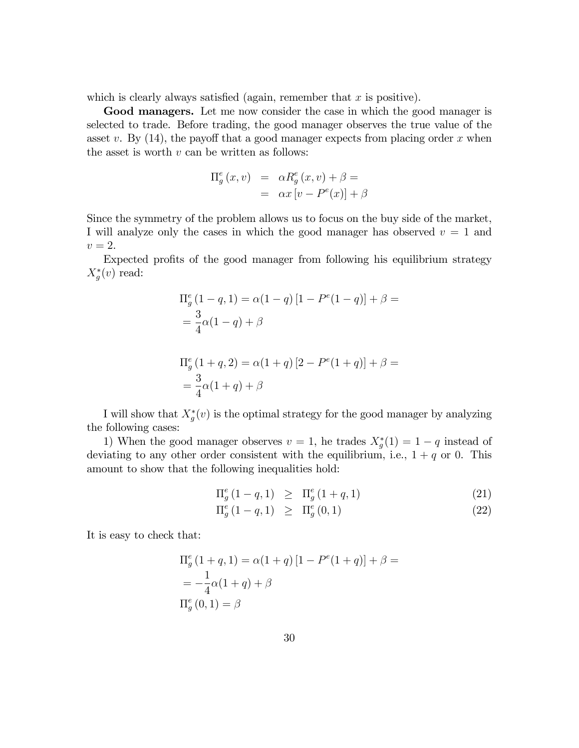which is clearly always satisfied (again, remember that $x$ is positive).

**Good managers.** Let me now consider the case in which the good manager is selected to trade. Before trading, the good manager observes the true value of the asset $v$. By (14), the payoff that a good manager expects from placing order $x$ when the asset is worth $v$ can be written as follows:

$$
\begin{aligned}
\Pi_g^e(x, v) &= \alpha R_g^e(x, v) + \beta = \\
&= \alpha x \left[ v - P^e(x) \right] + \beta
\end{aligned}
$$

Since the symmetry of the problem allows us to focus on the buy side of the market, I will analyze only the cases in which the good manager has observed $v = 1$ and $v = 2$.

Expected profits of the good manager from following his equilibrium strategy $X_g^*(v)$ read:

$$
\begin{aligned}
&\Pi_g^e(1-q, 1) = \alpha(1-q)\left[1 - P^e(1-q)\right] + \beta = \\
&= \frac{3}{4}\alpha(1-q) + \beta
\end{aligned}
$$

$$
\begin{aligned}
&\Pi_g^e(1+q, 2) = \alpha(1+q)\left[2 - P^e(1+q)\right] + \beta = \\
&= \frac{3}{4}\alpha(1+q) + \beta
\end{aligned}
$$

I will show that $X_g^*(v)$ is the optimal strategy for the good manager by analyzing the following cases:

1) When the good manager observes $v = 1$, he trades $X_g^*(1) = 1 - q$ instead of deviating to any other order consistent with the equilibrium, i.e., $1 + q$ or $0$. This amount to show that the following inequalities hold:

$$
\Pi_g^e(1-q, 1) \geq \Pi_g^e(1+q, 1) \tag{21}
$$

$$
\Pi_g^e(1-q, 1) \geq \Pi_g^e(0, 1) \tag{22}
$$

It is easy to check that:

$$
\begin{aligned}
&\Pi_g^e(1+q, 1) = \alpha(1+q)\left[1 - P^e(1+q)\right] + \beta = \\
&= -\frac{1}{4}\alpha(1+q) + \beta \\
&\Pi_g^e(0, 1) = \beta
\end{aligned}
$$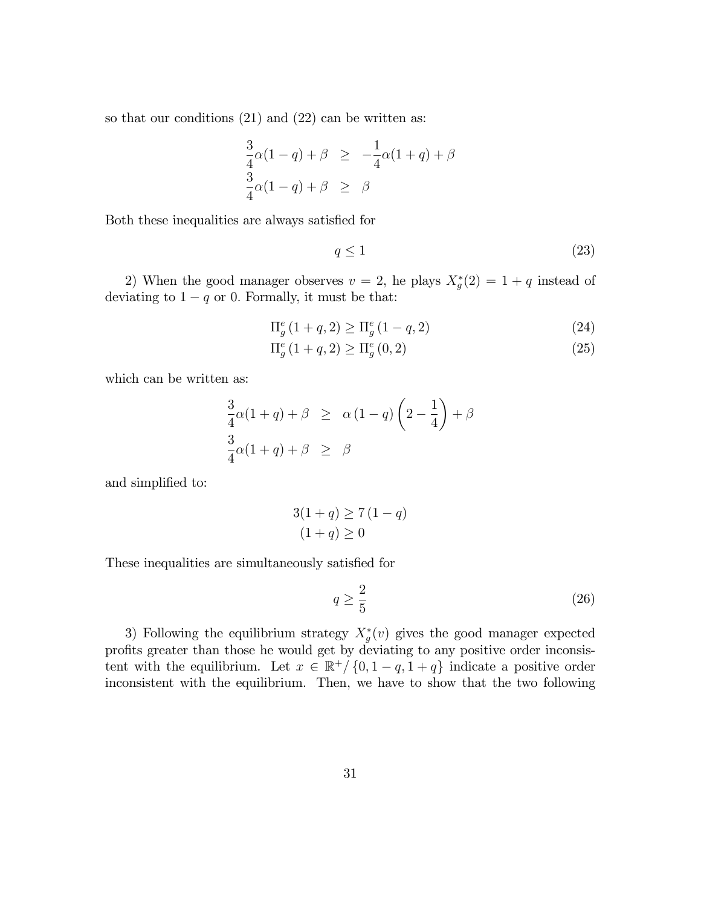so that our conditions (21) and (22) can be written as:

$$
\begin{aligned}
\frac{3}{4}\alpha(1-q)+\beta &\geq -\frac{1}{4}\alpha(1+q)+\beta \\
\frac{3}{4}\alpha(1-q)+\beta &\geq \beta
\end{aligned}
$$

Both these inequalities are always satisfied for

$$
q \leq 1 \tag{23}
$$

2) When the good manager observes $v = 2$, he plays $X_g^*(2) = 1+q$ instead of deviating to $1-q$ or 0. Formally, it must be that:

$$
\Pi_g^e(1+q,2) \geq \Pi_g^e(1-q,2) \tag{24}
$$

$$
\Pi_g^e(1+q,2) \geq \Pi_g^e(0,2) \tag{25}
$$

which can be written as:

$$
\begin{aligned}
\frac{3}{4}\alpha(1+q)+\beta &\geq \alpha(1-q)\left(2-\frac{1}{4}\right)+\beta \\
\frac{3}{4}\alpha(1+q)+\beta &\geq \beta
\end{aligned}
$$

and simplified to:

$$
\begin{aligned}
3(1+q) &\geq 7(1-q) \\
(1+q) &\geq 0
\end{aligned}
$$

These inequalities are simultaneously satisfied for

$$
q \geq \frac{2}{5} \tag{26}
$$

3) Following the equilibrium strategy $X_g^*(v)$ gives the good manager expected profits greater than those he would get by deviating to any positive order inconsistent with the equilibrium. Let $x \in \mathbb{R}^+/\{0, 1-q, 1+q\}$ indicate a positive order inconsistent with the equilibrium. Then, we have to show that the two following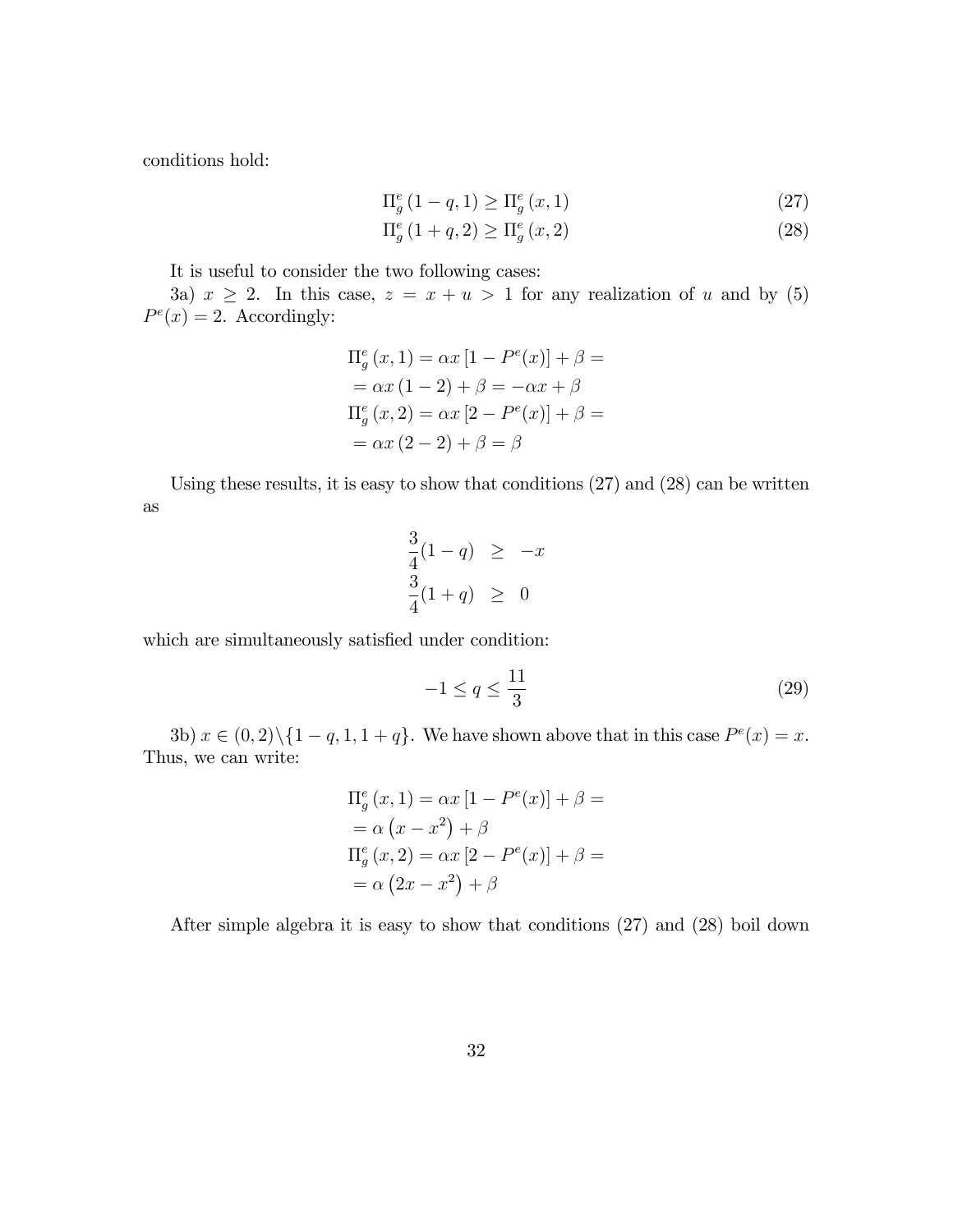conditions hold:

$$\Pi_g^e(1-q,1) \geq \Pi_g^e(x,1) \tag{27}$$

$$\Pi_g^e(1+q,2) \geq \Pi_g^e(x,2) \tag{28}$$

It is useful to consider the two following cases:

3a) $x \geq 2$. In this case, $z = x + u > 1$ for any realization of $u$ and by (5) $P^e(x) = 2$. Accordingly:

$$\begin{aligned}
&\Pi_g^e(x,1) = \alpha x\left[1 - P^e(x)\right] + \beta = \\
&= \alpha x(1-2) + \beta = -\alpha x + \beta \\
&\Pi_g^e(x,2) = \alpha x\left[2 - P^e(x)\right] + \beta = \\
&= \alpha x(2-2) + \beta = \beta
\end{aligned}$$

Using these results, it is easy to show that conditions (27) and (28) can be written as

$$\begin{aligned}
\frac{3}{4}(1-q) &\geq -x \\
\frac{3}{4}(1+q) &\geq 0
\end{aligned}$$

which are simultaneously satisfied under condition:

$$-1 \leq q \leq \frac{11}{3} \tag{29}$$

3b) $x \in (0,2)\backslash\{1-q, 1, 1+q\}$. We have shown above that in this case $P^e(x) = x$. Thus, we can write:

$$\begin{aligned}
&\Pi_g^e(x,1) = \alpha x\left[1 - P^e(x)\right] + \beta = \\
&= \alpha\left(x - x^2\right) + \beta \\
&\Pi_g^e(x,2) = \alpha x\left[2 - P^e(x)\right] + \beta = \\
&= \alpha\left(2x - x^2\right) + \beta
\end{aligned}$$

After simple algebra it is easy to show that conditions (27) and (28) boil down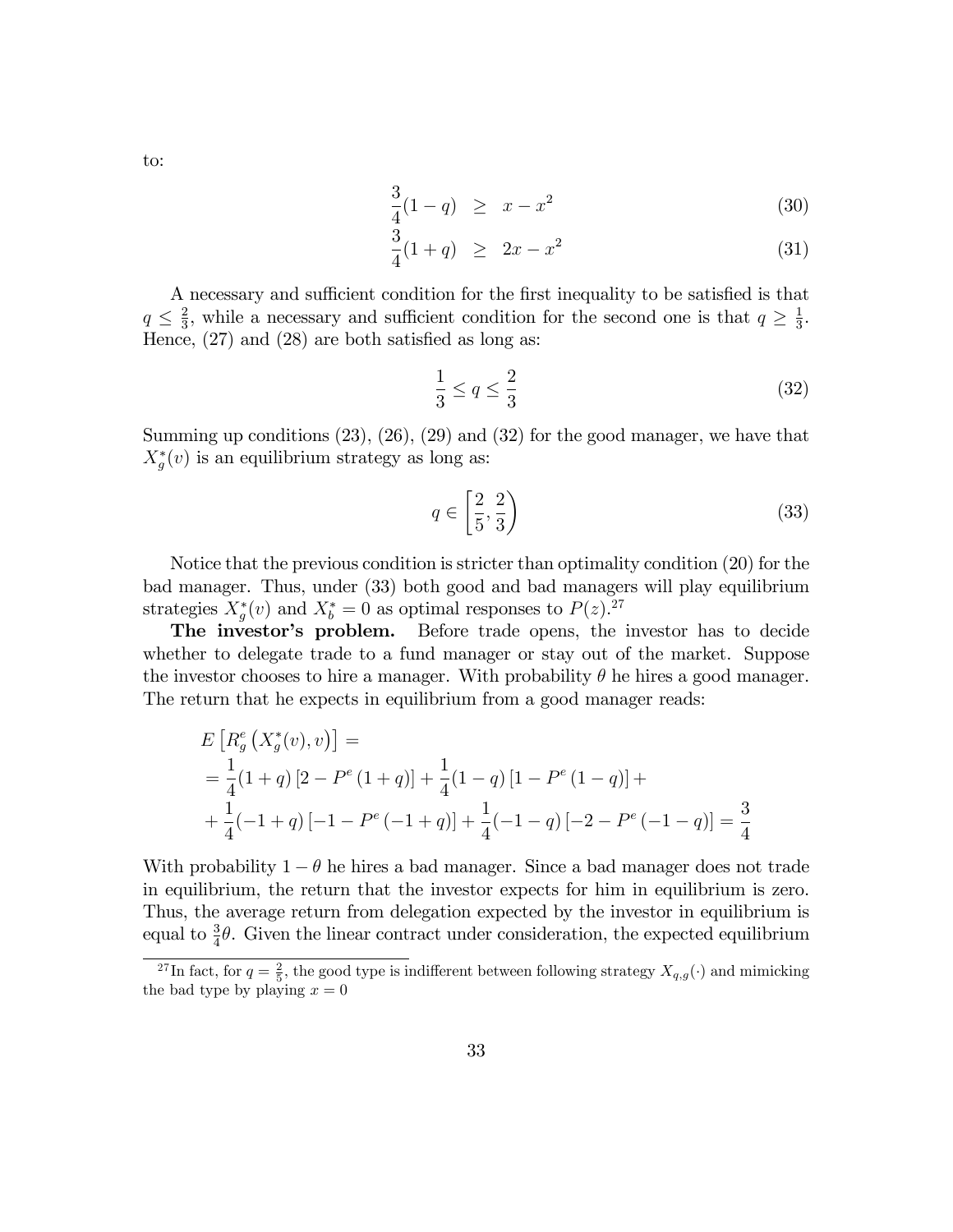to:

$$\frac{3}{4}(1-q) \geq x - x^2 \tag{30}$$

$$\frac{3}{4}(1+q) \geq 2x - x^2 \tag{31}$$

A necessary and sufficient condition for the first inequality to be satisfied is that $q \leq \frac{2}{3}$, while a necessary and sufficient condition for the second one is that $q \geq \frac{1}{3}$. Hence, (27) and (28) are both satisfied as long as:

$$\frac{1}{3} \leq q \leq \frac{2}{3} \tag{32}$$

Summing up conditions (23), (26), (29) and (32) for the good manager, we have that $X_g^*(v)$ is an equilibrium strategy as long as:

$$q \in \left[\frac{2}{5}, \frac{2}{3}\right) \tag{33}$$

Notice that the previous condition is stricter than optimality condition (20) for the bad manager. Thus, under (33) both good and bad managers will play equilibrium strategies $X_g^*(v)$ and $X_b^* = 0$ as optimal responses to $P(z)$.[27]

**The investor's problem.** Before trade opens, the investor has to decide whether to delegate trade to a fund manager or stay out of the market. Suppose the investor chooses to hire a manager. With probability $\theta$ he hires a good manager. The return that he expects in equilibrium from a good manager reads:

$$\begin{aligned}
&E\left[R_g^e\left(X_g^*(v), v\right)\right] = \\
&= \frac{1}{4}(1+q)\left[2 - P^e\left(1+q\right)\right] + \frac{1}{4}(1-q)\left[1 - P^e\left(1-q\right)\right] + \\
&+ \frac{1}{4}(-1+q)\left[-1 - P^e\left(-1+q\right)\right] + \frac{1}{4}(-1-q)\left[-2 - P^e\left(-1-q\right)\right] = \frac{3}{4}
\end{aligned}$$

With probability $1-\theta$ he hires a bad manager. Since a bad manager does not trade in equilibrium, the return that the investor expects for him in equilibrium is zero. Thus, the average return from delegation expected by the investor in equilibrium is equal to $\frac{3}{4}\theta$. Given the linear contract under consideration, the expected equilibrium

[27] In fact, for $q = \frac{2}{5}$, the good type is indifferent between following strategy $X_{q,g}(\cdot)$ and mimicking the bad type by playing $x = 0$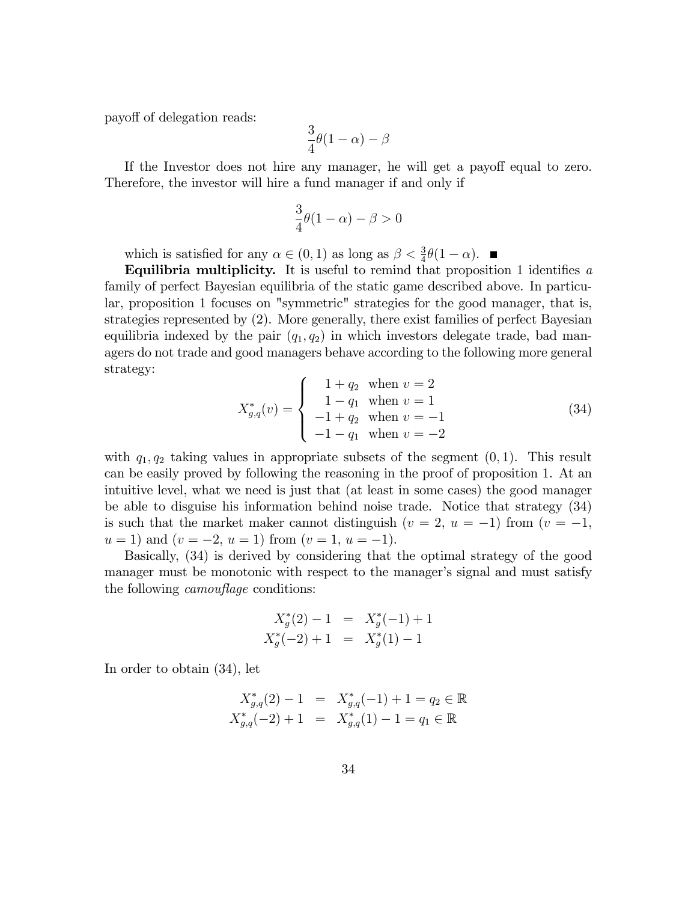payoff of delegation reads:

$$\frac{3}{4}\theta(1-\alpha)-\beta$$

If the Investor does not hire any manager, he will get a payoff equal to zero. Therefore, the investor will hire a fund manager if and only if

$$\frac{3}{4}\theta(1-\alpha)-\beta>0$$

which is satisfied for any $\alpha \in (0,1)$ as long as $\beta < \frac{3}{4}\theta(1-\alpha)$. ■

**Equilibria multiplicity.** It is useful to remind that proposition 1 identifies *a* family of perfect Bayesian equilibria of the static game described above. In particular, proposition 1 focuses on "symmetric" strategies for the good manager, that is, strategies represented by (2). More generally, there exist families of perfect Bayesian equilibria indexed by the pair $(q_1, q_2)$ in which investors delegate trade, bad managers do not trade and good managers behave according to the following more general strategy:

$$X^*_{g,q}(v) = \begin{cases} 1+q_2 & \text{when } v=2 \\ 1-q_1 & \text{when } v=1 \\ -1+q_2 & \text{when } v=-1 \\ -1-q_1 & \text{when } v=-2 \end{cases} \tag{34}$$

with $q_1, q_2$ taking values in appropriate subsets of the segment $(0,1)$. This result can be easily proved by following the reasoning in the proof of proposition 1. At an intuitive level, what we need is just that (at least in some cases) the good manager be able to disguise his information behind noise trade. Notice that strategy (34) is such that the market maker cannot distinguish ($v=2$, $u=-1$) from ($v=-1$, $u=1$) and ($v=-2$, $u=1$) from ($v=1$, $u=-1$).

Basically, (34) is derived by considering that the optimal strategy of the good manager must be monotonic with respect to the manager's signal and must satisfy the following *camouflage* conditions:

$$\begin{aligned} X^*_g(2)-1 &= X^*_g(-1)+1 \\ X^*_g(-2)+1 &= X^*_g(1)-1 \end{aligned}$$

In order to obtain (34), let

$$\begin{aligned} X^*_{g,q}(2)-1 &= X^*_{g,q}(-1)+1 = q_2 \in \mathbb{R} \\ X^*_{g,q}(-2)+1 &= X^*_{g,q}(1)-1 = q_1 \in \mathbb{R} \end{aligned}$$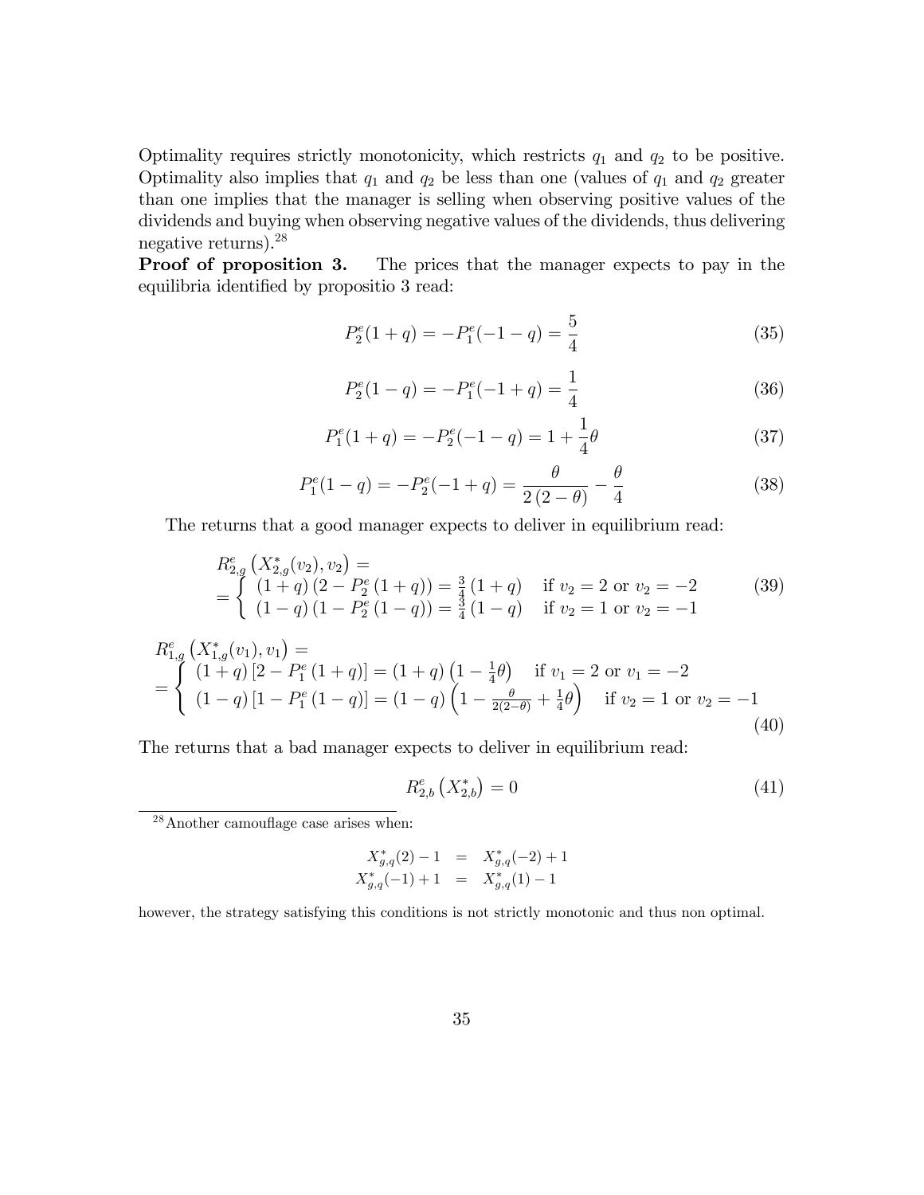Optimality requires strictly monotonicity, which restricts $q_1$ and $q_2$ to be positive. Optimality also implies that $q_1$ and $q_2$ be less than one (values of $q_1$ and $q_2$ greater than one implies that the manager is selling when observing positive values of the dividends and buying when observing negative values of the dividends, thus delivering negative returns).[28]

**Proof of proposition 3.** The prices that the manager expects to pay in the equilibria identified by propositio 3 read:

$$P_2^e(1+q) = -P_1^e(-1-q) = \frac{5}{4} \tag{35}$$

$$P_2^e(1-q) = -P_1^e(-1+q) = \frac{1}{4} \tag{36}$$

$$P_1^e(1+q) = -P_2^e(-1-q) = 1 + \frac{1}{4}\theta \tag{37}$$

$$P_1^e(1-q) = -P_2^e(-1+q) = \frac{\theta}{2(2-\theta)} - \frac{\theta}{4} \tag{38}$$

The returns that a good manager expects to deliver in equilibrium read:

$$R_{2,g}^e\left(X_{2,g}^*(v_2), v_2\right) = \\ = \begin{cases} (1+q)\left(2 - P_2^e(1+q)\right) = \frac{3}{4}(1+q) & \text{if } v_2 = 2 \text{ or } v_2 = -2 \\ (1-q)\left(1 - P_2^e(1-q)\right) = \frac{3}{4}(1-q) & \text{if } v_2 = 1 \text{ or } v_2 = -1 \end{cases} \tag{39}$$

$$R_{1,g}^e\left(X_{1,g}^*(v_1), v_1\right) = \\ = \begin{cases} (1+q)\left[2 - P_1^e(1+q)\right] = (1+q)\left(1 - \frac{1}{4}\theta\right) & \text{if } v_1 = 2 \text{ or } v_1 = -2 \\ (1-q)\left[1 - P_1^e(1-q)\right] = (1-q)\left(1 - \frac{\theta}{2(2-\theta)} + \frac{1}{4}\theta\right) & \text{if } v_2 = 1 \text{ or } v_2 = -1 \end{cases} \tag{40}$$

The returns that a bad manager expects to deliver in equilibrium read:

$$R_{2,b}^e\left(X_{2,b}^*\right) = 0 \tag{41}$$

[28] Another camouflage case arises when:

$$\begin{aligned} X_{g,q}^*(2) - 1 &= X_{g,q}^*(-2) + 1 \\ X_{g,q}^*(-1) + 1 &= X_{g,q}^*(1) - 1 \end{aligned}$$

however, the strategy satisfying this conditions is not strictly monotonic and thus non optimal.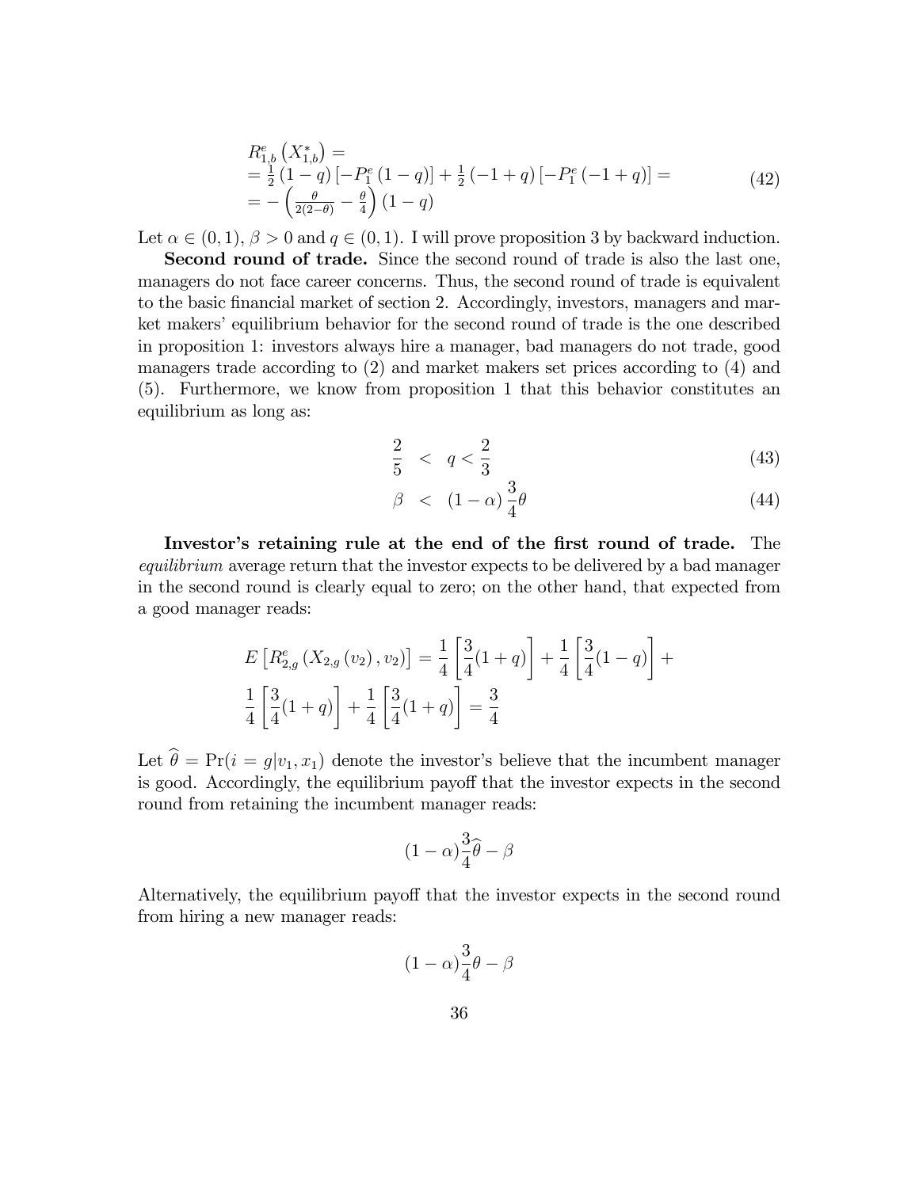$$
\begin{aligned}
&R^e_{1,b}\left(X^*_{1,b}\right) = \\
&= \tfrac{1}{2}\left(1-q\right)\left[-P^e_1\left(1-q\right)\right] + \tfrac{1}{2}\left(-1+q\right)\left[-P^e_1\left(-1+q\right)\right] = \\
&= -\left(\tfrac{\theta}{2(2-\theta)} - \tfrac{\theta}{4}\right)\left(1-q\right)
\end{aligned} \tag{42}
$$

Let $\alpha \in (0,1)$, $\beta > 0$ and $q \in (0,1)$. I will prove proposition 3 by backward induction.

**Second round of trade.** Since the second round of trade is also the last one, managers do not face career concerns. Thus, the second round of trade is equivalent to the basic financial market of section 2. Accordingly, investors, managers and market makers' equilibrium behavior for the second round of trade is the one described in proposition 1: investors always hire a manager, bad managers do not trade, good managers trade according to (2) and market makers set prices according to (4) and (5). Furthermore, we know from proposition 1 that this behavior constitutes an equilibrium as long as:

$$
\frac{2}{5} < q < \frac{2}{3} \tag{43}
$$

$$
\beta < (1-\alpha)\frac{3}{4}\theta \tag{44}
$$

**Investor's retaining rule at the end of the first round of trade.** The *equilibrium* average return that the investor expects to be delivered by a bad manager in the second round is clearly equal to zero; on the other hand, that expected from a good manager reads:

$$
E\left[R^e_{2,g}\left(X_{2,g}\left(v_2\right), v_2\right)\right] = \frac{1}{4}\left[\frac{3}{4}(1+q)\right] + \frac{1}{4}\left[\frac{3}{4}(1-q)\right] + \frac{1}{4}\left[\frac{3}{4}(1+q)\right] + \frac{1}{4}\left[\frac{3}{4}(1+q)\right] = \frac{3}{4}
$$

Let $\widehat{\theta} = \Pr(i = g | v_1, x_1)$ denote the investor's believe that the incumbent manager is good. Accordingly, the equilibrium payoff that the investor expects in the second round from retaining the incumbent manager reads:

$$
(1-\alpha)\frac{3}{4}\widehat{\theta} - \beta
$$

Alternatively, the equilibrium payoff that the investor expects in the second round from hiring a new manager reads:

$$
(1-\alpha)\frac{3}{4}\theta - \beta
$$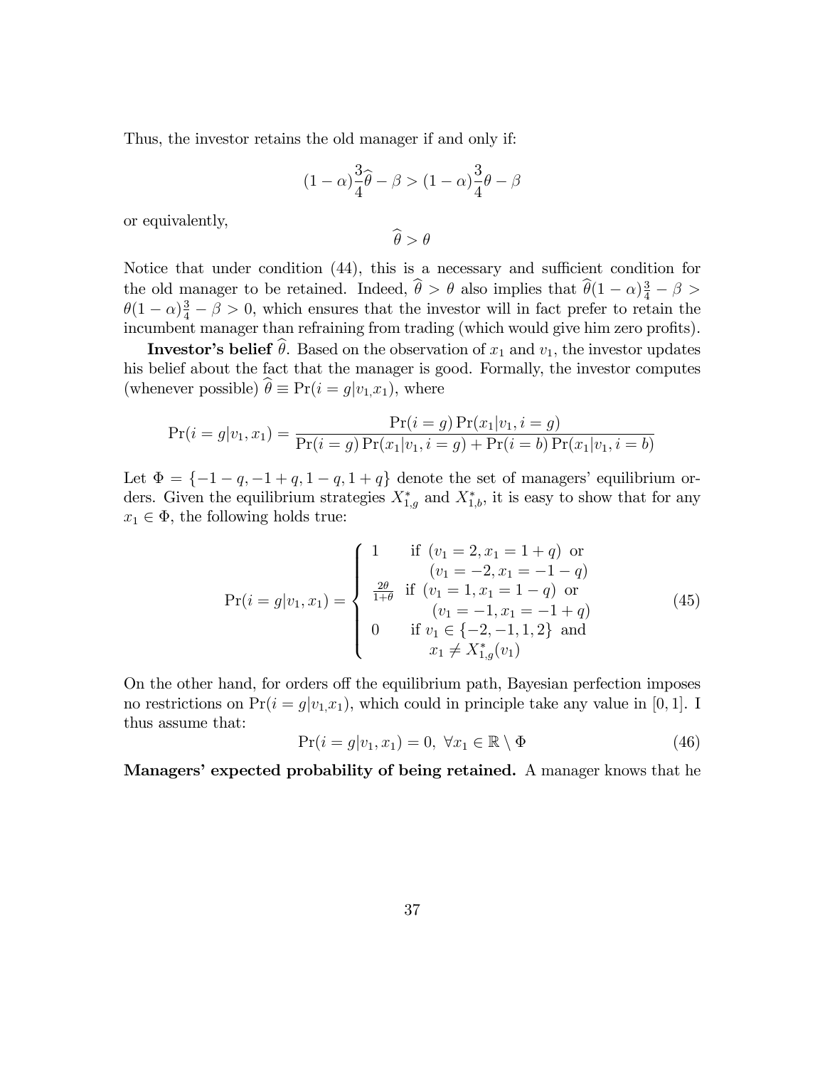Thus, the investor retains the old manager if and only if:

$$(1-\alpha)\frac{3}{4}\widehat{\theta} - \beta > (1-\alpha)\frac{3}{4}\theta - \beta$$

or equivalently,

$$\widehat{\theta} > \theta$$

Notice that under condition (44), this is a necessary and sufficient condition for the old manager to be retained. Indeed, $\widehat{\theta} > \theta$ also implies that $\widehat{\theta}(1-\alpha)\frac{3}{4} - \beta > \theta(1-\alpha)\frac{3}{4} - \beta > 0$, which ensures that the investor will in fact prefer to retain the incumbent manager than refraining from trading (which would give him zero profits).

**Investor's belief** $\widehat{\theta}$. Based on the observation of $x_1$ and $v_1$, the investor updates his belief about the fact that the manager is good. Formally, the investor computes (whenever possible) $\widehat{\theta} \equiv \Pr(i = g|v_1, x_1)$, where

$$\Pr(i = g|v_1, x_1) = \frac{\Pr(i = g)\Pr(x_1|v_1, i = g)}{\Pr(i = g)\Pr(x_1|v_1, i = g) + \Pr(i = b)\Pr(x_1|v_1, i = b)}$$

Let $\Phi = \{-1-q, -1+q, 1-q, 1+q\}$ denote the set of managers' equilibrium orders. Given the equilibrium strategies $X^*_{1,g}$ and $X^*_{1,b}$, it is easy to show that for any $x_1 \in \Phi$, the following holds true:

$$\Pr(i = g|v_1, x_1) = \begin{cases} 1 & \text{if } (v_1 = 2, x_1 = 1+q) \text{ or } \\ & \quad (v_1 = -2, x_1 = -1-q) \\ \frac{2\theta}{1+\theta} & \text{if } (v_1 = 1, x_1 = 1-q) \text{ or } \\ & \quad (v_1 = -1, x_1 = -1+q) \\ 0 & \text{if } v_1 \in \{-2,-1,1,2\} \text{ and } \\ & \quad x_1 \neq X^*_{1,g}(v_1) \end{cases} \tag{45}$$

On the other hand, for orders off the equilibrium path, Bayesian perfection imposes no restrictions on $\Pr(i = g|v_1, x_1)$, which could in principle take any value in $[0, 1]$. I thus assume that:

$$\Pr(i = g|v_1, x_1) = 0, \ \forall x_1 \in \mathbb{R} \setminus \Phi \tag{46}$$

**Managers' expected probability of being retained.** A manager knows that he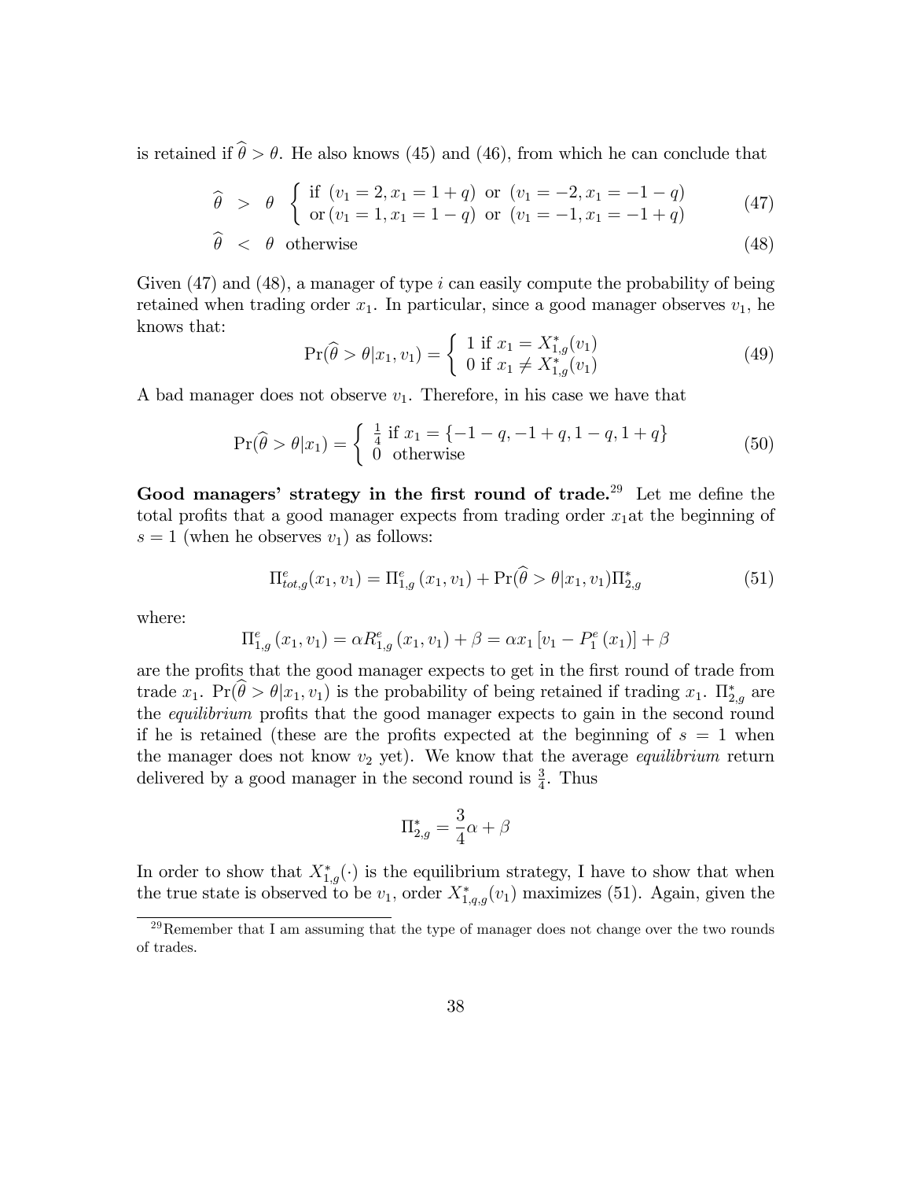is retained if $\widehat{\theta} > \theta$. He also knows (45) and (46), from which he can conclude that

$$\widehat{\theta} \;>\; \theta \;\; \begin{cases} \text{if } (v_1 = 2, x_1 = 1+q) \text{ or } (v_1 = -2, x_1 = -1-q) \\ \text{or } (v_1 = 1, x_1 = 1-q) \text{ or } (v_1 = -1, x_1 = -1+q) \end{cases} \tag{47}$$

$$\widehat{\theta} \;<\; \theta \;\; \text{otherwise} \tag{48}$$

Given (47) and (48), a manager of type $i$ can easily compute the probability of being retained when trading order $x_1$. In particular, since a good manager observes $v_1$, he knows that:

$$\Pr(\widehat{\theta} > \theta | x_1, v_1) = \begin{cases} 1 \text{ if } x_1 = X^*_{1,g}(v_1) \\ 0 \text{ if } x_1 \neq X^*_{1,g}(v_1) \end{cases} \tag{49}$$

A bad manager does not observe $v_1$. Therefore, in his case we have that

$$\Pr(\widehat{\theta} > \theta | x_1) = \begin{cases} \frac{1}{4} \text{ if } x_1 = \{-1-q, -1+q, 1-q, 1+q\} \\ 0 \;\; \text{otherwise} \end{cases} \tag{50}$$

**Good managers' strategy in the first round of trade.**[29] Let me define the total profits that a good manager expects from trading order $x_1$at the beginning of $s = 1$ (when he observes $v_1$) as follows:

$$\Pi^e_{tot,g}(x_1, v_1) = \Pi^e_{1,g}(x_1, v_1) + \Pr(\widehat{\theta} > \theta | x_1, v_1) \Pi^*_{2,g} \tag{51}$$

where:

$$\Pi^e_{1,g}(x_1, v_1) = \alpha R^e_{1,g}(x_1, v_1) + \beta = \alpha x_1 \left[ v_1 - P^e_1(x_1) \right] + \beta$$

are the profits that the good manager expects to get in the first round of trade from trade $x_1$. $\Pr(\widehat{\theta} > \theta | x_1, v_1)$ is the probability of being retained if trading $x_1$. $\Pi^*_{2,g}$ are the *equilibrium* profits that the good manager expects to gain in the second round if he is retained (these are the profits expected at the beginning of $s = 1$ when the manager does not know $v_2$ yet). We know that the average *equilibrium* return delivered by a good manager in the second round is $\frac{3}{4}$. Thus

$$\Pi^*_{2,g} = \frac{3}{4}\alpha + \beta$$

In order to show that $X^*_{1,g}(\cdot)$ is the equilibrium strategy, I have to show that when the true state is observed to be $v_1$, order $X^*_{1,q,g}(v_1)$ maximizes (51). Again, given the

[29] Remember that I am assuming that the type of manager does not change over the two rounds of trades.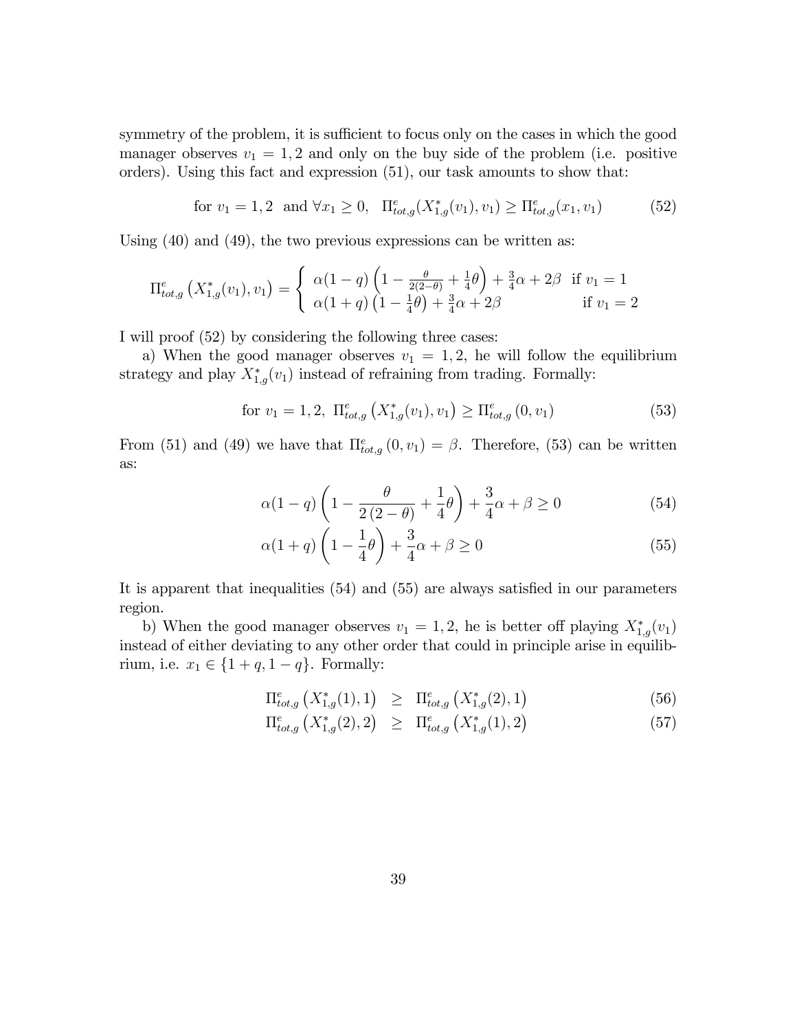symmetry of the problem, it is sufficient to focus only on the cases in which the good manager observes $v_1 = 1, 2$ and only on the buy side of the problem (i.e. positive orders). Using this fact and expression (51), our task amounts to show that:

$$\text{for } v_1 = 1, 2 \;\text{ and } \forall x_1 \geq 0, \;\; \Pi^e_{tot,g}(X^*_{1,g}(v_1), v_1) \geq \Pi^e_{tot,g}(x_1, v_1) \tag{52}$$

Using (40) and (49), the two previous expressions can be written as:

$$\Pi^e_{tot,g}\left(X^*_{1,g}(v_1), v_1\right) = \begin{cases} \alpha(1-q)\left(1 - \frac{\theta}{2(2-\theta)} + \frac{1}{4}\theta\right) + \frac{3}{4}\alpha + 2\beta & \text{if } v_1 = 1 \\ \alpha(1+q)\left(1 - \frac{1}{4}\theta\right) + \frac{3}{4}\alpha + 2\beta & \text{if } v_1 = 2 \end{cases}$$

I will proof (52) by considering the following three cases:

a) When the good manager observes $v_1 = 1, 2$, he will follow the equilibrium strategy and play $X^*_{1,g}(v_1)$ instead of refraining from trading. Formally:

$$\text{for } v_1 = 1, 2, \; \Pi^e_{tot,g}\left(X^*_{1,g}(v_1), v_1\right) \geq \Pi^e_{tot,g}\left(0, v_1\right) \tag{53}$$

From (51) and (49) we have that $\Pi^e_{tot,g}\left(0, v_1\right) = \beta$. Therefore, (53) can be written as:

$$\alpha(1-q)\left(1 - \frac{\theta}{2\left(2-\theta\right)} + \frac{1}{4}\theta\right) + \frac{3}{4}\alpha + \beta \geq 0 \tag{54}$$

$$\alpha(1+q)\left(1 - \frac{1}{4}\theta\right) + \frac{3}{4}\alpha + \beta \geq 0 \tag{55}$$

It is apparent that inequalities (54) and (55) are always satisfied in our parameters region.

b) When the good manager observes $v_1 = 1, 2$, he is better off playing $X^*_{1,g}(v_1)$ instead of either deviating to any other order that could in principle arise in equilibrium, i.e. $x_1 \in \{1+q, 1-q\}$. Formally:

$$\Pi^e_{tot,g}\left(X^*_{1,g}(1), 1\right) \;\; \geq \;\; \Pi^e_{tot,g}\left(X^*_{1,g}(2), 1\right) \tag{56}$$

$$\Pi^e_{tot,g}\left(X^*_{1,g}(2), 2\right) \;\; \geq \;\; \Pi^e_{tot,g}\left(X^*_{1,g}(1), 2\right) \tag{57}$$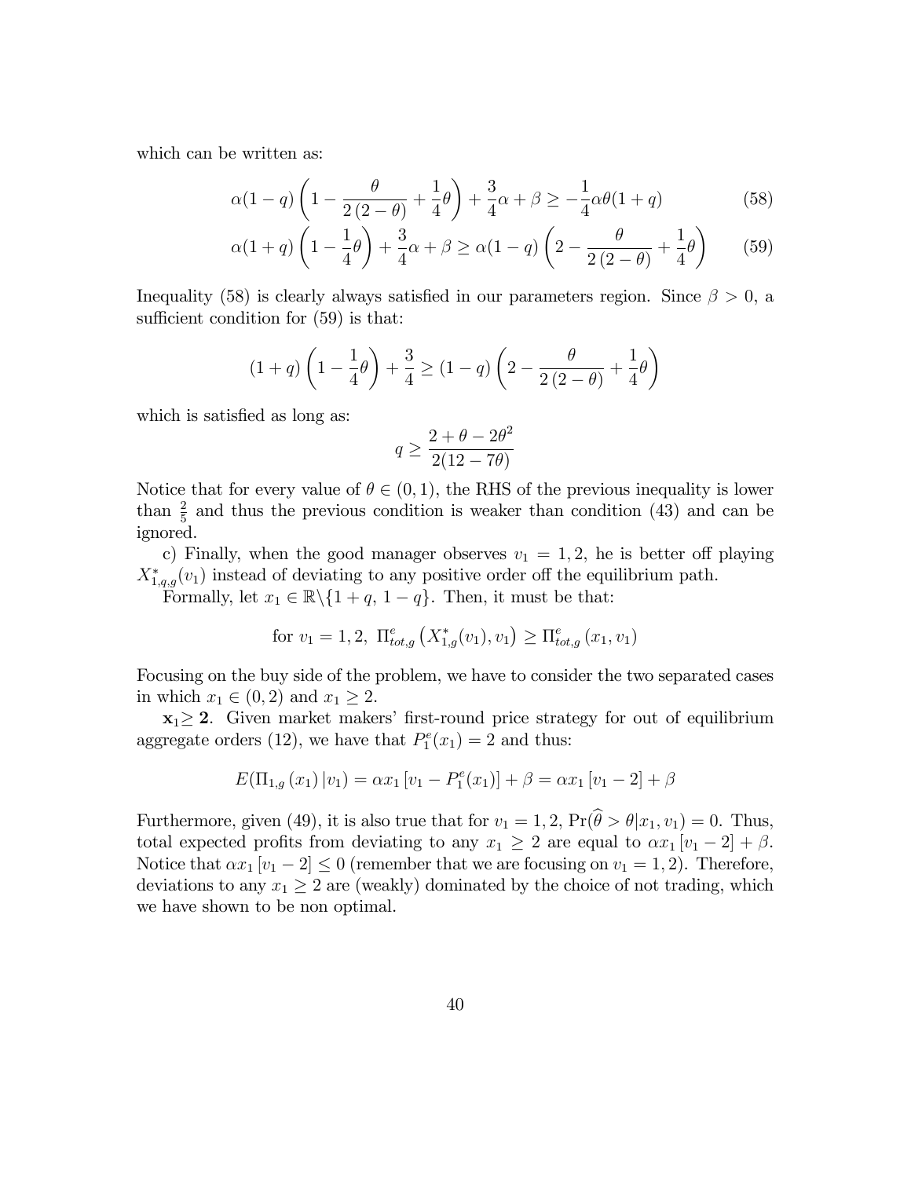which can be written as:

$$\alpha(1-q)\left(1-\frac{\theta}{2\left(2-\theta\right)}+\frac{1}{4}\theta\right)+\frac{3}{4}\alpha+\beta\geq-\frac{1}{4}\alpha\theta(1+q) \tag{58}$$

$$\alpha(1+q)\left(1-\frac{1}{4}\theta\right)+\frac{3}{4}\alpha+\beta\geq\alpha(1-q)\left(2-\frac{\theta}{2\left(2-\theta\right)}+\frac{1}{4}\theta\right) \tag{59}$$

Inequality (58) is clearly always satisfied in our parameters region. Since $\beta>0$, a sufficient condition for (59) is that:

$$(1+q)\left(1-\frac{1}{4}\theta\right)+\frac{3}{4}\geq(1-q)\left(2-\frac{\theta}{2\left(2-\theta\right)}+\frac{1}{4}\theta\right)$$

which is satisfied as long as:

$$q\geq\frac{2+\theta-2\theta^2}{2(12-7\theta)}$$

Notice that for every value of $\theta\in(0,1)$, the RHS of the previous inequality is lower than $\frac{2}{5}$ and thus the previous condition is weaker than condition (43) and can be ignored.

c) Finally, when the good manager observes $v_1=1,2$, he is better off playing $X^*_{1,q,g}(v_1)$ instead of deviating to any positive order off the equilibrium path.

Formally, let $x_1\in\mathbb{R}\backslash\{1+q,\,1-q\}$. Then, it must be that:

$$\text{for } v_1=1,2,\ \Pi^e_{tot,g}\left(X^*_{1,g}(v_1),v_1\right)\geq\Pi^e_{tot,g}\left(x_1,v_1\right)$$

Focusing on the buy side of the problem, we have to consider the two separated cases in which $x_1\in(0,2)$ and $x_1\geq 2$.

$\mathbf{x_1\geq 2}$. Given market makers' first-round price strategy for out of equilibrium aggregate orders (12), we have that $P^e_1(x_1)=2$ and thus:

$$E(\Pi_{1,g}\left(x_1\right)|v_1)=\alpha x_1\left[v_1-P^e_1(x_1)\right]+\beta=\alpha x_1\left[v_1-2\right]+\beta$$

Furthermore, given (49), it is also true that for $v_1=1,2$, $\Pr(\widehat{\theta}>\theta|x_1,v_1)=0$. Thus, total expected profits from deviating to any $x_1\geq 2$ are equal to $\alpha x_1\left[v_1-2\right]+\beta$. Notice that $\alpha x_1\left[v_1-2\right]\leq 0$ (remember that we are focusing on $v_1=1,2$). Therefore, deviations to any $x_1\geq 2$ are (weakly) dominated by the choice of not trading, which we have shown to be non optimal.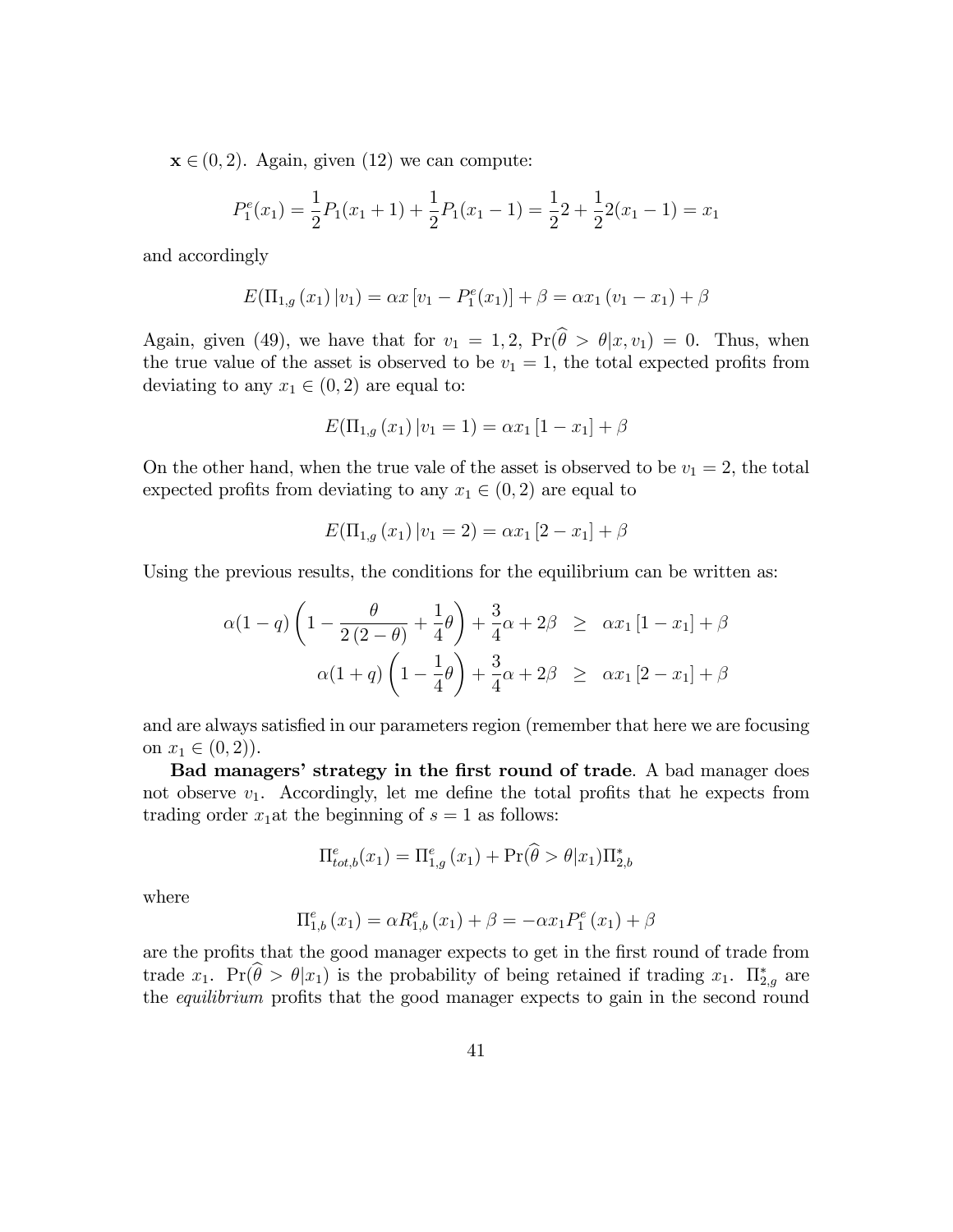$\mathbf{x} \in (0, 2)$. Again, given (12) we can compute:

$$P_1^e(x_1) = \frac{1}{2}P_1(x_1+1) + \frac{1}{2}P_1(x_1-1) = \frac{1}{2}2 + \frac{1}{2}2(x_1-1) = x_1$$

and accordingly

$$E(\Pi_{1,g}(x_1)|v_1) = \alpha x\left[v_1 - P_1^e(x_1)\right] + \beta = \alpha x_1(v_1 - x_1) + \beta$$

Again, given (49), we have that for $v_1 = 1, 2$, $\Pr(\widehat{\theta} > \theta | x, v_1) = 0$. Thus, when the true value of the asset is observed to be $v_1 = 1$, the total expected profits from deviating to any $x_1 \in (0, 2)$ are equal to:

$$E(\Pi_{1,g}(x_1)|v_1 = 1) = \alpha x_1[1 - x_1] + \beta$$

On the other hand, when the true vale of the asset is observed to be $v_1 = 2$, the total expected profits from deviating to any $x_1 \in (0, 2)$ are equal to

$$E(\Pi_{1,g}(x_1)|v_1 = 2) = \alpha x_1[2 - x_1] + \beta$$

Using the previous results, the conditions for the equilibrium can be written as:

$$\alpha(1-q)\left(1 - \frac{\theta}{2(2-\theta)} + \frac{1}{4}\theta\right) + \frac{3}{4}\alpha + 2\beta \geq \alpha x_1[1 - x_1] + \beta$$
$$\alpha(1+q)\left(1 - \frac{1}{4}\theta\right) + \frac{3}{4}\alpha + 2\beta \geq \alpha x_1[2 - x_1] + \beta$$

and are always satisfied in our parameters region (remember that here we are focusing on $x_1 \in (0, 2)$).

**Bad managers' strategy in the first round of trade**. A bad manager does not observe $v_1$. Accordingly, let me define the total profits that he expects from trading order $x_1$at the beginning of $s = 1$ as follows:

$$\Pi_{tot,b}^e(x_1) = \Pi_{1,g}^e(x_1) + \Pr(\widehat{\theta} > \theta | x_1)\Pi_{2,b}^*$$

where

$$\Pi_{1,b}^e(x_1) = \alpha R_{1,b}^e(x_1) + \beta = -\alpha x_1 P_1^e(x_1) + \beta$$

are the profits that the good manager expects to get in the first round of trade from trade $x_1$. $\Pr(\widehat{\theta} > \theta | x_1)$ is the probability of being retained if trading $x_1$. $\Pi_{2,g}^*$ are the *equilibrium* profits that the good manager expects to gain in the second round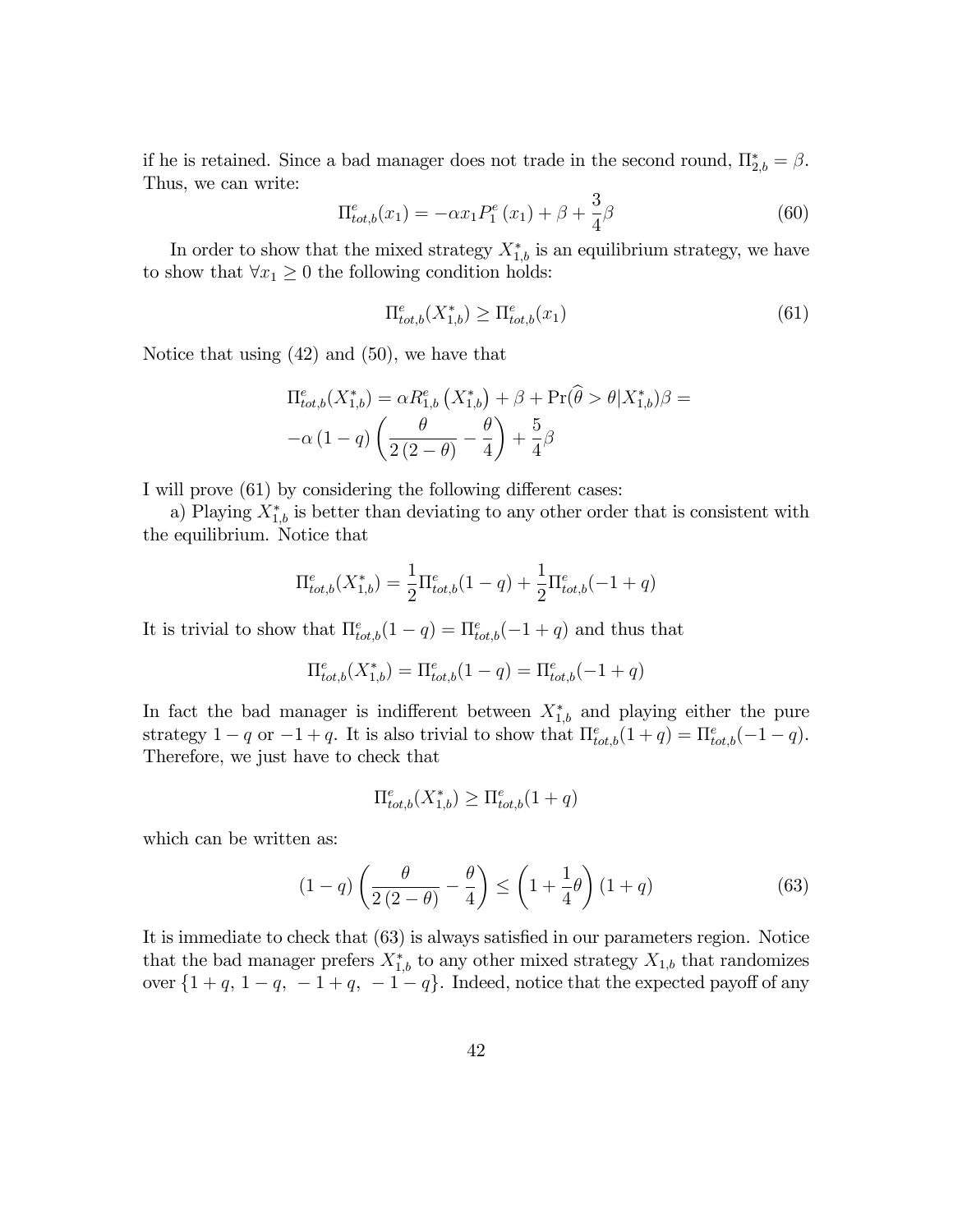if he is retained. Since a bad manager does not trade in the second round, $\Pi^*_{2,b} = \beta$. Thus, we can write:

$$\Pi^e_{tot,b}(x_1) = -\alpha x_1 P^e_1(x_1) + \beta + \frac{3}{4}\beta \tag{60}$$

In order to show that the mixed strategy $X^*_{1,b}$ is an equilibrium strategy, we have to show that $\forall x_1 \geq 0$ the following condition holds:

$$\Pi^e_{tot,b}(X^*_{1,b}) \geq \Pi^e_{tot,b}(x_1) \tag{61}$$

Notice that using (42) and (50), we have that

$$\Pi^e_{tot,b}(X^*_{1,b}) = \alpha R^e_{1,b}\left(X^*_{1,b}\right) + \beta + \Pr(\widehat{\theta} > \theta | X^*_{1,b})\beta =$$
$$-\alpha(1-q)\left(\frac{\theta}{2(2-\theta)} - \frac{\theta}{4}\right) + \frac{5}{4}\beta$$

I will prove (61) by considering the following different cases:

a) Playing $X^*_{1,b}$ is better than deviating to any other order that is consistent with the equilibrium. Notice that

$$\Pi^e_{tot,b}(X^*_{1,b}) = \frac{1}{2}\Pi^e_{tot,b}(1-q) + \frac{1}{2}\Pi^e_{tot,b}(-1+q)$$

It is trivial to show that $\Pi^e_{tot,b}(1-q) = \Pi^e_{tot,b}(-1+q)$ and thus that

$$\Pi^e_{tot,b}(X^*_{1,b}) = \Pi^e_{tot,b}(1-q) = \Pi^e_{tot,b}(-1+q)$$

In fact the bad manager is indifferent between $X^*_{1,b}$ and playing either the pure strategy $1-q$ or $-1+q$. It is also trivial to show that $\Pi^e_{tot,b}(1+q) = \Pi^e_{tot,b}(-1-q)$. Therefore, we just have to check that

$$\Pi^e_{tot,b}(X^*_{1,b}) \geq \Pi^e_{tot,b}(1+q)$$

which can be written as:

$$(1-q)\left(\frac{\theta}{2(2-\theta)} - \frac{\theta}{4}\right) \leq \left(1 + \frac{1}{4}\theta\right)(1+q) \tag{63}$$

It is immediate to check that (63) is always satisfied in our parameters region. Notice that the bad manager prefers $X^*_{1,b}$ to any other mixed strategy $X_{1,b}$ that randomizes over $\{1+q,\ 1-q,\ -1+q,\ -1-q\}$. Indeed, notice that the expected payoff of any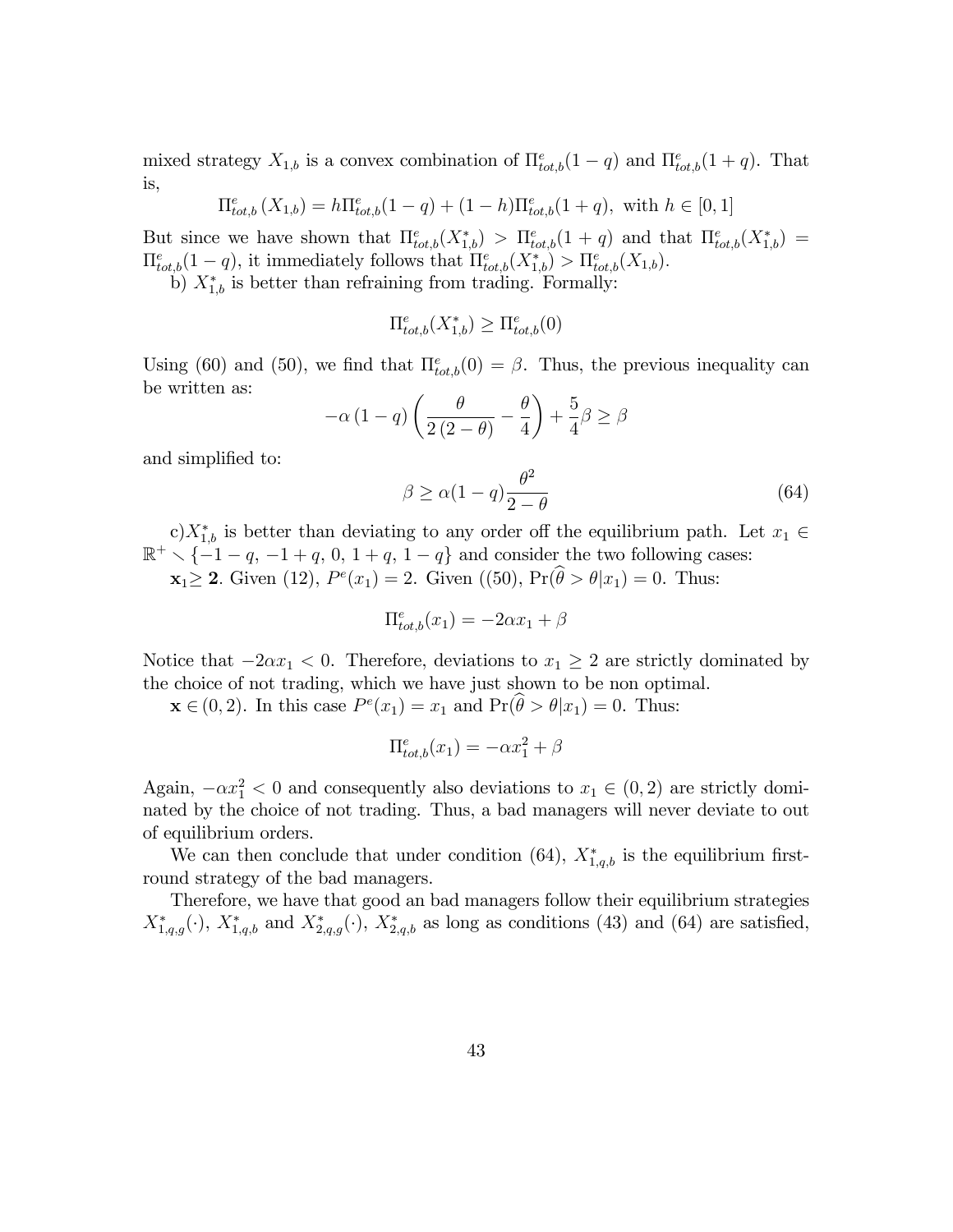mixed strategy $X_{1,b}$ is a convex combination of $\Pi^e_{tot,b}(1-q)$ and $\Pi^e_{tot,b}(1+q)$. That is,

$$\Pi^e_{tot,b}\left(X_{1,b}\right) = h\Pi^e_{tot,b}(1-q) + (1-h)\Pi^e_{tot,b}(1+q), \text{ with } h \in [0,1]$$

But since we have shown that $\Pi^e_{tot,b}(X^*_{1,b}) > \Pi^e_{tot,b}(1+q)$ and that $\Pi^e_{tot,b}(X^*_{1,b}) = \Pi^e_{tot,b}(1-q)$, it immediately follows that $\Pi^e_{tot,b}(X^*_{1,b}) > \Pi^e_{tot,b}(X_{1,b})$.

b) $X^*_{1,b}$ is better than refraining from trading. Formally:

$$\Pi^e_{tot,b}(X^*_{1,b}) \geq \Pi^e_{tot,b}(0)$$

Using (60) and (50), we find that $\Pi^e_{tot,b}(0) = \beta$. Thus, the previous inequality can be written as:

$$-\alpha\left(1-q\right)\left(\frac{\theta}{2\left(2-\theta\right)} - \frac{\theta}{4}\right) + \frac{5}{4}\beta \geq \beta$$

and simplified to:

$$\beta \geq \alpha(1-q)\frac{\theta^2}{2-\theta} \tag{64}$$

c) $X^*_{1,b}$ is better than deviating to any order off the equilibrium path. Let $x_1 \in \mathbb{R}^+ \setminus \{-1-q,\, -1+q,\, 0,\, 1+q,\, 1-q\}$ and consider the two following cases:

$\mathbf{x_1 \geq 2}$. Given (12), $P^e(x_1) = 2$. Given ((50), $\Pr(\widehat{\theta} > \theta | x_1) = 0$. Thus:

$$\Pi^e_{tot,b}(x_1) = -2\alpha x_1 + \beta$$

Notice that $-2\alpha x_1 < 0$. Therefore, deviations to $x_1 \geq 2$ are strictly dominated by the choice of not trading, which we have just shown to be non optimal.

$\mathbf{x} \in (0,2)$. In this case $P^e(x_1) = x_1$ and $\Pr(\widehat{\theta} > \theta | x_1) = 0$. Thus:

$$\Pi^e_{tot,b}(x_1) = -\alpha x_1^2 + \beta$$

Again, $-\alpha x_1^2 < 0$ and consequently also deviations to $x_1 \in (0,2)$ are strictly dominated by the choice of not trading. Thus, a bad managers will never deviate to out of equilibrium orders.

We can then conclude that under condition (64), $X^*_{1,q,b}$ is the equilibrium first-round strategy of the bad managers.

Therefore, we have that good an bad managers follow their equilibrium strategies $X^*_{1,q,g}(\cdot)$, $X^*_{1,q,b}$ and $X^*_{2,q,g}(\cdot)$, $X^*_{2,q,b}$ as long as conditions (43) and (64) are satisfied,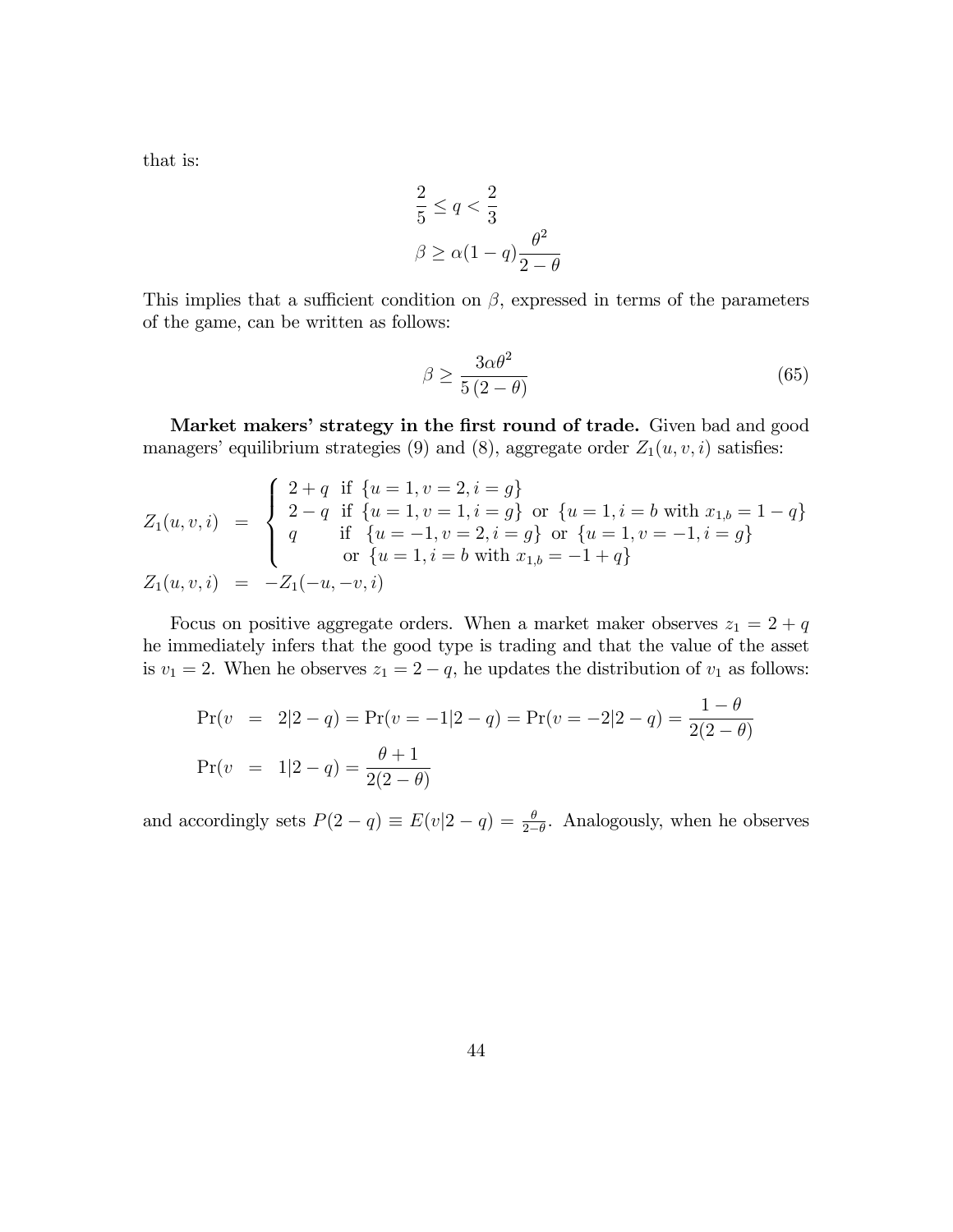that is:

$$
\begin{aligned}
\frac{2}{5} \leq q < \frac{2}{3} \\
\beta \geq \alpha(1-q)\frac{\theta^2}{2-\theta}
\end{aligned}
$$

This implies that a sufficient condition on $\beta$, expressed in terms of the parameters of the game, can be written as follows:

$$
\beta \geq \frac{3\alpha\theta^2}{5\,(2-\theta)} \tag{65}
$$

**Market makers' strategy in the first round of trade.** Given bad and good managers' equilibrium strategies (9) and (8), aggregate order $Z_1(u, v, i)$ satisfies:

$$
\begin{aligned}
Z_1(u,v,i) &= \begin{cases} 2+q & \text{if } \{u=1, v=2, i=g\} \\ 2-q & \text{if } \{u=1, v=1, i=g\} \text{ or } \{u=1, i=b \text{ with } x_{1,b}=1-q\} \\ q & \text{if } \{u=-1, v=2, i=g\} \text{ or } \{u=1, v=-1, i=g\} \\ & \text{or } \{u=1, i=b \text{ with } x_{1,b}=-1+q\} \end{cases} \\
Z_1(u,v,i) &= -Z_1(-u,-v,i)
\end{aligned}
$$

Focus on positive aggregate orders. When a market maker observes $z_1 = 2+q$ he immediately infers that the good type is trading and that the value of the asset is $v_1 = 2$. When he observes $z_1 = 2-q$, he updates the distribution of $v_1$ as follows:

$$
\begin{aligned}
\Pr(v &= 2|2-q) = \Pr(v=-1|2-q) = \Pr(v=-2|2-q) = \frac{1-\theta}{2(2-\theta)} \\
\Pr(v &= 1|2-q) = \frac{\theta+1}{2(2-\theta)}
\end{aligned}
$$

and accordingly sets $P(2-q) \equiv E(v|2-q) = \frac{\theta}{2-\theta}$. Analogously, when he observes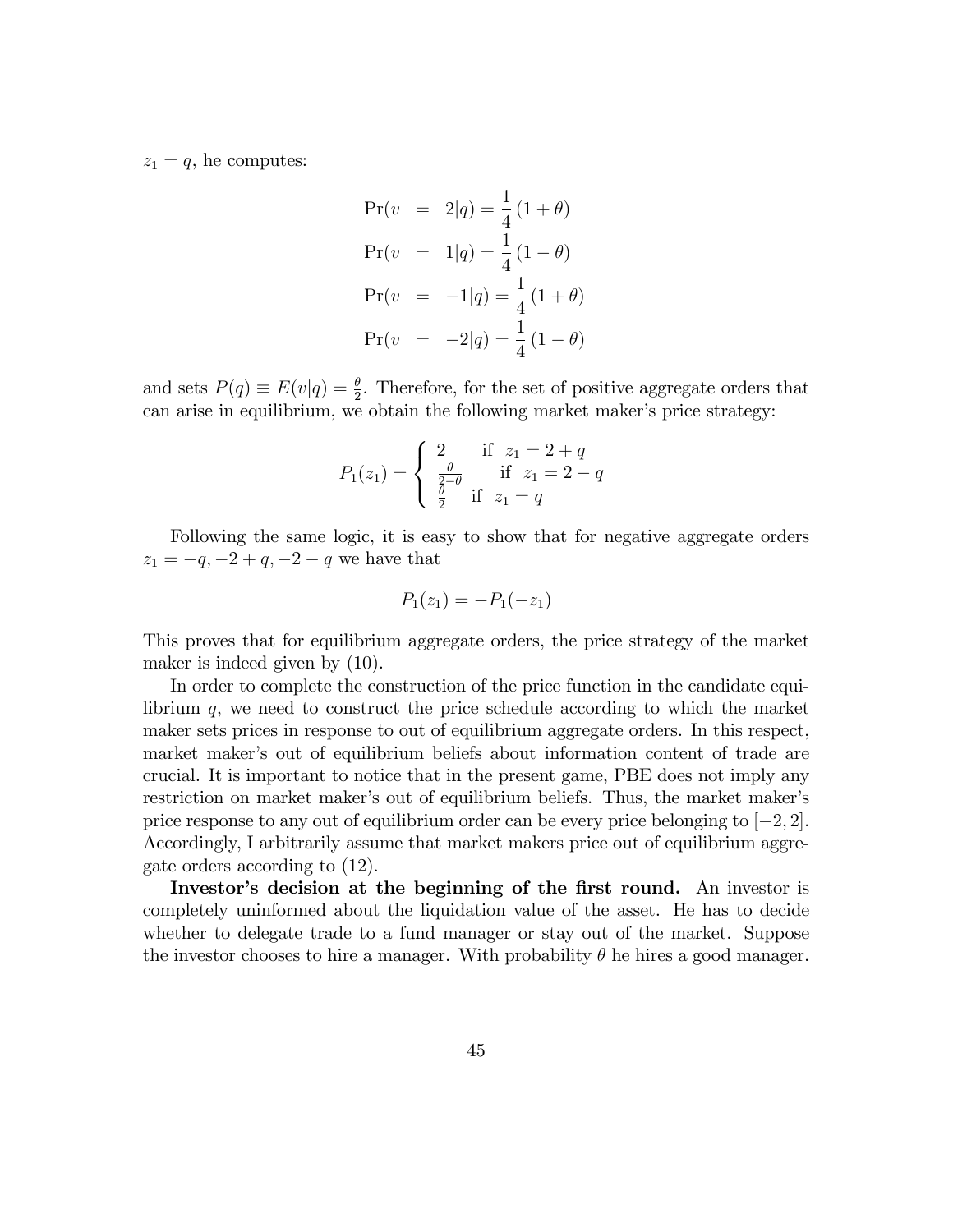$z_1 = q$, he computes:

$$
\begin{aligned}
\Pr(v &= 2|q) = \frac{1}{4}(1+\theta) \\
\Pr(v &= 1|q) = \frac{1}{4}(1-\theta) \\
\Pr(v &= -1|q) = \frac{1}{4}(1+\theta) \\
\Pr(v &= -2|q) = \frac{1}{4}(1-\theta)
\end{aligned}
$$

and sets $P(q) \equiv E(v|q) = \frac{\theta}{2}$. Therefore, for the set of positive aggregate orders that can arise in equilibrium, we obtain the following market maker's price strategy:

$$
P_1(z_1) = \begin{cases} 2 & \text{if } z_1 = 2+q \\ \frac{\theta}{2-\theta} & \text{if } z_1 = 2-q \\ \frac{\theta}{2} & \text{if } z_1 = q \end{cases}
$$

Following the same logic, it is easy to show that for negative aggregate orders $z_1 = -q, -2+q, -2-q$ we have that

$$
P_1(z_1) = -P_1(-z_1)
$$

This proves that for equilibrium aggregate orders, the price strategy of the market maker is indeed given by (10).

In order to complete the construction of the price function in the candidate equilibrium $q$, we need to construct the price schedule according to which the market maker sets prices in response to out of equilibrium aggregate orders. In this respect, market maker's out of equilibrium beliefs about information content of trade are crucial. It is important to notice that in the present game, PBE does not imply any restriction on market maker's out of equilibrium beliefs. Thus, the market maker's price response to any out of equilibrium order can be every price belonging to $[-2, 2]$. Accordingly, I arbitrarily assume that market makers price out of equilibrium aggregate orders according to (12).

**Investor's decision at the beginning of the first round.** An investor is completely uninformed about the liquidation value of the asset. He has to decide whether to delegate trade to a fund manager or stay out of the market. Suppose the investor chooses to hire a manager. With probability $\theta$ he hires a good manager.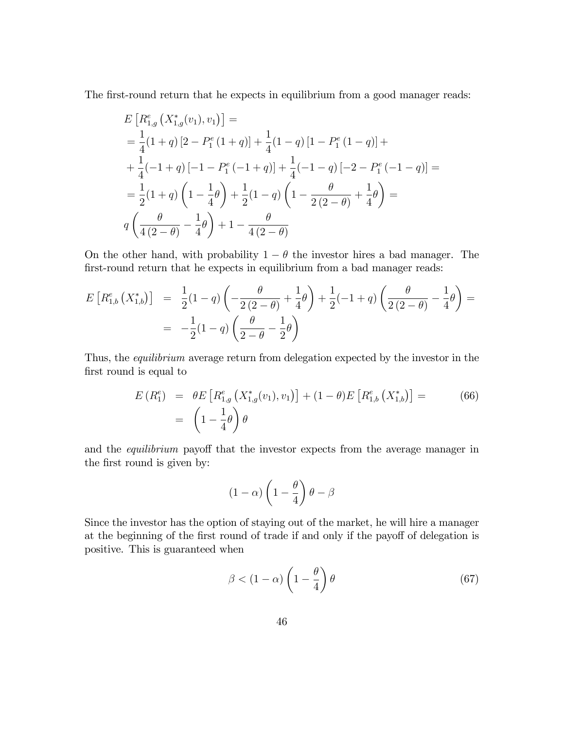The first-round return that he expects in equilibrium from a good manager reads:

$$
\begin{aligned}
&E\left[R^e_{1,g}\left(X^*_{1,g}(v_1), v_1\right)\right] = \\
&= \frac{1}{4}(1+q)\left[2 - P^e_1\left(1+q\right)\right] + \frac{1}{4}(1-q)\left[1 - P^e_1\left(1-q\right)\right] + \\
&+ \frac{1}{4}(-1+q)\left[-1 - P^e_1\left(-1+q\right)\right] + \frac{1}{4}(-1-q)\left[-2 - P^e_1\left(-1-q\right)\right] = \\
&= \frac{1}{2}(1+q)\left(1 - \frac{1}{4}\theta\right) + \frac{1}{2}(1-q)\left(1 - \frac{\theta}{2\left(2-\theta\right)} + \frac{1}{4}\theta\right) = \\
&q\left(\frac{\theta}{4\left(2-\theta\right)} - \frac{1}{4}\theta\right) + 1 - \frac{\theta}{4\left(2-\theta\right)}
\end{aligned}
$$

On the other hand, with probability $1-\theta$ the investor hires a bad manager. The first-round return that he expects in equilibrium from a bad manager reads:

$$
\begin{aligned}
E\left[R^e_{1,b}\left(X^*_{1,b}\right)\right] &= \frac{1}{2}(1-q)\left(-\frac{\theta}{2\left(2-\theta\right)} + \frac{1}{4}\theta\right) + \frac{1}{2}(-1+q)\left(\frac{\theta}{2\left(2-\theta\right)} - \frac{1}{4}\theta\right) = \\
&= -\frac{1}{2}(1-q)\left(\frac{\theta}{2-\theta} - \frac{1}{2}\theta\right)
\end{aligned}
$$

Thus, the *equilibrium* average return from delegation expected by the investor in the first round is equal to

$$
\begin{aligned}
E\left(R^e_1\right) &= \theta E\left[R^e_{1,g}\left(X^*_{1,g}(v_1), v_1\right)\right] + (1-\theta)E\left[R^e_{1,b}\left(X^*_{1,b}\right)\right] = \\
&= \left(1 - \frac{1}{4}\theta\right)\theta
\end{aligned}
\tag{66}
$$

and the *equilibrium* payoff that the investor expects from the average manager in the first round is given by:

$$
(1-\alpha)\left(1 - \frac{\theta}{4}\right)\theta - \beta
$$

Since the investor has the option of staying out of the market, he will hire a manager at the beginning of the first round of trade if and only if the payoff of delegation is positive. This is guaranteed when

$$
\beta < (1-\alpha)\left(1 - \frac{\theta}{4}\right)\theta \tag{67}
$$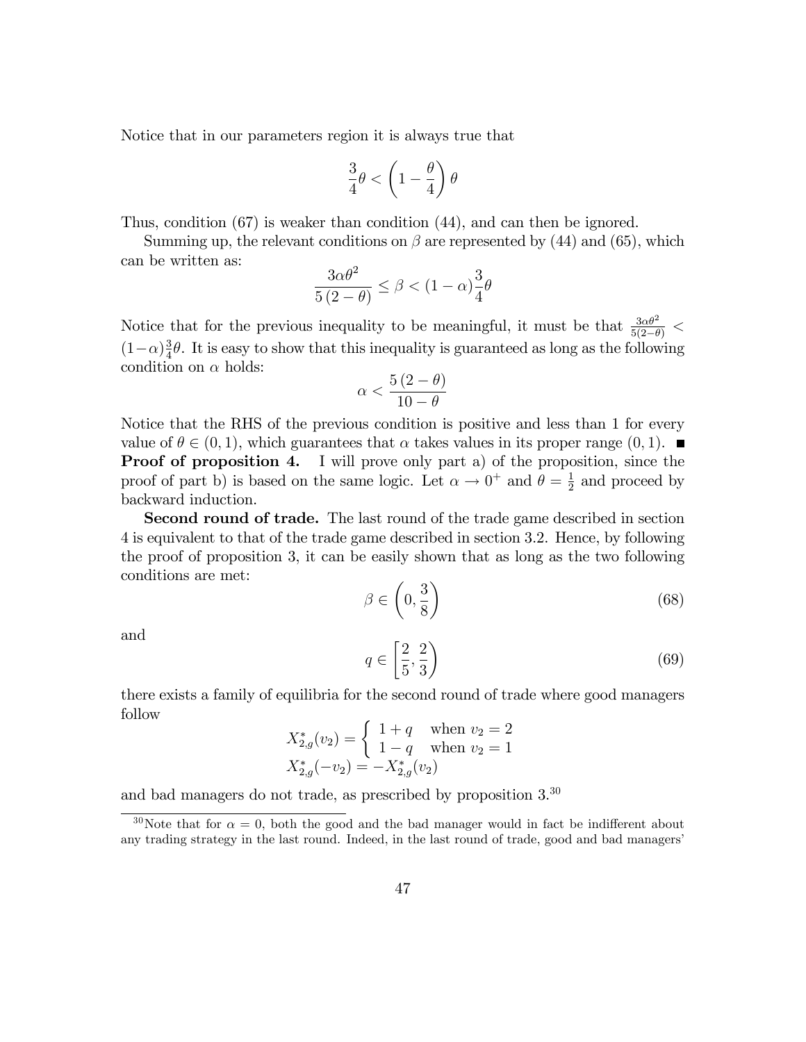Notice that in our parameters region it is always true that

$$\frac{3}{4}\theta < \left(1 - \frac{\theta}{4}\right)\theta$$

Thus, condition (67) is weaker than condition (44), and can then be ignored.

Summing up, the relevant conditions on $\beta$ are represented by (44) and (65), which can be written as:

$$\frac{3\alpha\theta^2}{5(2-\theta)} \leq \beta < (1-\alpha)\frac{3}{4}\theta$$

Notice that for the previous inequality to be meaningful, it must be that $\frac{3\alpha\theta^2}{5(2-\theta)} < (1-\alpha)\frac{3}{4}\theta$. It is easy to show that this inequality is guaranteed as long as the following condition on $\alpha$ holds:

$$\alpha < \frac{5(2-\theta)}{10-\theta}$$

Notice that the RHS of the previous condition is positive and less than 1 for every value of $\theta \in (0, 1)$, which guarantees that $\alpha$ takes values in its proper range $(0, 1)$. ■

**Proof of proposition 4.** I will prove only part a) of the proposition, since the proof of part b) is based on the same logic. Let $\alpha \to 0^+$ and $\theta = \frac{1}{2}$ and proceed by backward induction.

**Second round of trade.** The last round of the trade game described in section 4 is equivalent to that of the trade game described in section 3.2. Hence, by following the proof of proposition 3, it can be easily shown that as long as the two following conditions are met:

$$\beta \in \left(0, \frac{3}{8}\right) \tag{68}$$

and

$$q \in \left[\frac{2}{5}, \frac{2}{3}\right) \tag{69}$$

there exists a family of equilibria for the second round of trade where good managers follow

$$X^*_{2,g}(v_2) = \begin{cases} 1+q & \text{when } v_2 = 2 \\ 1-q & \text{when } v_2 = 1 \end{cases}$$
$$X^*_{2,g}(-v_2) = -X^*_{2,g}(v_2)$$

and bad managers do not trade, as prescribed by proposition 3.[30]

[30] Note that for $\alpha = 0$, both the good and the bad manager would in fact be indifferent about any trading strategy in the last round. Indeed, in the last round of trade, good and bad managers'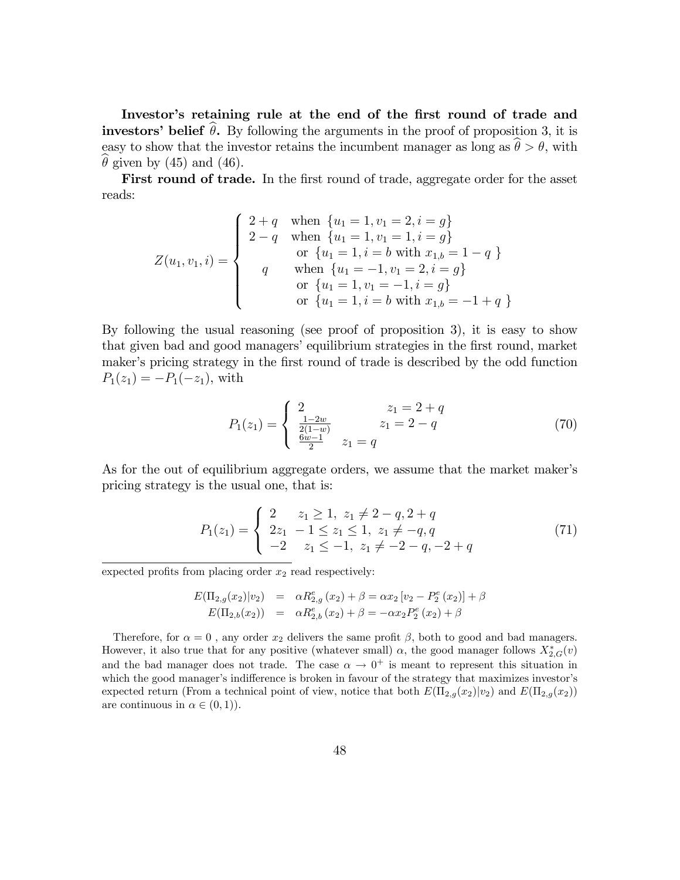**Investor's retaining rule at the end of the first round of trade and investors' belief $\widehat{\theta}$.** By following the arguments in the proof of proposition 3, it is easy to show that the investor retains the incumbent manager as long as $\widehat{\theta} > \theta$, with $\widehat{\theta}$ given by (45) and (46).

**First round of trade.** In the first round of trade, aggregate order for the asset reads:

$$Z(u_1, v_1, i) = \begin{cases} 2+q & \text{when } \{u_1 = 1, v_1 = 2, i = g\} \\ 2-q & \text{when } \{u_1 = 1, v_1 = 1, i = g\} \\ & \text{or } \{u_1 = 1, i = b \text{ with } x_{1,b} = 1-q\} \\ q & \text{when } \{u_1 = -1, v_1 = 2, i = g\} \\ & \text{or } \{u_1 = 1, v_1 = -1, i = g\} \\ & \text{or } \{u_1 = 1, i = b \text{ with } x_{1,b} = -1+q\} \end{cases}$$

By following the usual reasoning (see proof of proposition 3), it is easy to show that given bad and good managers' equilibrium strategies in the first round, market maker's pricing strategy in the first round of trade is described by the odd function $P_1(z_1) = -P_1(-z_1)$, with

$$P_1(z_1) = \begin{cases} 2 & z_1 = 2+q \\ \frac{1-2w}{2(1-w)} & z_1 = 2-q \\ \frac{6w-1}{2} & z_1 = q \end{cases} \tag{70}$$

As for the out of equilibrium aggregate orders, we assume that the market maker's pricing strategy is the usual one, that is:

$$P_1(z_1) = \begin{cases} 2 & z_1 \geq 1, \ z_1 \neq 2-q, 2+q \\ 2z_1 & -1 \leq z_1 \leq 1, \ z_1 \neq -q, q \\ -2 & z_1 \leq -1, \ z_1 \neq -2-q, -2+q \end{cases} \tag{71}$$

---

expected profits from placing order $x_2$ read respectively:

$$\begin{aligned} E(\Pi_{2,g}(x_2)|v_2) &= \alpha R^e_{2,g}(x_2) + \beta = \alpha x_2 \left[v_2 - P^e_2(x_2)\right] + \beta \\ E(\Pi_{2,b}(x_2)) &= \alpha R^e_{2,b}(x_2) + \beta = -\alpha x_2 P^e_2(x_2) + \beta \end{aligned}$$

Therefore, for $\alpha = 0$ , any order $x_2$ delivers the same profit $\beta$, both to good and bad managers. However, it also true that for any positive (whatever small) $\alpha$, the good manager follows $X^*_{2,G}(v)$ and the bad manager does not trade. The case $\alpha \to 0^+$ is meant to represent this situation in which the good manager's indifference is broken in favour of the strategy that maximizes investor's expected return (From a technical point of view, notice that both $E(\Pi_{2,g}(x_2)|v_2)$ and $E(\Pi_{2,g}(x_2))$ are continuous in $\alpha \in (0, 1)$).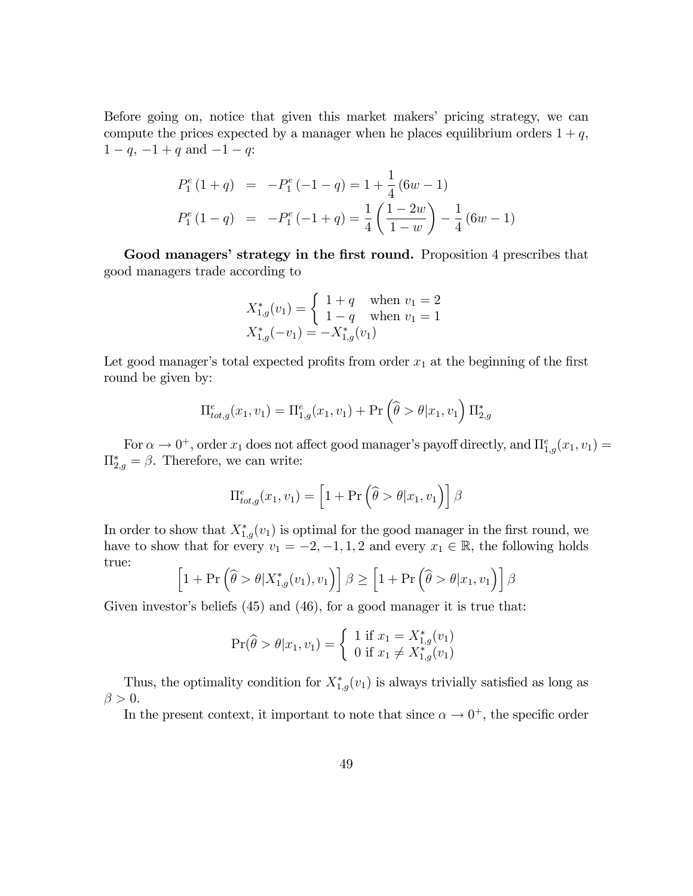Before going on, notice that given this market makers' pricing strategy, we can compute the prices expected by a manager when he places equilibrium orders $1+q$, $1-q$, $-1+q$ and $-1-q$:

$$
\begin{aligned}
P_1^e(1+q) &= -P_1^e(-1-q) = 1 + \frac{1}{4}(6w-1) \\
P_1^e(1-q) &= -P_1^e(-1+q) = \frac{1}{4}\left(\frac{1-2w}{1-w}\right) - \frac{1}{4}(6w-1)
\end{aligned}
$$

**Good managers' strategy in the first round.** Proposition 4 prescribes that good managers trade according to

$$
\begin{aligned}
&X_{1,g}^*(v_1) = \begin{cases} 1+q & \text{when } v_1 = 2 \\ 1-q & \text{when } v_1 = 1 \end{cases} \\
&X_{1,g}^*(-v_1) = -X_{1,g}^*(v_1)
\end{aligned}
$$

Let good manager's total expected profits from order $x_1$ at the beginning of the first round be given by:

$$
\Pi_{tot,g}^e(x_1, v_1) = \Pi_{1,g}^e(x_1, v_1) + \Pr\left(\widehat{\theta} > \theta | x_1, v_1\right) \Pi_{2,g}^*
$$

For $\alpha \to 0^+$, order $x_1$ does not affect good manager's payoff directly, and $\Pi_{1,g}^e(x_1, v_1) = \Pi_{2,g}^* = \beta$. Therefore, we can write:

$$
\Pi_{tot,g}^e(x_1, v_1) = \left[1 + \Pr\left(\widehat{\theta} > \theta | x_1, v_1\right)\right] \beta
$$

In order to show that $X_{1,g}^*(v_1)$ is optimal for the good manager in the first round, we have to show that for every $v_1 = -2, -1, 1, 2$ and every $x_1 \in \mathbb{R}$, the following holds true:

$$
\left[1 + \Pr\left(\widehat{\theta} > \theta | X_{1,g}^*(v_1), v_1\right)\right] \beta \geq \left[1 + \Pr\left(\widehat{\theta} > \theta | x_1, v_1\right)\right] \beta
$$

Given investor's beliefs (45) and (46), for a good manager it is true that:

$$
\Pr(\widehat{\theta} > \theta | x_1, v_1) = \begin{cases} 1 \text{ if } x_1 = X_{1,g}^*(v_1) \\ 0 \text{ if } x_1 \neq X_{1,g}^*(v_1) \end{cases}
$$

Thus, the optimality condition for $X_{1,g}^*(v_1)$ is always trivially satisfied as long as $\beta > 0$.

In the present context, it important to note that since $\alpha \to 0^+$, the specific order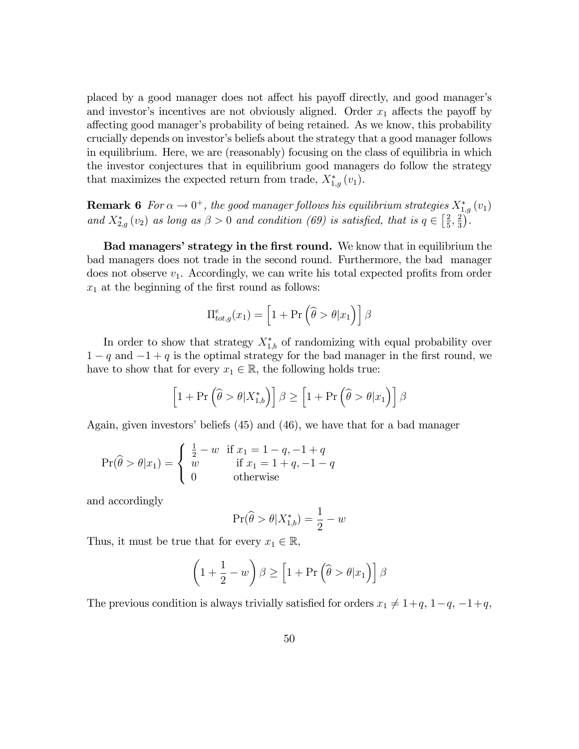placed by a good manager does not affect his payoff directly, and good manager's and investor's incentives are not obviously aligned. Order $x_1$ affects the payoff by affecting good manager's probability of being retained. As we know, this probability crucially depends on investor's beliefs about the strategy that a good manager follows in equilibrium. Here, we are (reasonably) focusing on the class of equilibria in which the investor conjectures that in equilibrium good managers do follow the strategy that maximizes the expected return from trade, $X^*_{1,g}(v_1)$.

**Remark 6** *For $\alpha \to 0^+$, the good manager follows his equilibrium strategies $X^*_{1,g}(v_1)$ and $X^*_{2,g}(v_2)$ as long as $\beta > 0$ and condition (69) is satisfied, that is $q \in \left[\frac{2}{5}, \frac{2}{3}\right)$.*

**Bad managers' strategy in the first round.** We know that in equilibrium the bad managers does not trade in the second round. Furthermore, the bad manager does not observe $v_1$. Accordingly, we can write his total expected profits from order $x_1$ at the beginning of the first round as follows:

$$\Pi^e_{tot,g}(x_1) = \left[1 + \Pr\left(\widehat{\theta} > \theta | x_1\right)\right]\beta$$

In order to show that strategy $X^*_{1,b}$ of randomizing with equal probability over $1-q$ and $-1+q$ is the optimal strategy for the bad manager in the first round, we have to show that for every $x_1 \in \mathbb{R}$, the following holds true:

$$\left[1 + \Pr\left(\widehat{\theta} > \theta | X^*_{1,b}\right)\right]\beta \geq \left[1 + \Pr\left(\widehat{\theta} > \theta | x_1\right)\right]\beta$$

Again, given investors' beliefs (45) and (46), we have that for a bad manager

$$\Pr(\widehat{\theta} > \theta | x_1) = \begin{cases} \frac{1}{2} - w & \text{if } x_1 = 1-q, -1+q \\ w & \text{if } x_1 = 1+q, -1-q \\ 0 & \text{otherwise} \end{cases}$$

and accordingly

$$\Pr(\widehat{\theta} > \theta | X^*_{1,b}) = \frac{1}{2} - w$$

Thus, it must be true that for every $x_1 \in \mathbb{R}$,

$$\left(1 + \frac{1}{2} - w\right)\beta \geq \left[1 + \Pr\left(\widehat{\theta} > \theta | x_1\right)\right]\beta$$

The previous condition is always trivially satisfied for orders $x_1 \neq 1+q,\, 1-q,\, -1+q,$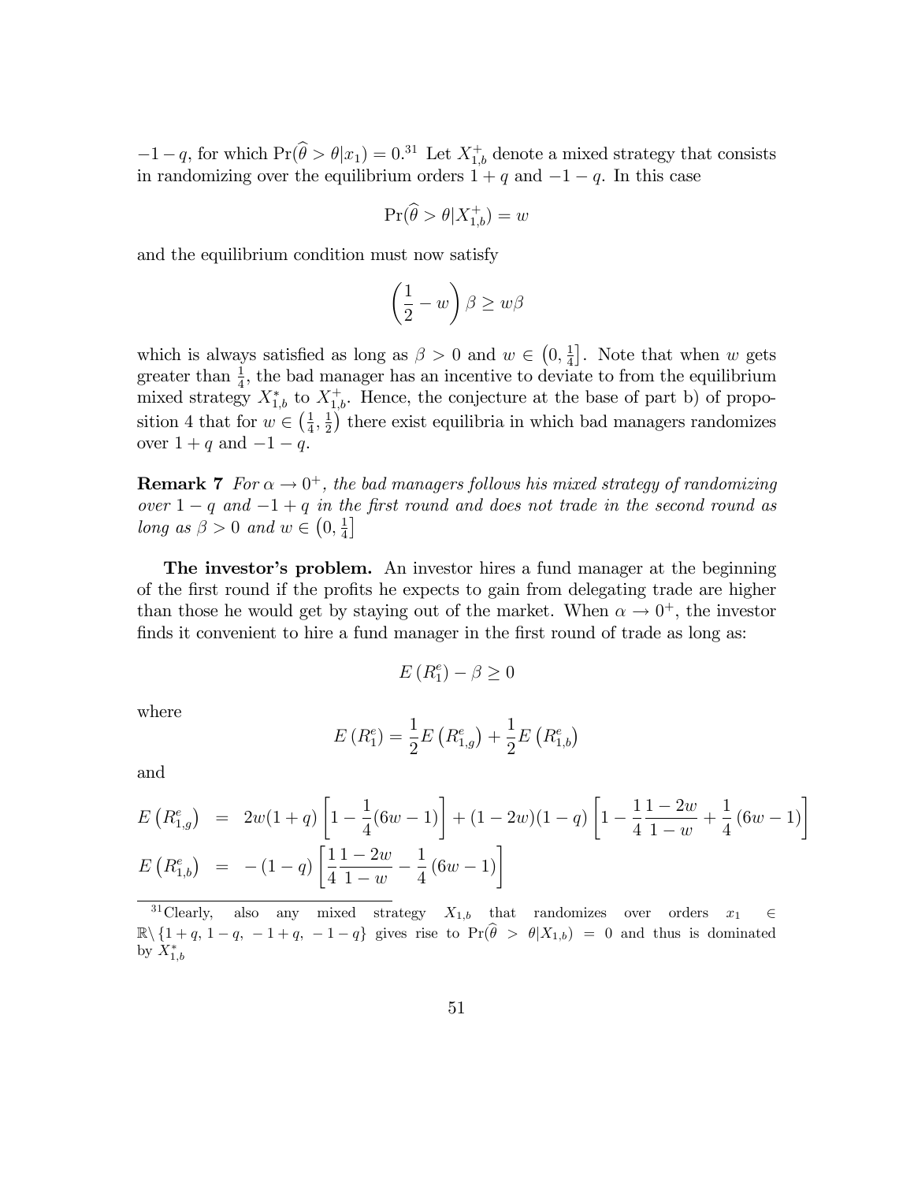$-1-q$, for which $\Pr(\widehat{\theta} > \theta | x_1) = 0$.[31] Let $X_{1,b}^{+}$ denote a mixed strategy that consists in randomizing over the equilibrium orders $1+q$ and $-1-q$. In this case

$$\Pr(\widehat{\theta} > \theta | X_{1,b}^{+}) = w$$

and the equilibrium condition must now satisfy

$$\left(\frac{1}{2} - w\right)\beta \geq w\beta$$

which is always satisfied as long as $\beta > 0$ and $w \in \left(0, \frac{1}{4}\right]$. Note that when $w$ gets greater than $\frac{1}{4}$, the bad manager has an incentive to deviate to from the equilibrium mixed strategy $X_{1,b}^{*}$ to $X_{1,b}^{+}$. Hence, the conjecture at the base of part b) of proposition 4 that for $w \in \left(\frac{1}{4}, \frac{1}{2}\right)$ there exist equilibria in which bad managers randomizes over $1+q$ and $-1-q$.

**Remark 7** *For $\alpha \to 0^{+}$, the bad managers follows his mixed strategy of randomizing over $1-q$ and $-1+q$ in the first round and does not trade in the second round as long as $\beta > 0$ and $w \in \left(0, \frac{1}{4}\right]$*

**The investor's problem.** An investor hires a fund manager at the beginning of the first round if the profits he expects to gain from delegating trade are higher than those he would get by staying out of the market. When $\alpha \to 0^{+}$, the investor finds it convenient to hire a fund manager in the first round of trade as long as:

$$E\left(R_1^e\right) - \beta \geq 0$$

where

$$E\left(R_1^e\right) = \frac{1}{2}E\left(R_{1,g}^e\right) + \frac{1}{2}E\left(R_{1,b}^e\right)$$

and

$$\begin{aligned} E\left(R_{1,g}^e\right) &= 2w(1+q)\left[1 - \frac{1}{4}(6w-1)\right] + (1-2w)(1-q)\left[1 - \frac{1}{4}\frac{1-2w}{1-w} + \frac{1}{4}(6w-1)\right] \\ E\left(R_{1,b}^e\right) &= -(1-q)\left[\frac{1}{4}\frac{1-2w}{1-w} - \frac{1}{4}(6w-1)\right] \end{aligned}$$

[31] Clearly, also any mixed strategy $X_{1,b}$ that randomizes over orders $x_1 \in \mathbb{R}\setminus\{1+q,\, 1-q,\, -1+q,\, -1-q\}$ gives rise to $\Pr(\widehat{\theta} > \theta | X_{1,b}) = 0$ and thus is dominated by $X_{1,b}^{*}$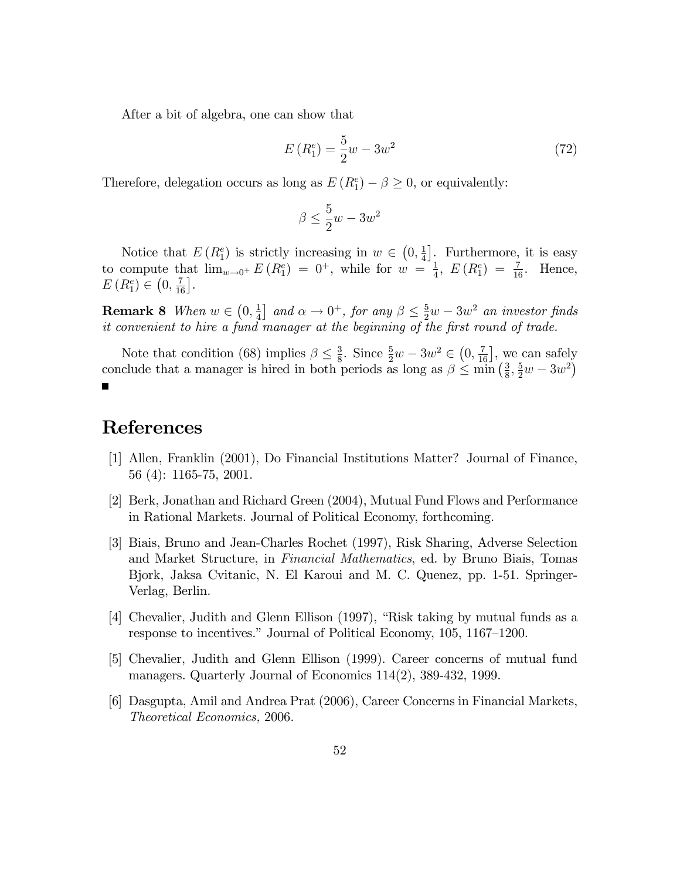After a bit of algebra, one can show that

$$E\left(R_1^e\right) = \frac{5}{2}w - 3w^2 \tag{72}$$

Therefore, delegation occurs as long as $E\left(R_1^e\right) - \beta \geq 0$, or equivalently:

$$\beta \leq \frac{5}{2}w - 3w^2$$

Notice that $E\left(R_1^e\right)$ is strictly increasing in $w \in \left(0, \frac{1}{4}\right]$. Furthermore, it is easy to compute that $\lim_{w \to 0^+} E\left(R_1^e\right) = 0^+$, while for $w = \frac{1}{4}$, $E\left(R_1^e\right) = \frac{7}{16}$. Hence, $E\left(R_1^e\right) \in \left(0, \frac{7}{16}\right]$.

**Remark 8** *When $w \in \left(0, \frac{1}{4}\right]$ and $\alpha \to 0^+$, for any $\beta \leq \frac{5}{2}w - 3w^2$ an investor finds it convenient to hire a fund manager at the beginning of the first round of trade.*

Note that condition (68) implies $\beta \leq \frac{3}{8}$. Since $\frac{5}{2}w - 3w^2 \in \left(0, \frac{7}{16}\right]$, we can safely conclude that a manager is hired in both periods as long as $\beta \leq \min\left(\frac{3}{8}, \frac{5}{2}w - 3w^2\right)$ ■

# References

[1] Allen, Franklin (2001), Do Financial Institutions Matter? Journal of Finance, 56 (4): 1165-75, 2001.

[2] Berk, Jonathan and Richard Green (2004), Mutual Fund Flows and Performance in Rational Markets. Journal of Political Economy, forthcoming.

[3] Biais, Bruno and Jean-Charles Rochet (1997), Risk Sharing, Adverse Selection and Market Structure, in *Financial Mathematics*, ed. by Bruno Biais, Tomas Bjork, Jaksa Cvitanic, N. El Karoui and M. C. Quenez, pp. 1-51. Springer-Verlag, Berlin.

[4] Chevalier, Judith and Glenn Ellison (1997), "Risk taking by mutual funds as a response to incentives." Journal of Political Economy, 105, 1167–1200.

[5] Chevalier, Judith and Glenn Ellison (1999). Career concerns of mutual fund managers. Quarterly Journal of Economics 114(2), 389-432, 1999.

[6] Dasgupta, Amil and Andrea Prat (2006), Career Concerns in Financial Markets, *Theoretical Economics,* 2006.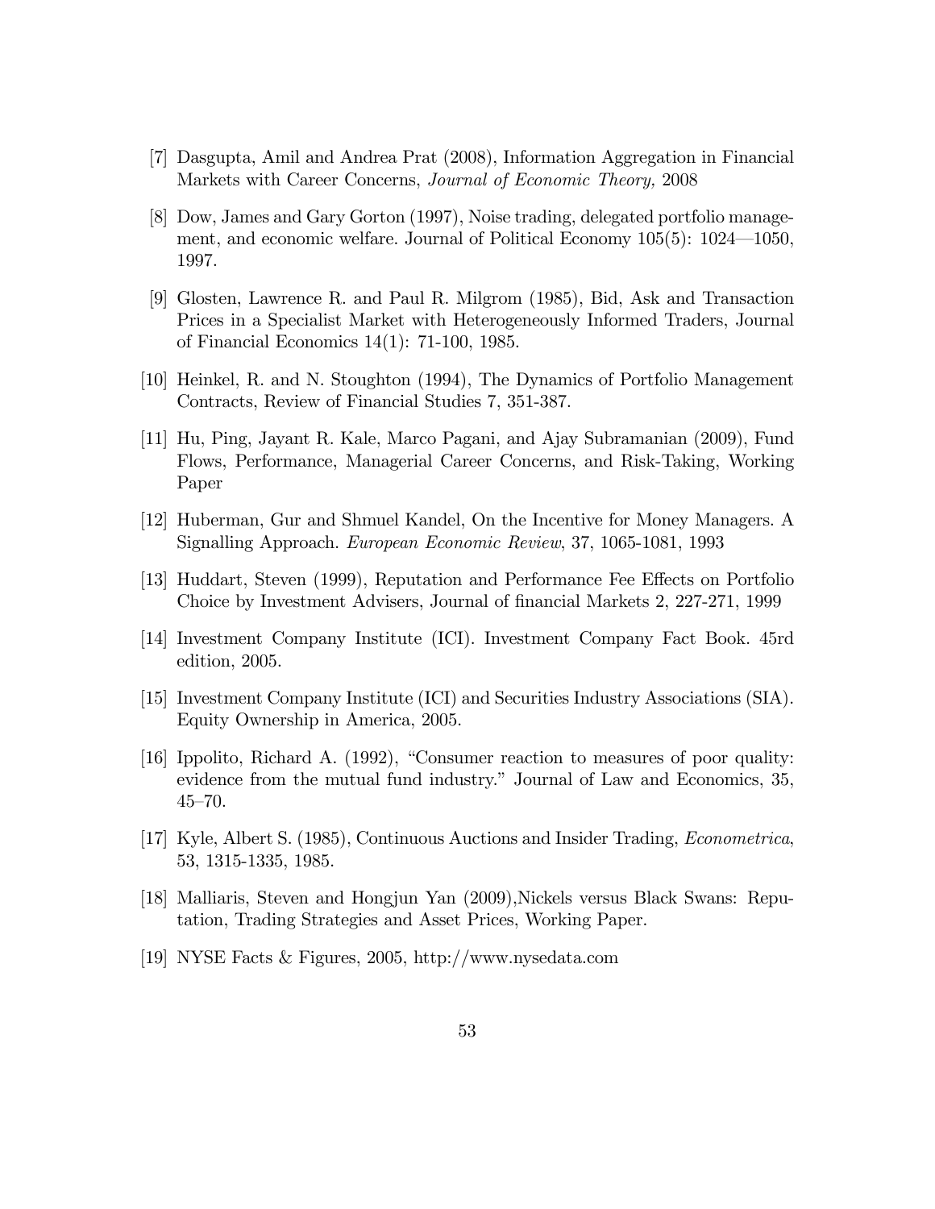[7] Dasgupta, Amil and Andrea Prat (2008), Information Aggregation in Financial Markets with Career Concerns, *Journal of Economic Theory,* 2008

[8] Dow, James and Gary Gorton (1997), Noise trading, delegated portfolio management, and economic welfare. Journal of Political Economy 105(5): 1024—1050, 1997.

[9] Glosten, Lawrence R. and Paul R. Milgrom (1985), Bid, Ask and Transaction Prices in a Specialist Market with Heterogeneously Informed Traders, Journal of Financial Economics 14(1): 71-100, 1985.

[10] Heinkel, R. and N. Stoughton (1994), The Dynamics of Portfolio Management Contracts, Review of Financial Studies 7, 351-387.

[11] Hu, Ping, Jayant R. Kale, Marco Pagani, and Ajay Subramanian (2009), Fund Flows, Performance, Managerial Career Concerns, and Risk-Taking, Working Paper

[12] Huberman, Gur and Shmuel Kandel, On the Incentive for Money Managers. A Signalling Approach. *European Economic Review*, 37, 1065-1081, 1993

[13] Huddart, Steven (1999), Reputation and Performance Fee Effects on Portfolio Choice by Investment Advisers, Journal of financial Markets 2, 227-271, 1999

[14] Investment Company Institute (ICI). Investment Company Fact Book. 45rd edition, 2005.

[15] Investment Company Institute (ICI) and Securities Industry Associations (SIA). Equity Ownership in America, 2005.

[16] Ippolito, Richard A. (1992), "Consumer reaction to measures of poor quality: evidence from the mutual fund industry." Journal of Law and Economics, 35, 45–70.

[17] Kyle, Albert S. (1985), Continuous Auctions and Insider Trading, *Econometrica*, 53, 1315-1335, 1985.

[18] Malliaris, Steven and Hongjun Yan (2009),Nickels versus Black Swans: Reputation, Trading Strategies and Asset Prices, Working Paper.

[19] NYSE Facts & Figures, 2005, http://www.nysedata.com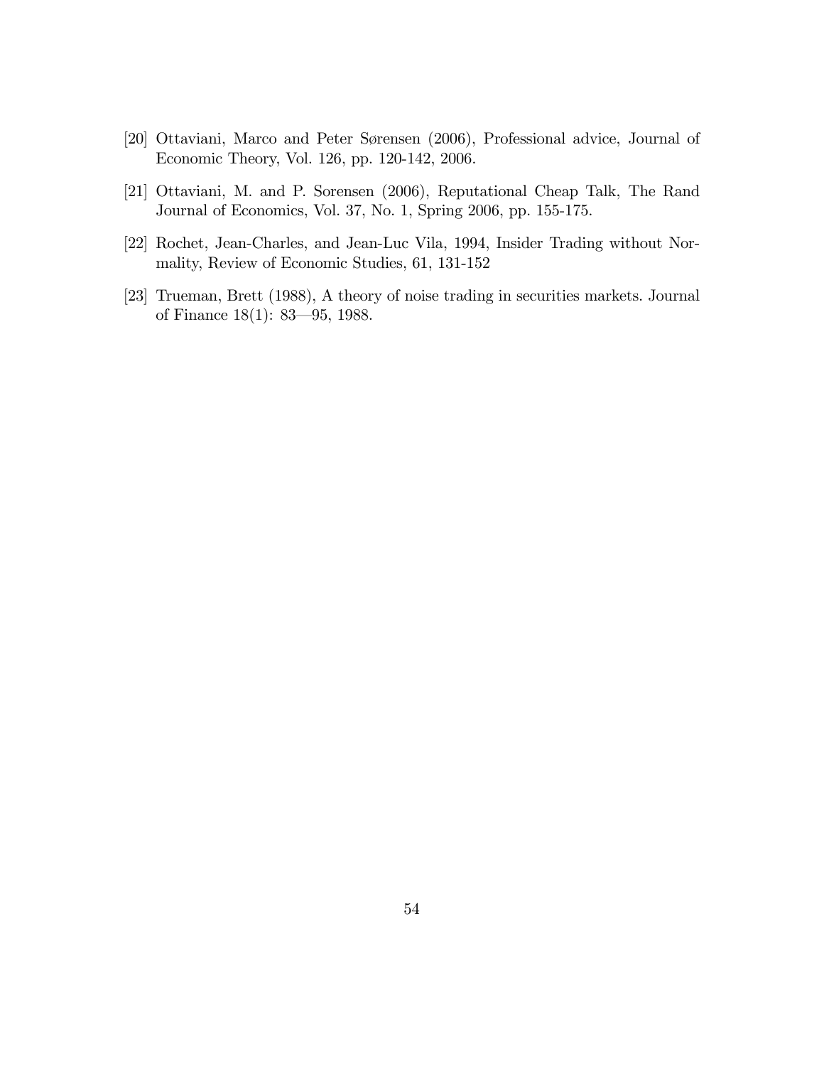[20] Ottaviani, Marco and Peter Sørensen (2006), Professional advice, Journal of Economic Theory, Vol. 126, pp. 120-142, 2006.

[21] Ottaviani, M. and P. Sorensen (2006), Reputational Cheap Talk, The Rand Journal of Economics, Vol. 37, No. 1, Spring 2006, pp. 155-175.

[22] Rochet, Jean-Charles, and Jean-Luc Vila, 1994, Insider Trading without Normality, Review of Economic Studies, 61, 131-152

[23] Trueman, Brett (1988), A theory of noise trading in securities markets. Journal of Finance 18(1): 83—95, 1988.